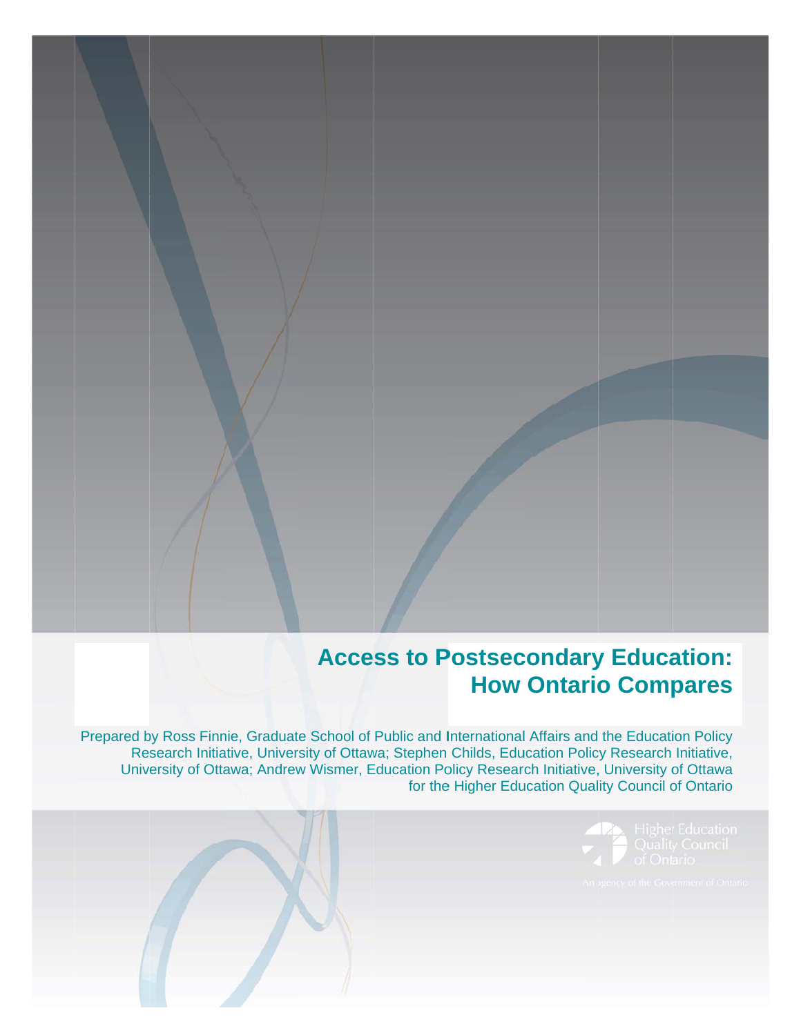# Access to Postsecondary Education: How Ontario Compares

Prepared by Ross Finnie, Graduate School of Public and International Affairs and the Education Policy Research Initiative, University of Ottawa; Stephen Childs, Education Policy Research Initiative, University of Ottawa; Andrew Wismer, Education Policy Research Initiative, University of Ottawa for the Higher Education Quality Council of Ontario

Higher Education Quality Council of Ontario

An agency of the Government of Ontario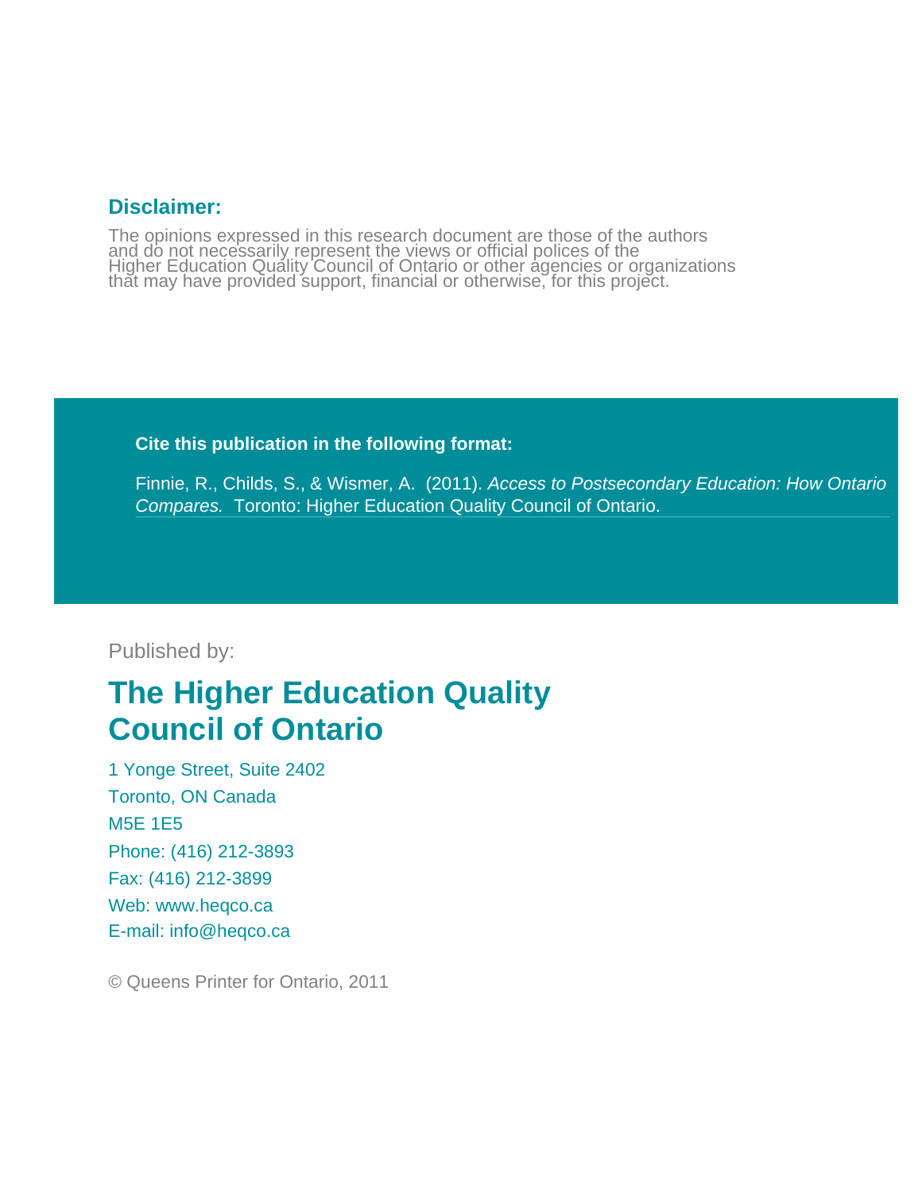**Disclaimer:**

The opinions expressed in this research document are those of the authors and do not necessarily represent the views or official polices of the Higher Education Quality Council of Ontario or other agencies or organizations that may have provided support, financial or otherwise, for this project.

**Cite this publication in the following format:**

Finnie, R., Childs, S., & Wismer, A. (2011). *Access to Postsecondary Education: How Ontario Compares.* Toronto: Higher Education Quality Council of Ontario.

Published by:

## The Higher Education Quality Council of Ontario

1 Yonge Street, Suite 2402  
Toronto, ON Canada  
M5E 1E5  
Phone: (416) 212-3893  
Fax: (416) 212-3899  
Web: www.heqco.ca  
E-mail: info@heqco.ca

© Queens Printer for Ontario, 2011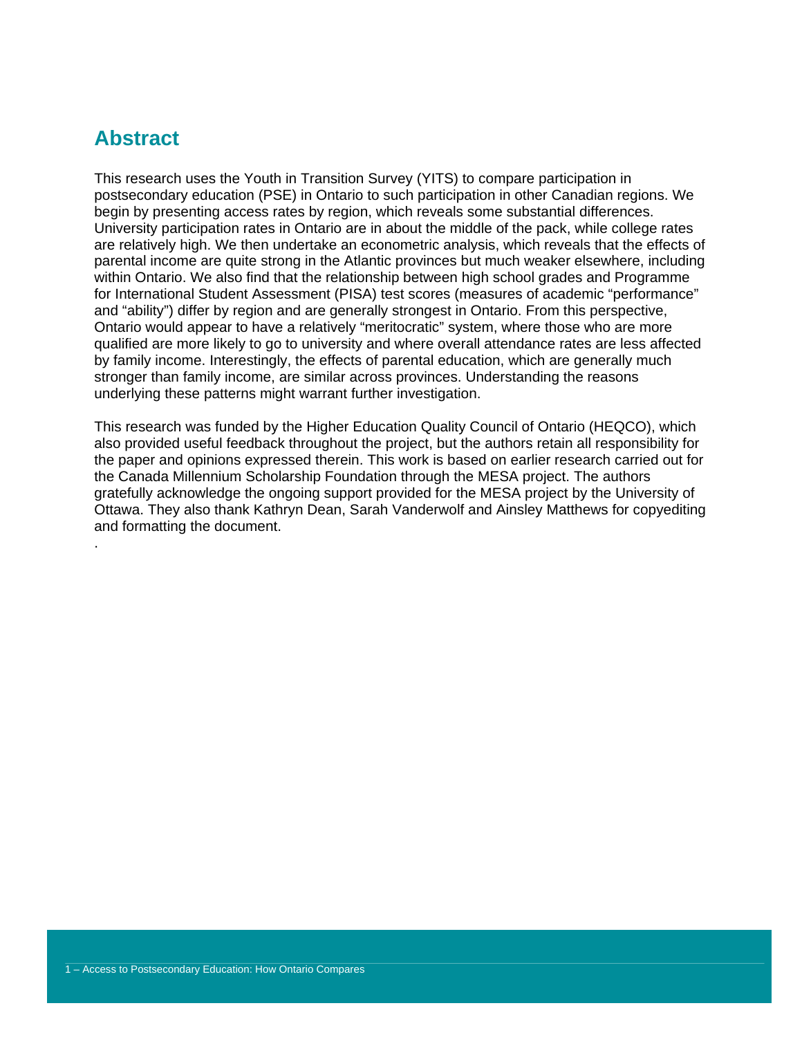## Abstract

This research uses the Youth in Transition Survey (YITS) to compare participation in postsecondary education (PSE) in Ontario to such participation in other Canadian regions. We begin by presenting access rates by region, which reveals some substantial differences. University participation rates in Ontario are in about the middle of the pack, while college rates are relatively high. We then undertake an econometric analysis, which reveals that the effects of parental income are quite strong in the Atlantic provinces but much weaker elsewhere, including within Ontario. We also find that the relationship between high school grades and Programme for International Student Assessment (PISA) test scores (measures of academic "performance" and "ability") differ by region and are generally strongest in Ontario. From this perspective, Ontario would appear to have a relatively "meritocratic" system, where those who are more qualified are more likely to go to university and where overall attendance rates are less affected by family income. Interestingly, the effects of parental education, which are generally much stronger than family income, are similar across provinces. Understanding the reasons underlying these patterns might warrant further investigation.

This research was funded by the Higher Education Quality Council of Ontario (HEQCO), which also provided useful feedback throughout the project, but the authors retain all responsibility for the paper and opinions expressed therein. This work is based on earlier research carried out for the Canada Millennium Scholarship Foundation through the MESA project. The authors gratefully acknowledge the ongoing support provided for the MESA project by the University of Ottawa. They also thank Kathryn Dean, Sarah Vanderwolf and Ainsley Matthews for copyediting and formatting the document.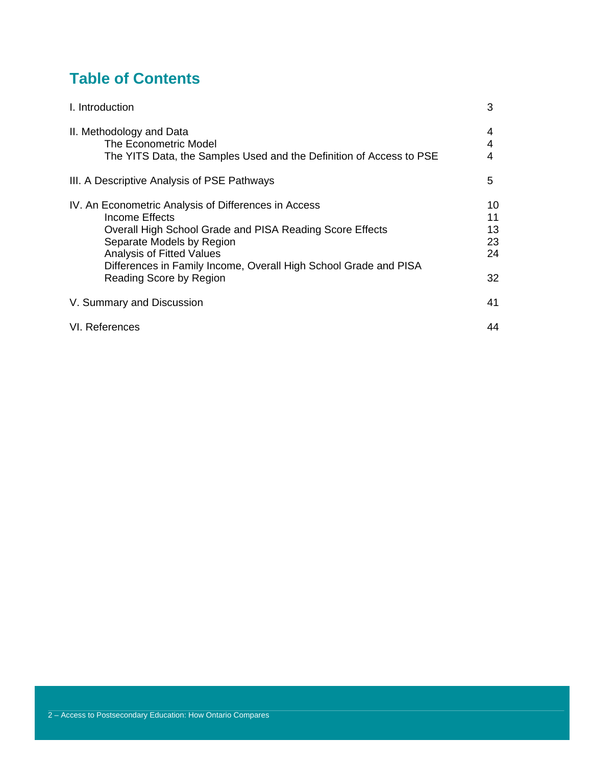# Table of Contents

| | |
|---|---|
| I. Introduction | 3 |
| II. Methodology and Data | 4 |
| The Econometric Model | 4 |
| The YITS Data, the Samples Used and the Definition of Access to PSE | 4 |
| III. A Descriptive Analysis of PSE Pathways | 5 |
| IV. An Econometric Analysis of Differences in Access | 10 |
| Income Effects | 11 |
| Overall High School Grade and PISA Reading Score Effects | 13 |
| Separate Models by Region | 23 |
| Analysis of Fitted Values | 24 |
| Differences in Family Income, Overall High School Grade and PISA Reading Score by Region | 32 |
| V. Summary and Discussion | 41 |
| VI. References | 44 |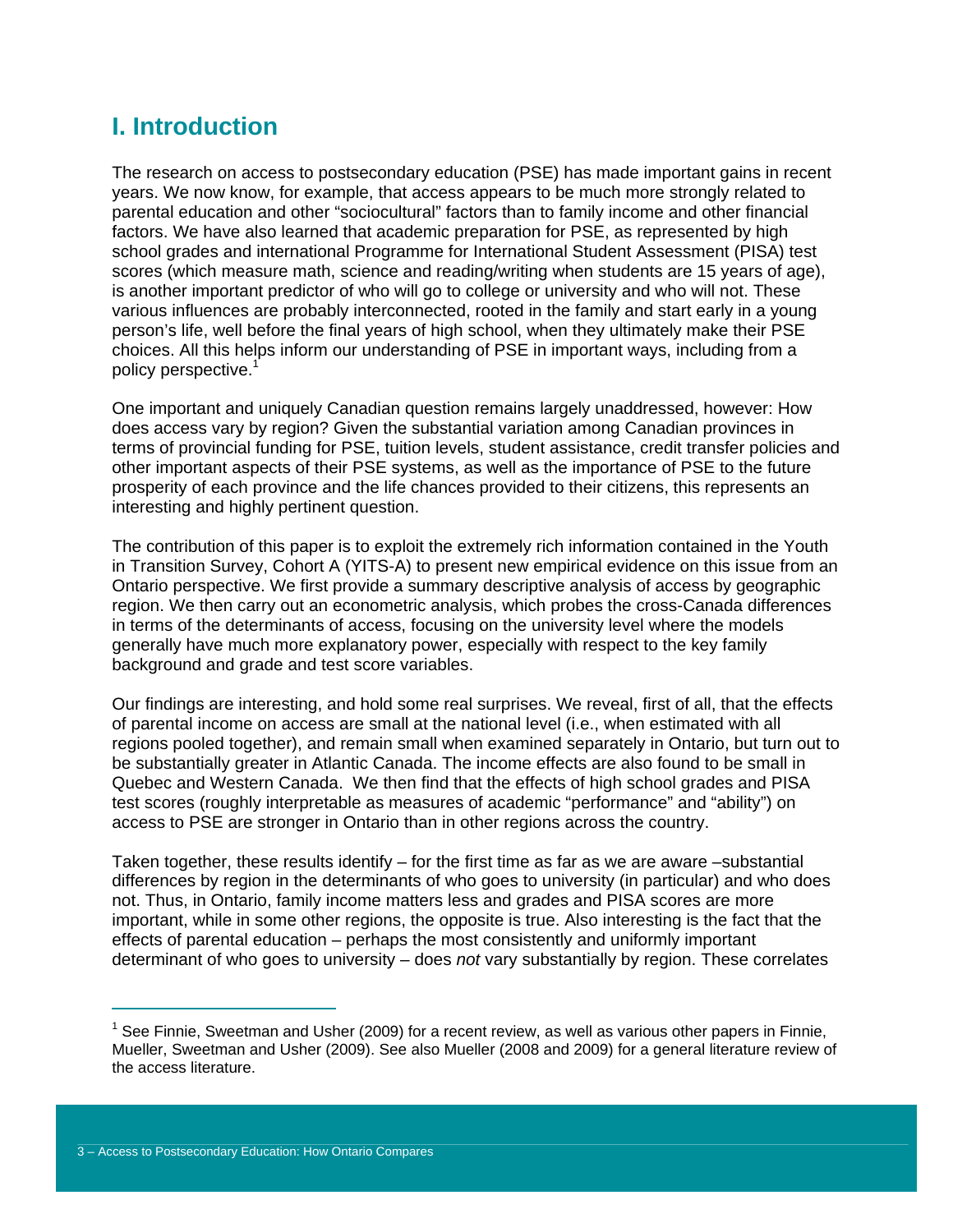# I. Introduction

The research on access to postsecondary education (PSE) has made important gains in recent years. We now know, for example, that access appears to be much more strongly related to parental education and other "sociocultural" factors than to family income and other financial factors. We have also learned that academic preparation for PSE, as represented by high school grades and international Programme for International Student Assessment (PISA) test scores (which measure math, science and reading/writing when students are 15 years of age), is another important predictor of who will go to college or university and who will not. These various influences are probably interconnected, rooted in the family and start early in a young person's life, well before the final years of high school, when they ultimately make their PSE choices. All this helps inform our understanding of PSE in important ways, including from a policy perspective.[1]

One important and uniquely Canadian question remains largely unaddressed, however: How does access vary by region? Given the substantial variation among Canadian provinces in terms of provincial funding for PSE, tuition levels, student assistance, credit transfer policies and other important aspects of their PSE systems, as well as the importance of PSE to the future prosperity of each province and the life chances provided to their citizens, this represents an interesting and highly pertinent question.

The contribution of this paper is to exploit the extremely rich information contained in the Youth in Transition Survey, Cohort A (YITS-A) to present new empirical evidence on this issue from an Ontario perspective. We first provide a summary descriptive analysis of access by geographic region. We then carry out an econometric analysis, which probes the cross-Canada differences in terms of the determinants of access, focusing on the university level where the models generally have much more explanatory power, especially with respect to the key family background and grade and test score variables.

Our findings are interesting, and hold some real surprises. We reveal, first of all, that the effects of parental income on access are small at the national level (i.e., when estimated with all regions pooled together), and remain small when examined separately in Ontario, but turn out to be substantially greater in Atlantic Canada. The income effects are also found to be small in Quebec and Western Canada. We then find that the effects of high school grades and PISA test scores (roughly interpretable as measures of academic "performance" and "ability") on access to PSE are stronger in Ontario than in other regions across the country.

Taken together, these results identify – for the first time as far as we are aware –substantial differences by region in the determinants of who goes to university (in particular) and who does not. Thus, in Ontario, family income matters less and grades and PISA scores are more important, while in some other regions, the opposite is true. Also interesting is the fact that the effects of parental education – perhaps the most consistently and uniformly important determinant of who goes to university – does *not* vary substantially by region. These correlates

[1] See Finnie, Sweetman and Usher (2009) for a recent review, as well as various other papers in Finnie, Mueller, Sweetman and Usher (2009). See also Mueller (2008 and 2009) for a general literature review of the access literature.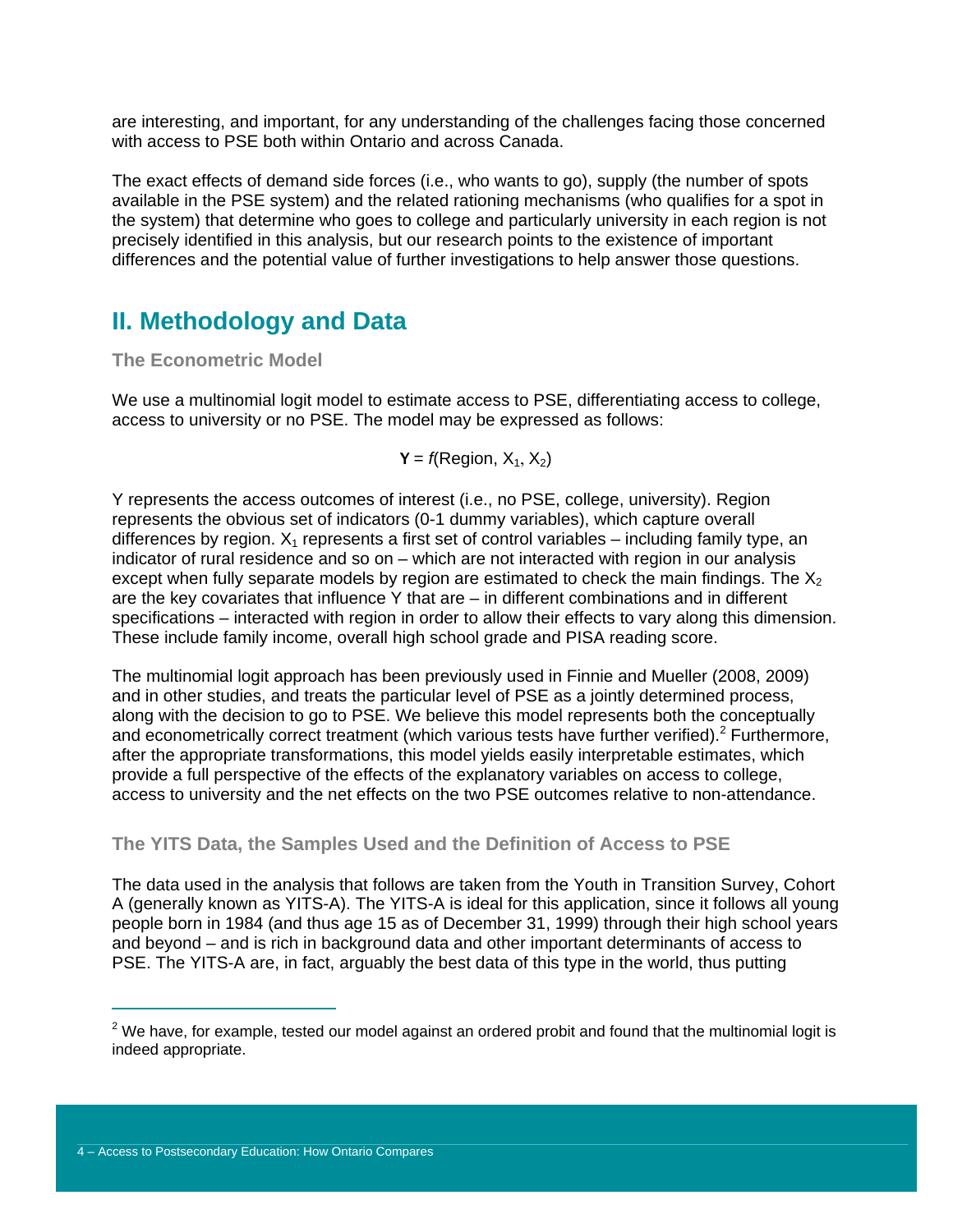are interesting, and important, for any understanding of the challenges facing those concerned with access to PSE both within Ontario and across Canada.

The exact effects of demand side forces (i.e., who wants to go), supply (the number of spots available in the PSE system) and the related rationing mechanisms (who qualifies for a spot in the system) that determine who goes to college and particularly university in each region is not precisely identified in this analysis, but our research points to the existence of important differences and the potential value of further investigations to help answer those questions.

## II. Methodology and Data

### The Econometric Model

We use a multinomial logit model to estimate access to PSE, differentiating access to college, access to university or no PSE. The model may be expressed as follows:

$$\mathbf{Y} = f(\text{Region}, X_1, X_2)$$

Y represents the access outcomes of interest (i.e., no PSE, college, university). Region represents the obvious set of indicators (0-1 dummy variables), which capture overall differences by region. $X_1$ represents a first set of control variables – including family type, an indicator of rural residence and so on – which are not interacted with region in our analysis except when fully separate models by region are estimated to check the main findings. The $X_2$ are the key covariates that influence Y that are – in different combinations and in different specifications – interacted with region in order to allow their effects to vary along this dimension. These include family income, overall high school grade and PISA reading score.

The multinomial logit approach has been previously used in Finnie and Mueller (2008, 2009) and in other studies, and treats the particular level of PSE as a jointly determined process, along with the decision to go to PSE. We believe this model represents both the conceptually and econometrically correct treatment (which various tests have further verified).[2] Furthermore, after the appropriate transformations, this model yields easily interpretable estimates, which provide a full perspective of the effects of the explanatory variables on access to college, access to university and the net effects on the two PSE outcomes relative to non-attendance.

### The YITS Data, the Samples Used and the Definition of Access to PSE

The data used in the analysis that follows are taken from the Youth in Transition Survey, Cohort A (generally known as YITS-A). The YITS-A is ideal for this application, since it follows all young people born in 1984 (and thus age 15 as of December 31, 1999) through their high school years and beyond – and is rich in background data and other important determinants of access to PSE. The YITS-A are, in fact, arguably the best data of this type in the world, thus putting

[2] We have, for example, tested our model against an ordered probit and found that the multinomial logit is indeed appropriate.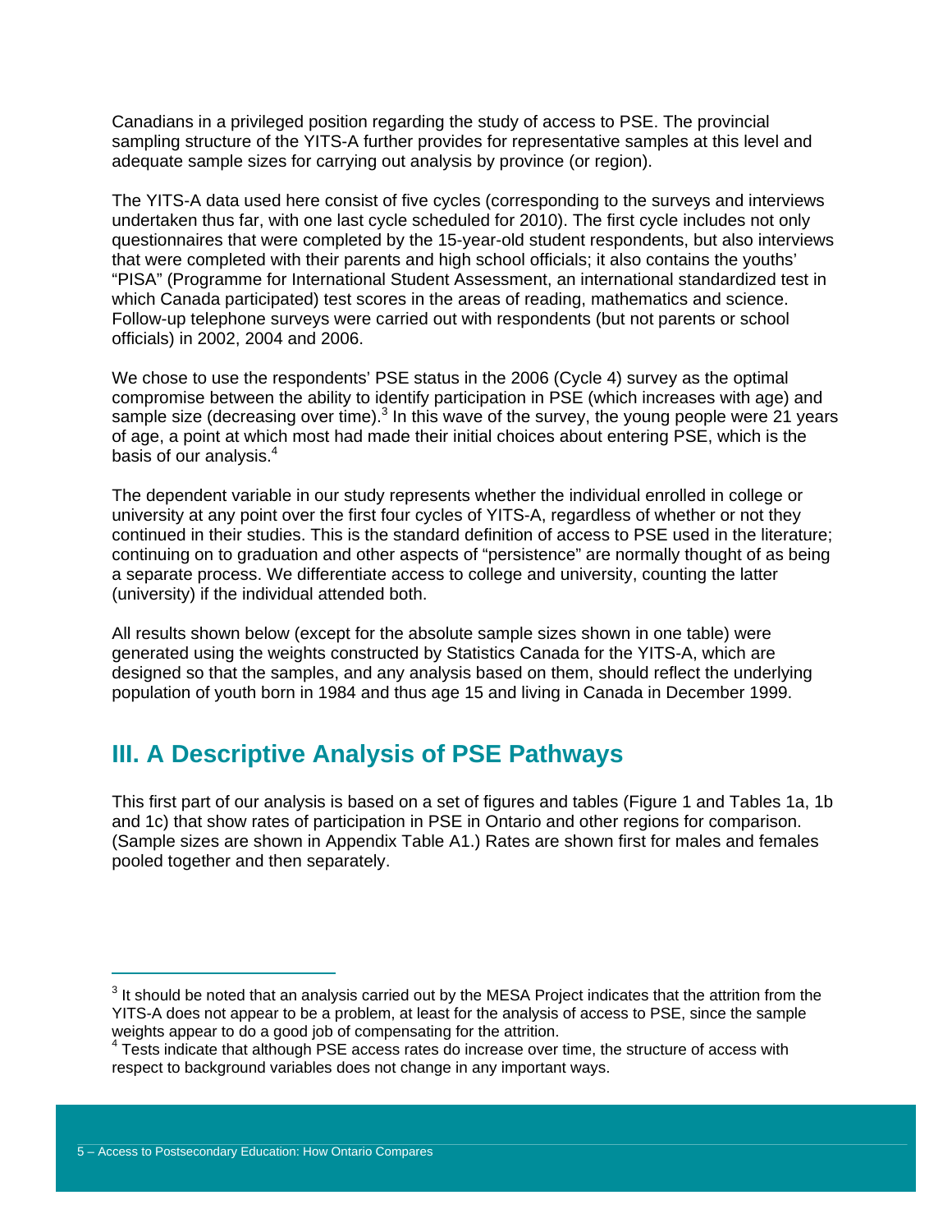Canadians in a privileged position regarding the study of access to PSE. The provincial sampling structure of the YITS-A further provides for representative samples at this level and adequate sample sizes for carrying out analysis by province (or region).

The YITS-A data used here consist of five cycles (corresponding to the surveys and interviews undertaken thus far, with one last cycle scheduled for 2010). The first cycle includes not only questionnaires that were completed by the 15-year-old student respondents, but also interviews that were completed with their parents and high school officials; it also contains the youths' "PISA" (Programme for International Student Assessment, an international standardized test in which Canada participated) test scores in the areas of reading, mathematics and science. Follow-up telephone surveys were carried out with respondents (but not parents or school officials) in 2002, 2004 and 2006.

We chose to use the respondents' PSE status in the 2006 (Cycle 4) survey as the optimal compromise between the ability to identify participation in PSE (which increases with age) and sample size (decreasing over time).[3] In this wave of the survey, the young people were 21 years of age, a point at which most had made their initial choices about entering PSE, which is the basis of our analysis.[4]

The dependent variable in our study represents whether the individual enrolled in college or university at any point over the first four cycles of YITS-A, regardless of whether or not they continued in their studies. This is the standard definition of access to PSE used in the literature; continuing on to graduation and other aspects of "persistence" are normally thought of as being a separate process. We differentiate access to college and university, counting the latter (university) if the individual attended both.

All results shown below (except for the absolute sample sizes shown in one table) were generated using the weights constructed by Statistics Canada for the YITS-A, which are designed so that the samples, and any analysis based on them, should reflect the underlying population of youth born in 1984 and thus age 15 and living in Canada in December 1999.

## III. A Descriptive Analysis of PSE Pathways

This first part of our analysis is based on a set of figures and tables (Figure 1 and Tables 1a, 1b and 1c) that show rates of participation in PSE in Ontario and other regions for comparison. (Sample sizes are shown in Appendix Table A1.) Rates are shown first for males and females pooled together and then separately.

---

[3] It should be noted that an analysis carried out by the MESA Project indicates that the attrition from the YITS-A does not appear to be a problem, at least for the analysis of access to PSE, since the sample weights appear to do a good job of compensating for the attrition.

[4] Tests indicate that although PSE access rates do increase over time, the structure of access with respect to background variables does not change in any important ways.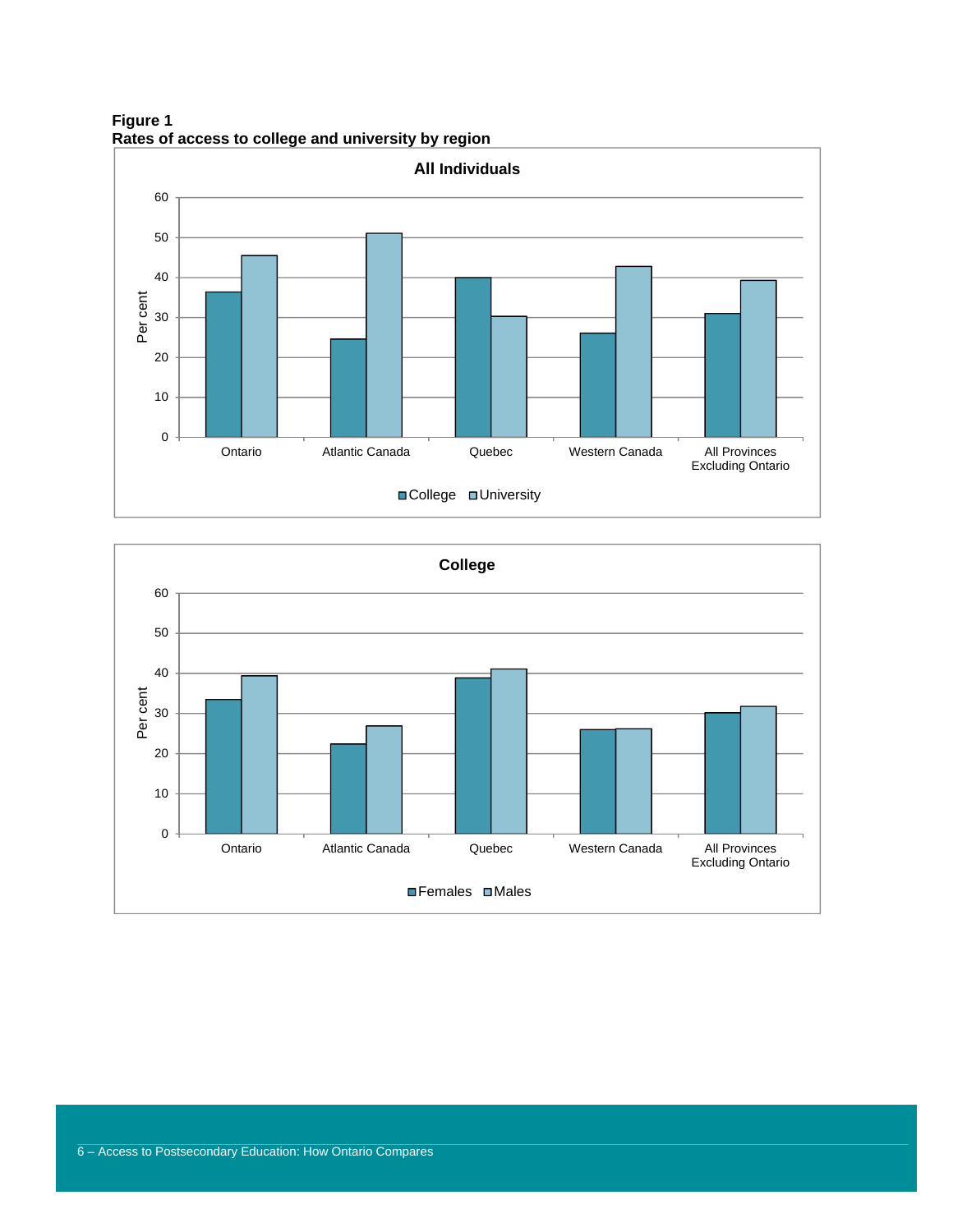**Figure 1**
**Rates of access to college and university by region**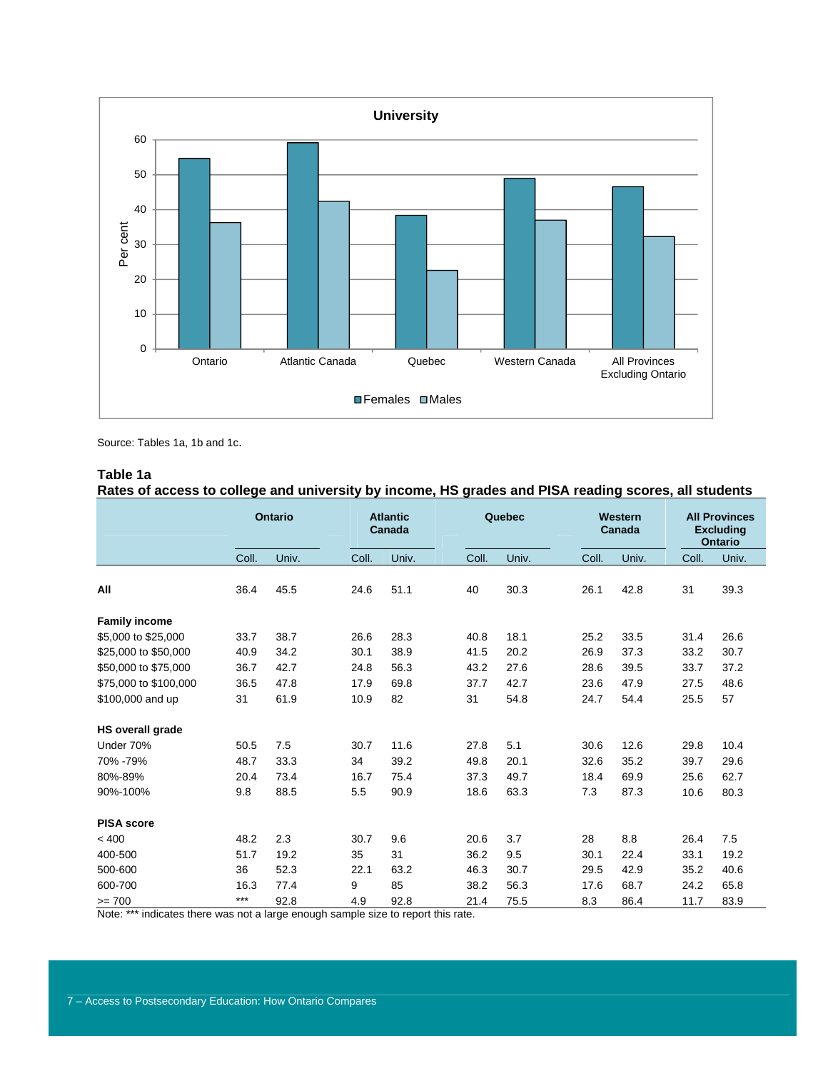University

| | Females | Males |
|---|---|---|
| Ontario | ~55 | ~36 |
| Atlantic Canada | ~59 | ~42 |
| Quebec | ~38 | ~23 |
| Western Canada | ~49 | ~37 |
| All Provinces Excluding Ontario | ~47 | ~32 |

Source: Tables 1a, 1b and 1c.

**Table 1a**
**Rates of access to college and university by income, HS grades and PISA reading scores, all students**

| | Ontario | | Atlantic Canada | | Quebec | | Western Canada | | All Provinces Excluding Ontario | |
|---|---|---|---|---|---|---|---|---|---|---|
| | Coll. | Univ. | Coll. | Univ. | Coll. | Univ. | Coll. | Univ. | Coll. | Univ. |
| **All** | 36.4 | 45.5 | 24.6 | 51.1 | 40 | 30.3 | 26.1 | 42.8 | 31 | 39.3 |
| **Family income** | | | | | | | | | | |
| $5,000 to $25,000 | 33.7 | 38.7 | 26.6 | 28.3 | 40.8 | 18.1 | 25.2 | 33.5 | 31.4 | 26.6 |
| $25,000 to $50,000 | 40.9 | 34.2 | 30.1 | 38.9 | 41.5 | 20.2 | 26.9 | 37.3 | 33.2 | 30.7 |
| $50,000 to $75,000 | 36.7 | 42.7 | 24.8 | 56.3 | 43.2 | 27.6 | 28.6 | 39.5 | 33.7 | 37.2 |
| $75,000 to $100,000 | 36.5 | 47.8 | 17.9 | 69.8 | 37.7 | 42.7 | 23.6 | 47.9 | 27.5 | 48.6 |
| $100,000 and up | 31 | 61.9 | 10.9 | 82 | 31 | 54.8 | 24.7 | 54.4 | 25.5 | 57 |
| **HS overall grade** | | | | | | | | | | |
| Under 70% | 50.5 | 7.5 | 30.7 | 11.6 | 27.8 | 5.1 | 30.6 | 12.6 | 29.8 | 10.4 |
| 70% -79% | 48.7 | 33.3 | 34 | 39.2 | 49.8 | 20.1 | 32.6 | 35.2 | 39.7 | 29.6 |
| 80%-89% | 20.4 | 73.4 | 16.7 | 75.4 | 37.3 | 49.7 | 18.4 | 69.9 | 25.6 | 62.7 |
| 90%-100% | 9.8 | 88.5 | 5.5 | 90.9 | 18.6 | 63.3 | 7.3 | 87.3 | 10.6 | 80.3 |
| **PISA score** | | | | | | | | | | |
| < 400 | 48.2 | 2.3 | 30.7 | 9.6 | 20.6 | 3.7 | 28 | 8.8 | 26.4 | 7.5 |
| 400-500 | 51.7 | 19.2 | 35 | 31 | 36.2 | 9.5 | 30.1 | 22.4 | 33.1 | 19.2 |
| 500-600 | 36 | 52.3 | 22.1 | 63.2 | 46.3 | 30.7 | 29.5 | 42.9 | 35.2 | 40.6 |
| 600-700 | 16.3 | 77.4 | 9 | 85 | 38.2 | 56.3 | 17.6 | 68.7 | 24.2 | 65.8 |
| >= 700 | *** | 92.8 | 4.9 | 92.8 | 21.4 | 75.5 | 8.3 | 86.4 | 11.7 | 83.9 |

Note: *** indicates there was not a large enough sample size to report this rate.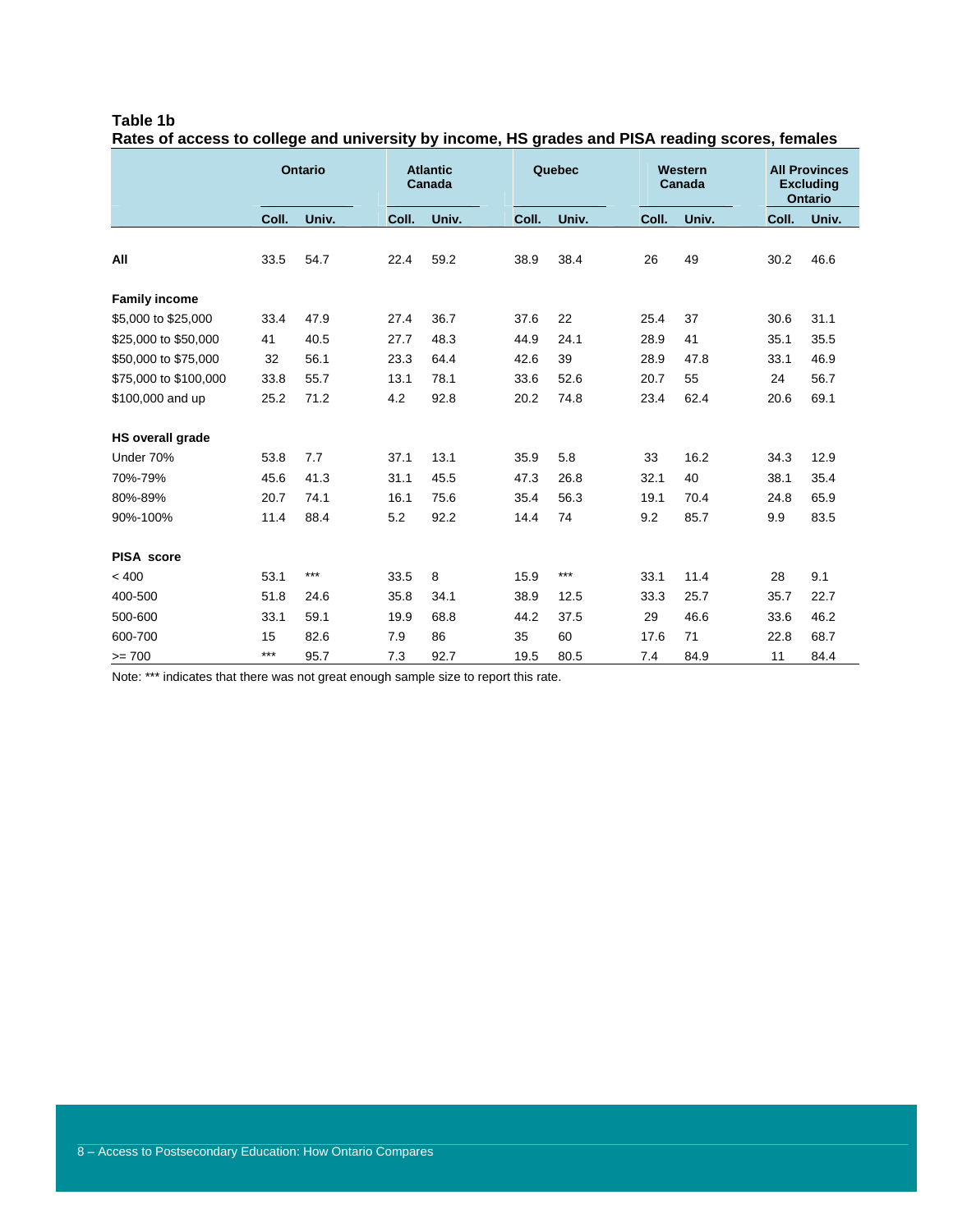**Table 1b**

**Rates of access to college and university by income, HS grades and PISA reading scores, females**

| | Ontario | | Atlantic Canada | | Quebec | | Western Canada | | All Provinces Excluding Ontario | |
|---|---|---|---|---|---|---|---|---|---|---|
| | Coll. | Univ. | Coll. | Univ. | Coll. | Univ. | Coll. | Univ. | Coll. | Univ. |
| **All** | 33.5 | 54.7 | 22.4 | 59.2 | 38.9 | 38.4 | 26 | 49 | 30.2 | 46.6 |
| **Family income** | | | | | | | | | | |
| $5,000 to $25,000 | 33.4 | 47.9 | 27.4 | 36.7 | 37.6 | 22 | 25.4 | 37 | 30.6 | 31.1 |
| $25,000 to $50,000 | 41 | 40.5 | 27.7 | 48.3 | 44.9 | 24.1 | 28.9 | 41 | 35.1 | 35.5 |
| $50,000 to $75,000 | 32 | 56.1 | 23.3 | 64.4 | 42.6 | 39 | 28.9 | 47.8 | 33.1 | 46.9 |
| $75,000 to $100,000 | 33.8 | 55.7 | 13.1 | 78.1 | 33.6 | 52.6 | 20.7 | 55 | 24 | 56.7 |
| $100,000 and up | 25.2 | 71.2 | 4.2 | 92.8 | 20.2 | 74.8 | 23.4 | 62.4 | 20.6 | 69.1 |
| **HS overall grade** | | | | | | | | | | |
| Under 70% | 53.8 | 7.7 | 37.1 | 13.1 | 35.9 | 5.8 | 33 | 16.2 | 34.3 | 12.9 |
| 70%-79% | 45.6 | 41.3 | 31.1 | 45.5 | 47.3 | 26.8 | 32.1 | 40 | 38.1 | 35.4 |
| 80%-89% | 20.7 | 74.1 | 16.1 | 75.6 | 35.4 | 56.3 | 19.1 | 70.4 | 24.8 | 65.9 |
| 90%-100% | 11.4 | 88.4 | 5.2 | 92.2 | 14.4 | 74 | 9.2 | 85.7 | 9.9 | 83.5 |
| **PISA score** | | | | | | | | | | |
| < 400 | 53.1 | *** | 33.5 | 8 | 15.9 | *** | 33.1 | 11.4 | 28 | 9.1 |
| 400-500 | 51.8 | 24.6 | 35.8 | 34.1 | 38.9 | 12.5 | 33.3 | 25.7 | 35.7 | 22.7 |
| 500-600 | 33.1 | 59.1 | 19.9 | 68.8 | 44.2 | 37.5 | 29 | 46.6 | 33.6 | 46.2 |
| 600-700 | 15 | 82.6 | 7.9 | 86 | 35 | 60 | 17.6 | 71 | 22.8 | 68.7 |
| >= 700 | *** | 95.7 | 7.3 | 92.7 | 19.5 | 80.5 | 7.4 | 84.9 | 11 | 84.4 |

Note: *** indicates that there was not great enough sample size to report this rate.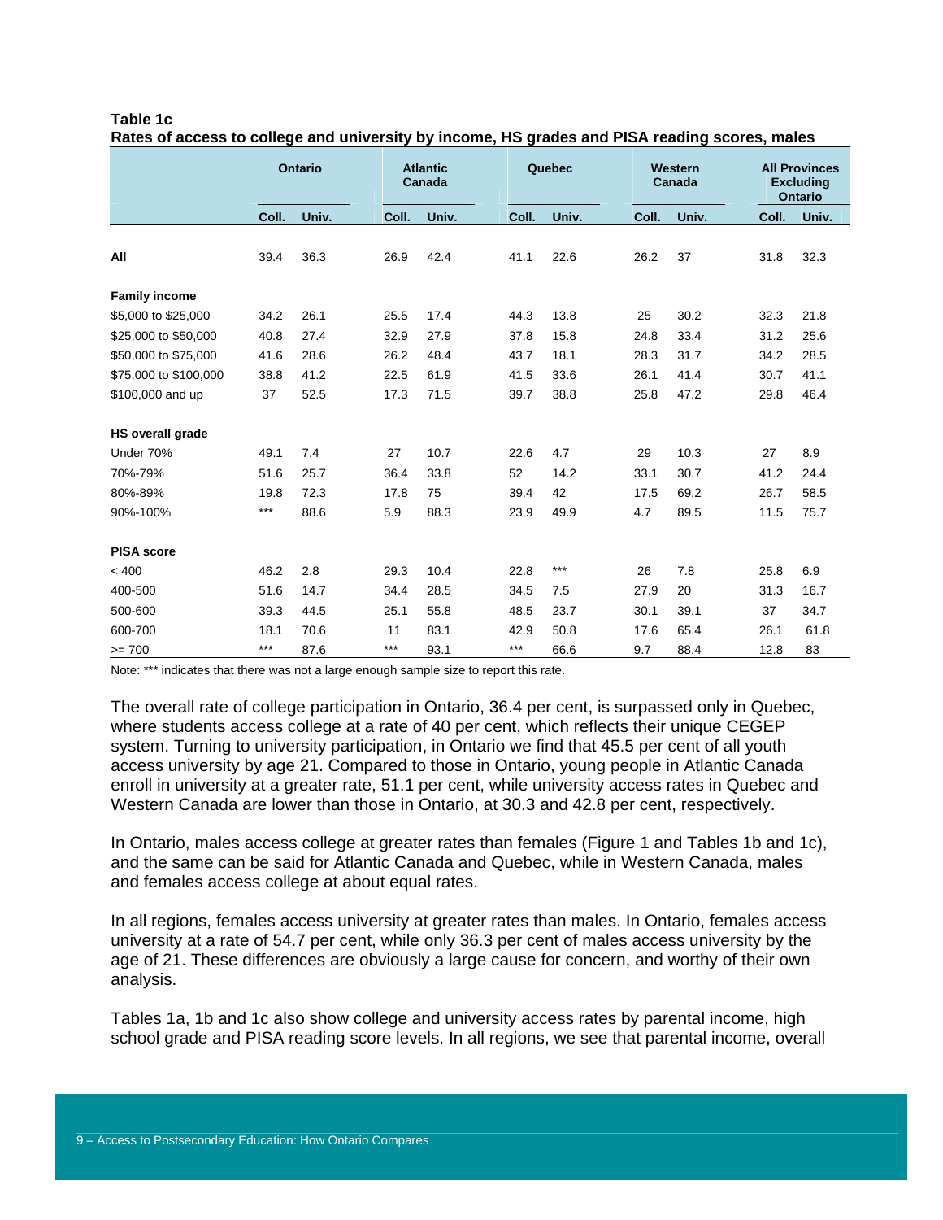**Table 1c**
**Rates of access to college and university by income, HS grades and PISA reading scores, males**

| | Ontario | | Atlantic Canada | | Quebec | | Western Canada | | All Provinces Excluding Ontario | |
|---|---|---|---|---|---|---|---|---|---|---|
| | Coll. | Univ. | Coll. | Univ. | Coll. | Univ. | Coll. | Univ. | Coll. | Univ. |
| **All** | 39.4 | 36.3 | 26.9 | 42.4 | 41.1 | 22.6 | 26.2 | 37 | 31.8 | 32.3 |
| **Family income** | | | | | | | | | | |
| $5,000 to $25,000 | 34.2 | 26.1 | 25.5 | 17.4 | 44.3 | 13.8 | 25 | 30.2 | 32.3 | 21.8 |
| $25,000 to $50,000 | 40.8 | 27.4 | 32.9 | 27.9 | 37.8 | 15.8 | 24.8 | 33.4 | 31.2 | 25.6 |
| $50,000 to $75,000 | 41.6 | 28.6 | 26.2 | 48.4 | 43.7 | 18.1 | 28.3 | 31.7 | 34.2 | 28.5 |
| $75,000 to $100,000 | 38.8 | 41.2 | 22.5 | 61.9 | 41.5 | 33.6 | 26.1 | 41.4 | 30.7 | 41.1 |
| $100,000 and up | 37 | 52.5 | 17.3 | 71.5 | 39.7 | 38.8 | 25.8 | 47.2 | 29.8 | 46.4 |
| **HS overall grade** | | | | | | | | | | |
| Under 70% | 49.1 | 7.4 | 27 | 10.7 | 22.6 | 4.7 | 29 | 10.3 | 27 | 8.9 |
| 70%-79% | 51.6 | 25.7 | 36.4 | 33.8 | 52 | 14.2 | 33.1 | 30.7 | 41.2 | 24.4 |
| 80%-89% | 19.8 | 72.3 | 17.8 | 75 | 39.4 | 42 | 17.5 | 69.2 | 26.7 | 58.5 |
| 90%-100% | *** | 88.6 | 5.9 | 88.3 | 23.9 | 49.9 | 4.7 | 89.5 | 11.5 | 75.7 |
| **PISA score** | | | | | | | | | | |
| < 400 | 46.2 | 2.8 | 29.3 | 10.4 | 22.8 | *** | 26 | 7.8 | 25.8 | 6.9 |
| 400-500 | 51.6 | 14.7 | 34.4 | 28.5 | 34.5 | 7.5 | 27.9 | 20 | 31.3 | 16.7 |
| 500-600 | 39.3 | 44.5 | 25.1 | 55.8 | 48.5 | 23.7 | 30.1 | 39.1 | 37 | 34.7 |
| 600-700 | 18.1 | 70.6 | 11 | 83.1 | 42.9 | 50.8 | 17.6 | 65.4 | 26.1 | 61.8 |
| >= 700 | *** | 87.6 | *** | 93.1 | *** | 66.6 | 9.7 | 88.4 | 12.8 | 83 |

Note: *** indicates that there was not a large enough sample size to report this rate.

The overall rate of college participation in Ontario, 36.4 per cent, is surpassed only in Quebec, where students access college at a rate of 40 per cent, which reflects their unique CEGEP system. Turning to university participation, in Ontario we find that 45.5 per cent of all youth access university by age 21. Compared to those in Ontario, young people in Atlantic Canada enroll in university at a greater rate, 51.1 per cent, while university access rates in Quebec and Western Canada are lower than those in Ontario, at 30.3 and 42.8 per cent, respectively.

In Ontario, males access college at greater rates than females (Figure 1 and Tables 1b and 1c), and the same can be said for Atlantic Canada and Quebec, while in Western Canada, males and females access college at about equal rates.

In all regions, females access university at greater rates than males. In Ontario, females access university at a rate of 54.7 per cent, while only 36.3 per cent of males access university by the age of 21. These differences are obviously a large cause for concern, and worthy of their own analysis.

Tables 1a, 1b and 1c also show college and university access rates by parental income, high school grade and PISA reading score levels. In all regions, we see that parental income, overall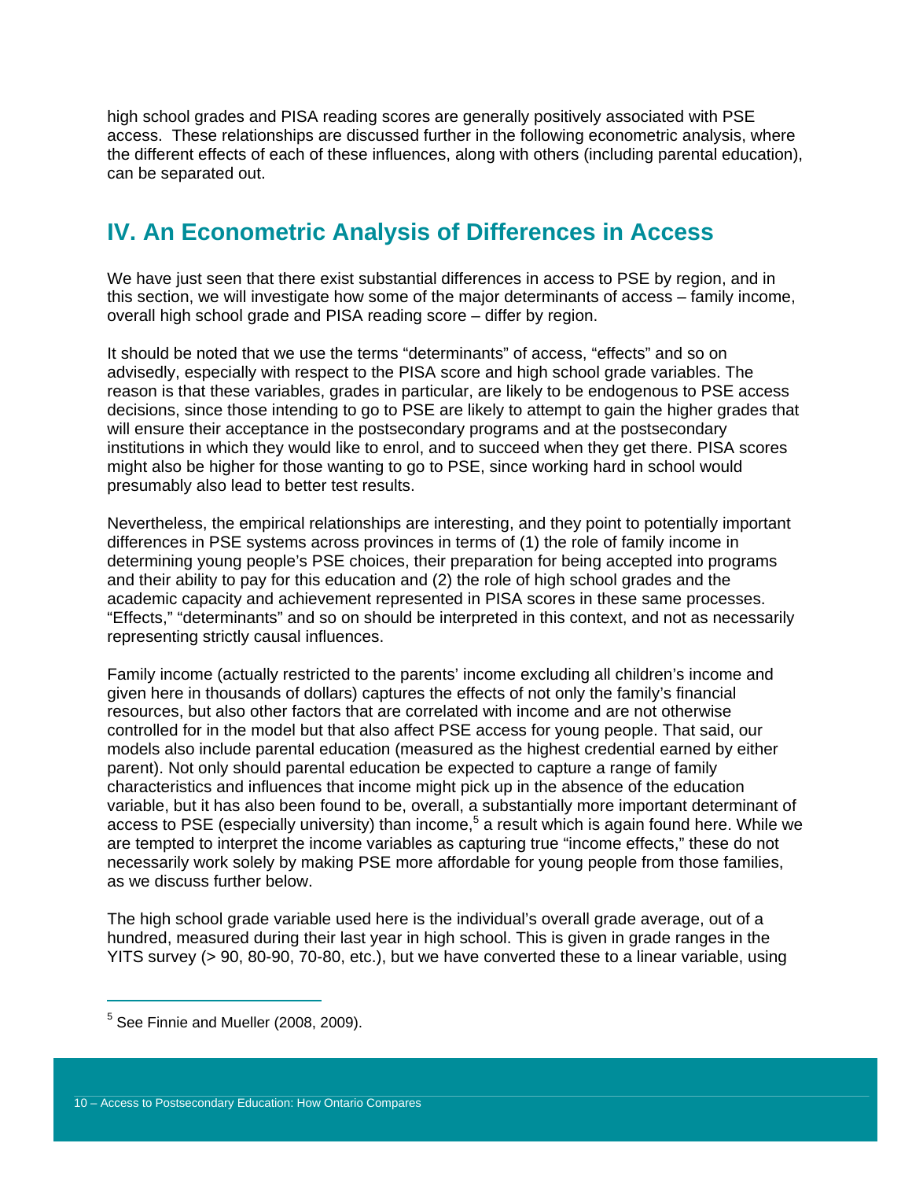high school grades and PISA reading scores are generally positively associated with PSE access. These relationships are discussed further in the following econometric analysis, where the different effects of each of these influences, along with others (including parental education), can be separated out.

## IV. An Econometric Analysis of Differences in Access

We have just seen that there exist substantial differences in access to PSE by region, and in this section, we will investigate how some of the major determinants of access – family income, overall high school grade and PISA reading score – differ by region.

It should be noted that we use the terms "determinants" of access, "effects" and so on advisedly, especially with respect to the PISA score and high school grade variables. The reason is that these variables, grades in particular, are likely to be endogenous to PSE access decisions, since those intending to go to PSE are likely to attempt to gain the higher grades that will ensure their acceptance in the postsecondary programs and at the postsecondary institutions in which they would like to enrol, and to succeed when they get there. PISA scores might also be higher for those wanting to go to PSE, since working hard in school would presumably also lead to better test results.

Nevertheless, the empirical relationships are interesting, and they point to potentially important differences in PSE systems across provinces in terms of (1) the role of family income in determining young people's PSE choices, their preparation for being accepted into programs and their ability to pay for this education and (2) the role of high school grades and the academic capacity and achievement represented in PISA scores in these same processes. "Effects," "determinants" and so on should be interpreted in this context, and not as necessarily representing strictly causal influences.

Family income (actually restricted to the parents' income excluding all children's income and given here in thousands of dollars) captures the effects of not only the family's financial resources, but also other factors that are correlated with income and are not otherwise controlled for in the model but that also affect PSE access for young people. That said, our models also include parental education (measured as the highest credential earned by either parent). Not only should parental education be expected to capture a range of family characteristics and influences that income might pick up in the absence of the education variable, but it has also been found to be, overall, a substantially more important determinant of access to PSE (especially university) than income,[5] a result which is again found here. While we are tempted to interpret the income variables as capturing true "income effects," these do not necessarily work solely by making PSE more affordable for young people from those families, as we discuss further below.

The high school grade variable used here is the individual's overall grade average, out of a hundred, measured during their last year in high school. This is given in grade ranges in the YITS survey (> 90, 80-90, 70-80, etc.), but we have converted these to a linear variable, using

[5] See Finnie and Mueller (2008, 2009).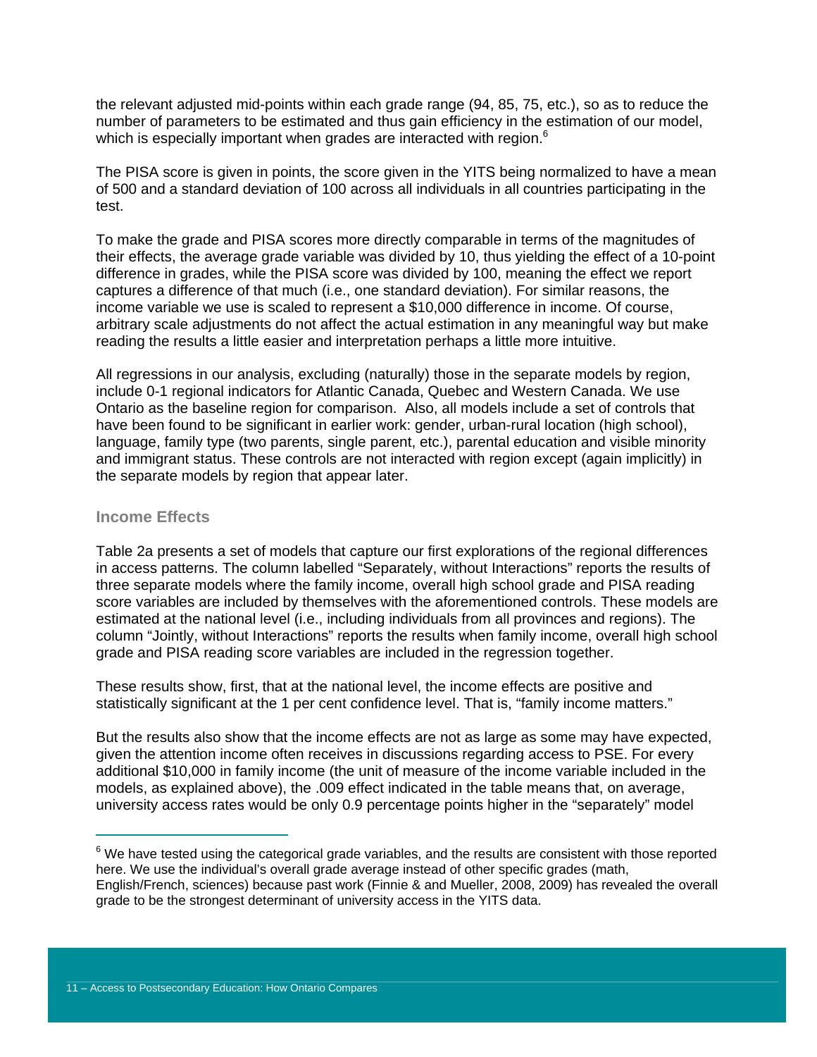the relevant adjusted mid-points within each grade range (94, 85, 75, etc.), so as to reduce the number of parameters to be estimated and thus gain efficiency in the estimation of our model, which is especially important when grades are interacted with region.[6]

The PISA score is given in points, the score given in the YITS being normalized to have a mean of 500 and a standard deviation of 100 across all individuals in all countries participating in the test.

To make the grade and PISA scores more directly comparable in terms of the magnitudes of their effects, the average grade variable was divided by 10, thus yielding the effect of a 10-point difference in grades, while the PISA score was divided by 100, meaning the effect we report captures a difference of that much (i.e., one standard deviation). For similar reasons, the income variable we use is scaled to represent a $10,000 difference in income. Of course, arbitrary scale adjustments do not affect the actual estimation in any meaningful way but make reading the results a little easier and interpretation perhaps a little more intuitive.

All regressions in our analysis, excluding (naturally) those in the separate models by region, include 0-1 regional indicators for Atlantic Canada, Quebec and Western Canada. We use Ontario as the baseline region for comparison. Also, all models include a set of controls that have been found to be significant in earlier work: gender, urban-rural location (high school), language, family type (two parents, single parent, etc.), parental education and visible minority and immigrant status. These controls are not interacted with region except (again implicitly) in the separate models by region that appear later.

### Income Effects

Table 2a presents a set of models that capture our first explorations of the regional differences in access patterns. The column labelled "Separately, without Interactions" reports the results of three separate models where the family income, overall high school grade and PISA reading score variables are included by themselves with the aforementioned controls. These models are estimated at the national level (i.e., including individuals from all provinces and regions). The column "Jointly, without Interactions" reports the results when family income, overall high school grade and PISA reading score variables are included in the regression together.

These results show, first, that at the national level, the income effects are positive and statistically significant at the 1 per cent confidence level. That is, "family income matters."

But the results also show that the income effects are not as large as some may have expected, given the attention income often receives in discussions regarding access to PSE. For every additional $10,000 in family income (the unit of measure of the income variable included in the models, as explained above), the .009 effect indicated in the table means that, on average, university access rates would be only 0.9 percentage points higher in the "separately" model

[6] We have tested using the categorical grade variables, and the results are consistent with those reported here. We use the individual's overall grade average instead of other specific grades (math, English/French, sciences) because past work (Finnie & and Mueller, 2008, 2009) has revealed the overall grade to be the strongest determinant of university access in the YITS data.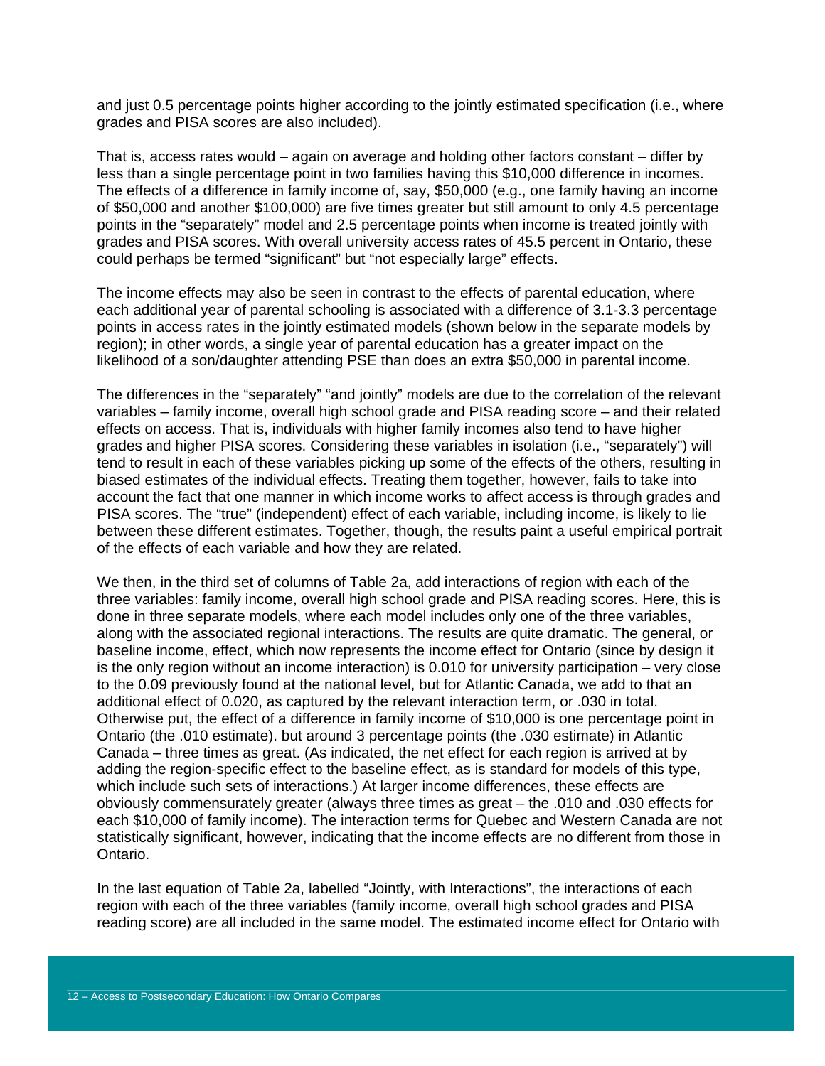and just 0.5 percentage points higher according to the jointly estimated specification (i.e., where grades and PISA scores are also included).

That is, access rates would – again on average and holding other factors constant – differ by less than a single percentage point in two families having this $10,000 difference in incomes. The effects of a difference in family income of, say, $50,000 (e.g., one family having an income of $50,000 and another $100,000) are five times greater but still amount to only 4.5 percentage points in the "separately" model and 2.5 percentage points when income is treated jointly with grades and PISA scores. With overall university access rates of 45.5 percent in Ontario, these could perhaps be termed "significant" but "not especially large" effects.

The income effects may also be seen in contrast to the effects of parental education, where each additional year of parental schooling is associated with a difference of 3.1-3.3 percentage points in access rates in the jointly estimated models (shown below in the separate models by region); in other words, a single year of parental education has a greater impact on the likelihood of a son/daughter attending PSE than does an extra $50,000 in parental income.

The differences in the "separately" "and jointly" models are due to the correlation of the relevant variables – family income, overall high school grade and PISA reading score – and their related effects on access. That is, individuals with higher family incomes also tend to have higher grades and higher PISA scores. Considering these variables in isolation (i.e., "separately") will tend to result in each of these variables picking up some of the effects of the others, resulting in biased estimates of the individual effects. Treating them together, however, fails to take into account the fact that one manner in which income works to affect access is through grades and PISA scores. The "true" (independent) effect of each variable, including income, is likely to lie between these different estimates. Together, though, the results paint a useful empirical portrait of the effects of each variable and how they are related.

We then, in the third set of columns of Table 2a, add interactions of region with each of the three variables: family income, overall high school grade and PISA reading scores. Here, this is done in three separate models, where each model includes only one of the three variables, along with the associated regional interactions. The results are quite dramatic. The general, or baseline income, effect, which now represents the income effect for Ontario (since by design it is the only region without an income interaction) is 0.010 for university participation – very close to the 0.09 previously found at the national level, but for Atlantic Canada, we add to that an additional effect of 0.020, as captured by the relevant interaction term, or .030 in total. Otherwise put, the effect of a difference in family income of $10,000 is one percentage point in Ontario (the .010 estimate). but around 3 percentage points (the .030 estimate) in Atlantic Canada – three times as great. (As indicated, the net effect for each region is arrived at by adding the region-specific effect to the baseline effect, as is standard for models of this type, which include such sets of interactions.) At larger income differences, these effects are obviously commensurately greater (always three times as great – the .010 and .030 effects for each $10,000 of family income). The interaction terms for Quebec and Western Canada are not statistically significant, however, indicating that the income effects are no different from those in Ontario.

In the last equation of Table 2a, labelled "Jointly, with Interactions", the interactions of each region with each of the three variables (family income, overall high school grades and PISA reading score) are all included in the same model. The estimated income effect for Ontario with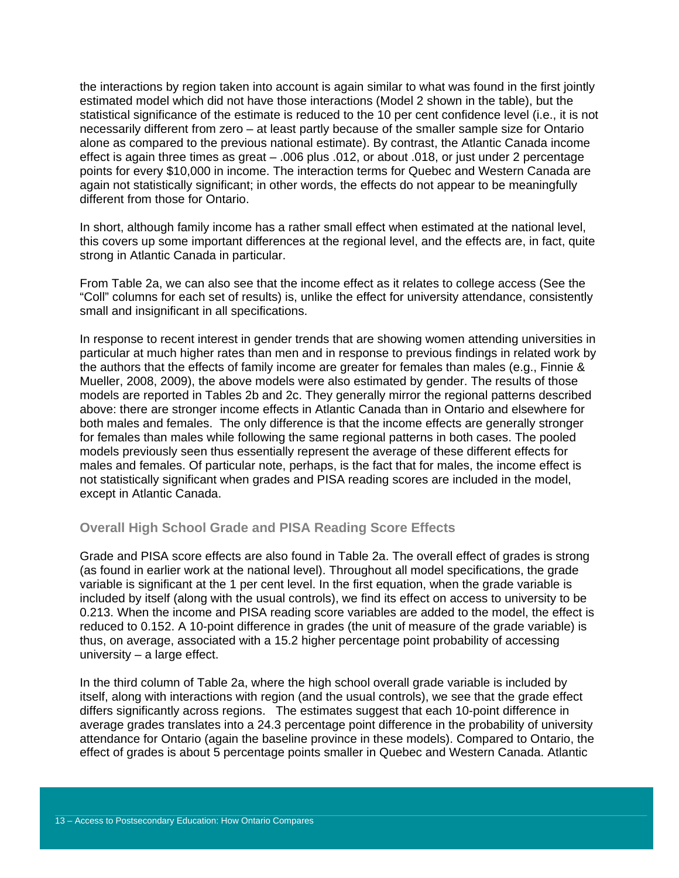the interactions by region taken into account is again similar to what was found in the first jointly estimated model which did not have those interactions (Model 2 shown in the table), but the statistical significance of the estimate is reduced to the 10 per cent confidence level (i.e., it is not necessarily different from zero – at least partly because of the smaller sample size for Ontario alone as compared to the previous national estimate). By contrast, the Atlantic Canada income effect is again three times as great – .006 plus .012, or about .018, or just under 2 percentage points for every $10,000 in income. The interaction terms for Quebec and Western Canada are again not statistically significant; in other words, the effects do not appear to be meaningfully different from those for Ontario.

In short, although family income has a rather small effect when estimated at the national level, this covers up some important differences at the regional level, and the effects are, in fact, quite strong in Atlantic Canada in particular.

From Table 2a, we can also see that the income effect as it relates to college access (See the "Coll" columns for each set of results) is, unlike the effect for university attendance, consistently small and insignificant in all specifications.

In response to recent interest in gender trends that are showing women attending universities in particular at much higher rates than men and in response to previous findings in related work by the authors that the effects of family income are greater for females than males (e.g., Finnie & Mueller, 2008, 2009), the above models were also estimated by gender. The results of those models are reported in Tables 2b and 2c. They generally mirror the regional patterns described above: there are stronger income effects in Atlantic Canada than in Ontario and elsewhere for both males and females. The only difference is that the income effects are generally stronger for females than males while following the same regional patterns in both cases. The pooled models previously seen thus essentially represent the average of these different effects for males and females. Of particular note, perhaps, is the fact that for males, the income effect is not statistically significant when grades and PISA reading scores are included in the model, except in Atlantic Canada.

### Overall High School Grade and PISA Reading Score Effects

Grade and PISA score effects are also found in Table 2a. The overall effect of grades is strong (as found in earlier work at the national level). Throughout all model specifications, the grade variable is significant at the 1 per cent level. In the first equation, when the grade variable is included by itself (along with the usual controls), we find its effect on access to university to be 0.213. When the income and PISA reading score variables are added to the model, the effect is reduced to 0.152. A 10-point difference in grades (the unit of measure of the grade variable) is thus, on average, associated with a 15.2 higher percentage point probability of accessing university – a large effect.

In the third column of Table 2a, where the high school overall grade variable is included by itself, along with interactions with region (and the usual controls), we see that the grade effect differs significantly across regions. The estimates suggest that each 10-point difference in average grades translates into a 24.3 percentage point difference in the probability of university attendance for Ontario (again the baseline province in these models). Compared to Ontario, the effect of grades is about 5 percentage points smaller in Quebec and Western Canada. Atlantic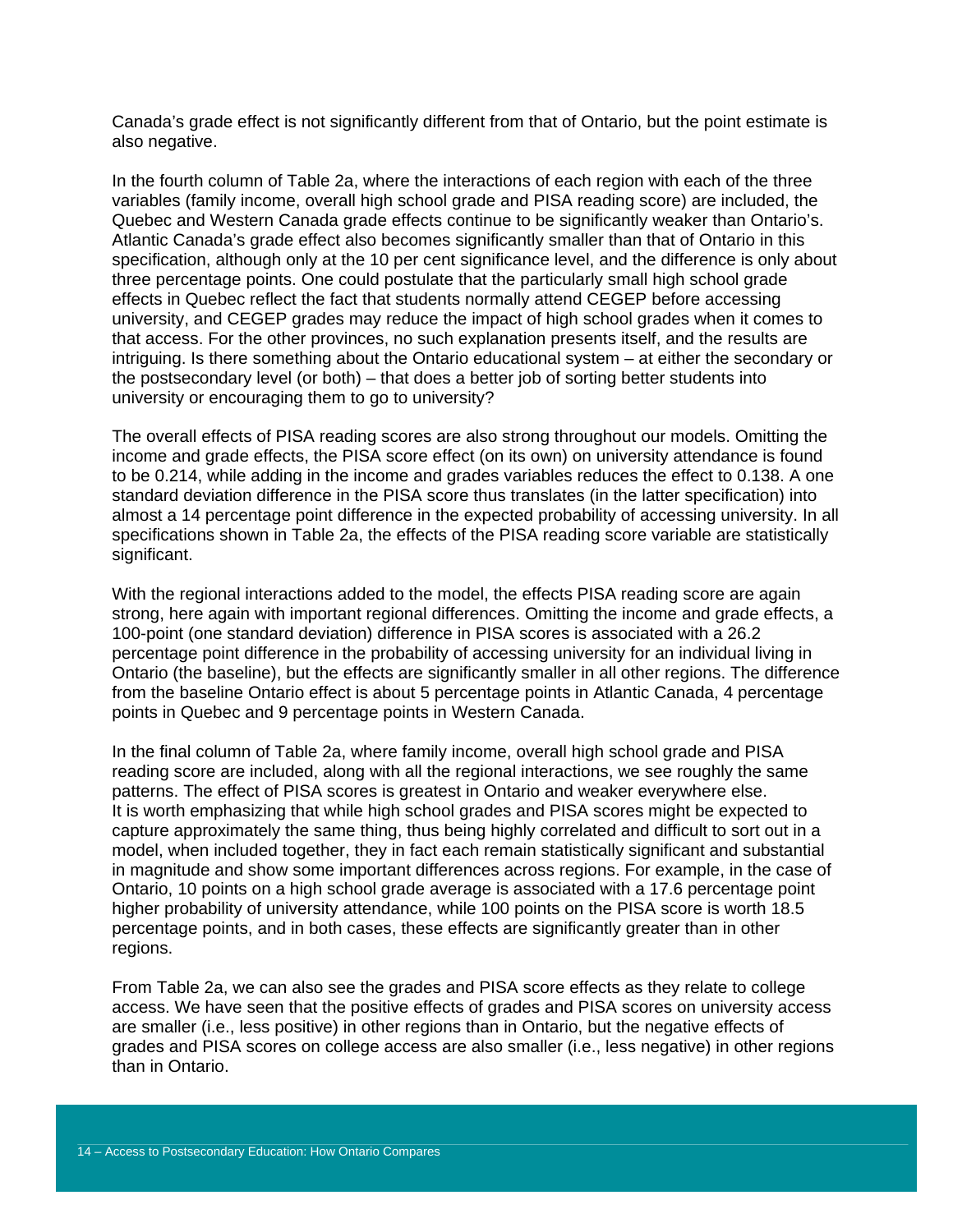Canada's grade effect is not significantly different from that of Ontario, but the point estimate is also negative.

In the fourth column of Table 2a, where the interactions of each region with each of the three variables (family income, overall high school grade and PISA reading score) are included, the Quebec and Western Canada grade effects continue to be significantly weaker than Ontario's. Atlantic Canada's grade effect also becomes significantly smaller than that of Ontario in this specification, although only at the 10 per cent significance level, and the difference is only about three percentage points. One could postulate that the particularly small high school grade effects in Quebec reflect the fact that students normally attend CEGEP before accessing university, and CEGEP grades may reduce the impact of high school grades when it comes to that access. For the other provinces, no such explanation presents itself, and the results are intriguing. Is there something about the Ontario educational system – at either the secondary or the postsecondary level (or both) – that does a better job of sorting better students into university or encouraging them to go to university?

The overall effects of PISA reading scores are also strong throughout our models. Omitting the income and grade effects, the PISA score effect (on its own) on university attendance is found to be 0.214, while adding in the income and grades variables reduces the effect to 0.138. A one standard deviation difference in the PISA score thus translates (in the latter specification) into almost a 14 percentage point difference in the expected probability of accessing university. In all specifications shown in Table 2a, the effects of the PISA reading score variable are statistically significant.

With the regional interactions added to the model, the effects PISA reading score are again strong, here again with important regional differences. Omitting the income and grade effects, a 100-point (one standard deviation) difference in PISA scores is associated with a 26.2 percentage point difference in the probability of accessing university for an individual living in Ontario (the baseline), but the effects are significantly smaller in all other regions. The difference from the baseline Ontario effect is about 5 percentage points in Atlantic Canada, 4 percentage points in Quebec and 9 percentage points in Western Canada.

In the final column of Table 2a, where family income, overall high school grade and PISA reading score are included, along with all the regional interactions, we see roughly the same patterns. The effect of PISA scores is greatest in Ontario and weaker everywhere else. It is worth emphasizing that while high school grades and PISA scores might be expected to capture approximately the same thing, thus being highly correlated and difficult to sort out in a model, when included together, they in fact each remain statistically significant and substantial in magnitude and show some important differences across regions. For example, in the case of Ontario, 10 points on a high school grade average is associated with a 17.6 percentage point higher probability of university attendance, while 100 points on the PISA score is worth 18.5 percentage points, and in both cases, these effects are significantly greater than in other regions.

From Table 2a, we can also see the grades and PISA score effects as they relate to college access. We have seen that the positive effects of grades and PISA scores on university access are smaller (i.e., less positive) in other regions than in Ontario, but the negative effects of grades and PISA scores on college access are also smaller (i.e., less negative) in other regions than in Ontario.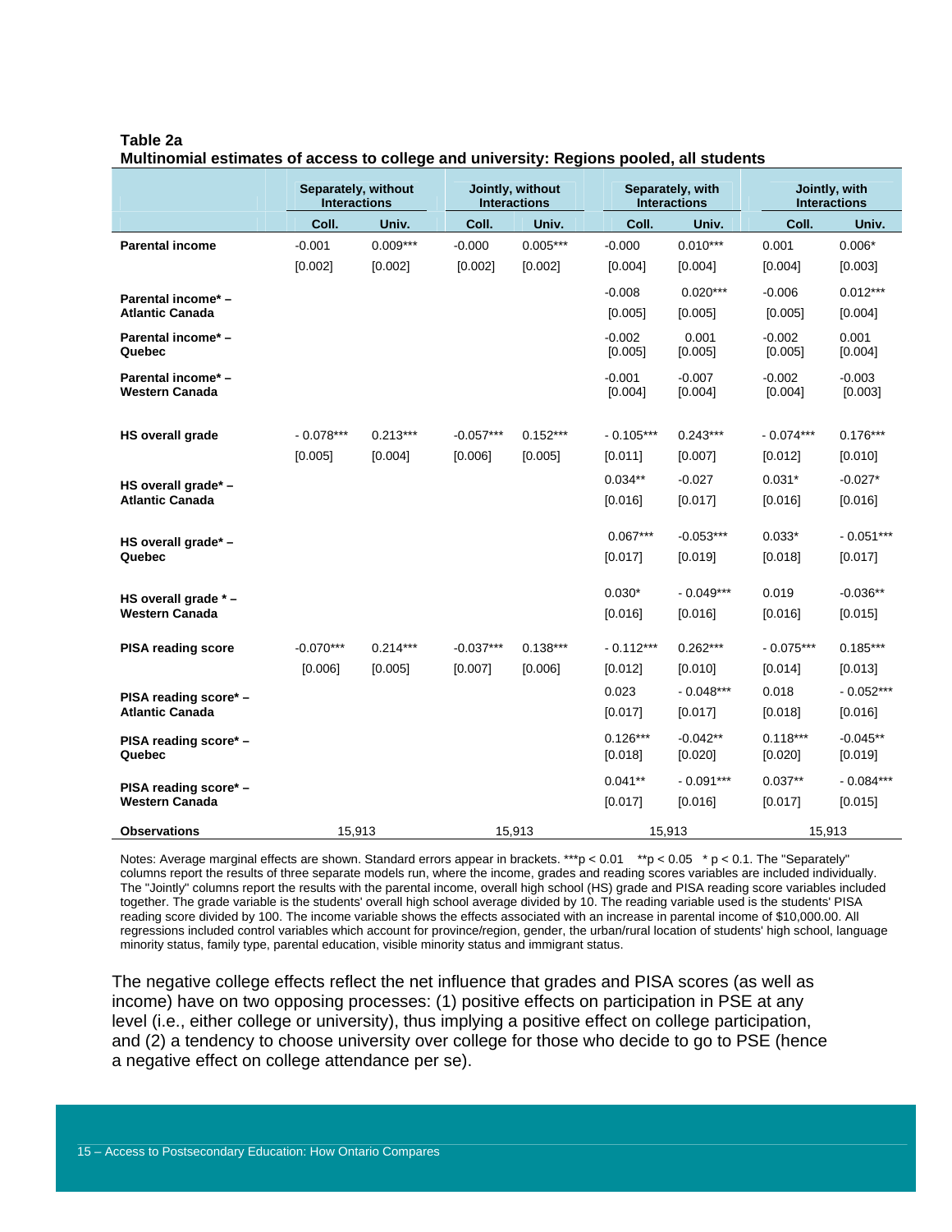**Table 2a**
**Multinomial estimates of access to college and university: Regions pooled, all students**

| | Separately, without Interactions | | Jointly, without Interactions | | Separately, with Interactions | | Jointly, with Interactions | |
|---|---|---|---|---|---|---|---|---|
| | Coll. | Univ. | Coll. | Univ. | Coll. | Univ. | Coll. | Univ. |
| **Parental income** | -0.001 | 0.009*** | -0.000 | 0.005*** | -0.000 | 0.010*** | 0.001 | 0.006* |
| | [0.002] | [0.002] | [0.002] | [0.002] | [0.004] | [0.004] | [0.004] | [0.003] |
| **Parental income* – Atlantic Canada** | | | | | -0.008 | 0.020*** | -0.006 | 0.012*** |
| | | | | | [0.005] | [0.005] | [0.005] | [0.004] |
| **Parental income* – Quebec** | | | | | -0.002 | 0.001 | -0.002 | 0.001 |
| | | | | | [0.005] | [0.005] | [0.005] | [0.004] |
| **Parental income* – Western Canada** | | | | | -0.001 | -0.007 | -0.002 | -0.003 |
| | | | | | [0.004] | [0.004] | [0.004] | [0.003] |
| **HS overall grade** | - 0.078*** | 0.213*** | -0.057*** | 0.152*** | - 0.105*** | 0.243*** | - 0.074*** | 0.176*** |
| | [0.005] | [0.004] | [0.006] | [0.005] | [0.011] | [0.007] | [0.012] | [0.010] |
| **HS overall grade* – Atlantic Canada** | | | | | 0.034** | -0.027 | 0.031* | -0.027* |
| | | | | | [0.016] | [0.017] | [0.016] | [0.016] |
| **HS overall grade* – Quebec** | | | | | 0.067*** | -0.053*** | 0.033* | - 0.051*** |
| | | | | | [0.017] | [0.019] | [0.018] | [0.017] |
| **HS overall grade * – Western Canada** | | | | | 0.030* | - 0.049*** | 0.019 | -0.036** |
| | | | | | [0.016] | [0.016] | [0.016] | [0.015] |
| **PISA reading score** | -0.070*** | 0.214*** | -0.037*** | 0.138*** | - 0.112*** | 0.262*** | - 0.075*** | 0.185*** |
| | [0.006] | [0.005] | [0.007] | [0.006] | [0.012] | [0.010] | [0.014] | [0.013] |
| **PISA reading score* – Atlantic Canada** | | | | | 0.023 | - 0.048*** | 0.018 | - 0.052*** |
| | | | | | [0.017] | [0.017] | [0.018] | [0.016] |
| **PISA reading score* – Quebec** | | | | | 0.126*** | -0.042** | 0.118*** | -0.045** |
| | | | | | [0.018] | [0.020] | [0.020] | [0.019] |
| **PISA reading score* – Western Canada** | | | | | 0.041** | - 0.091*** | 0.037** | - 0.084*** |
| | | | | | [0.017] | [0.016] | [0.017] | [0.015] |
| **Observations** | 15,913 | | 15,913 | | 15,913 | | 15,913 | |

Notes: Average marginal effects are shown. Standard errors appear in brackets. ***p < 0.01 **p < 0.05 * p < 0.1. The "Separately" columns report the results of three separate models run, where the income, grades and reading scores variables are included individually. The "Jointly" columns report the results with the parental income, overall high school (HS) grade and PISA reading score variables included together. The grade variable is the students' overall high school average divided by 10. The reading variable used is the students' PISA reading score divided by 100. The income variable shows the effects associated with an increase in parental income of $10,000.00. All regressions included control variables which account for province/region, gender, the urban/rural location of students' high school, language minority status, family type, parental education, visible minority status and immigrant status.

The negative college effects reflect the net influence that grades and PISA scores (as well as income) have on two opposing processes: (1) positive effects on participation in PSE at any level (i.e., either college or university), thus implying a positive effect on college participation, and (2) a tendency to choose university over college for those who decide to go to PSE (hence a negative effect on college attendance per se).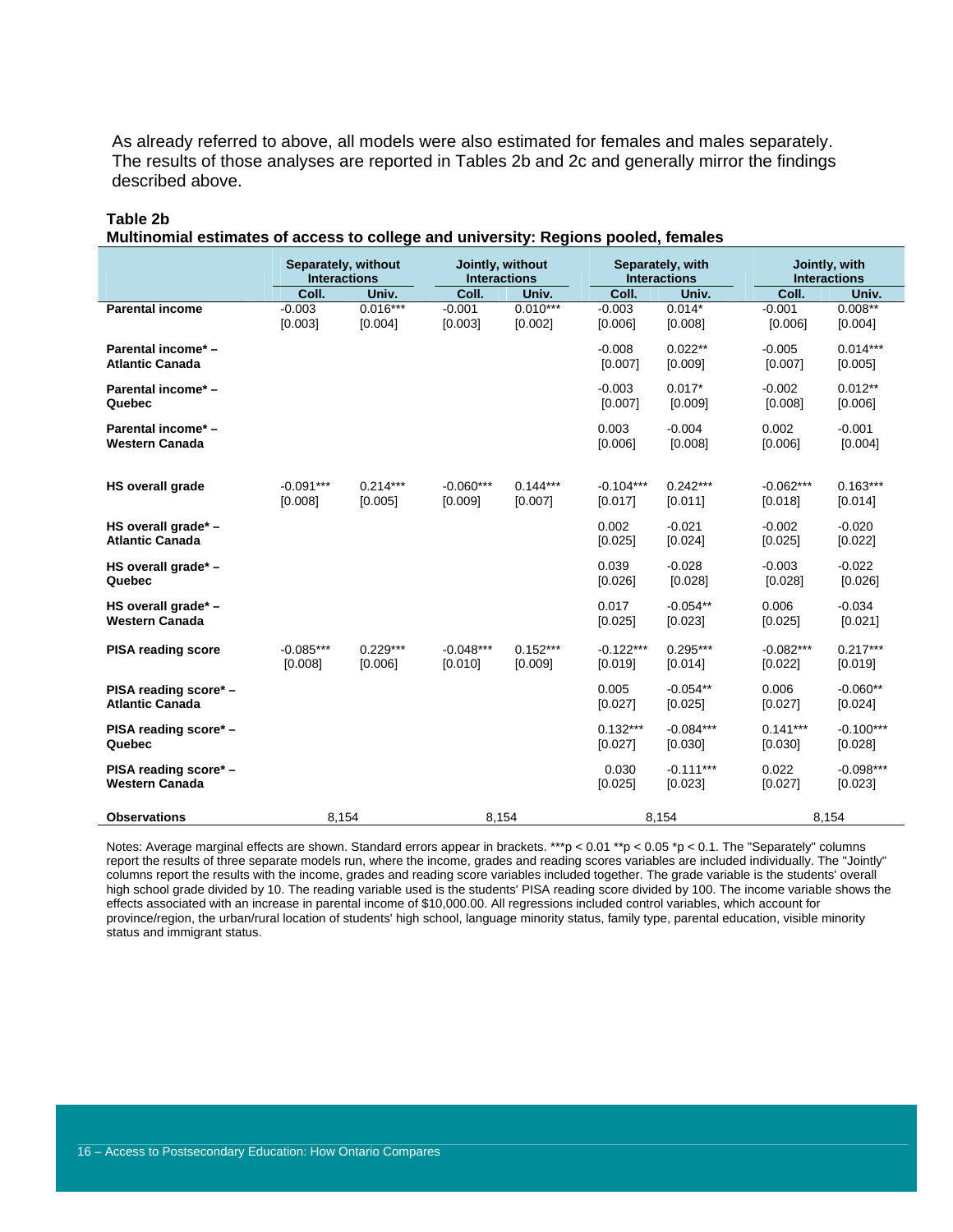As already referred to above, all models were also estimated for females and males separately. The results of those analyses are reported in Tables 2b and 2c and generally mirror the findings described above.

**Table 2b**
**Multinomial estimates of access to college and university: Regions pooled, females**

| | Separately, without Interactions | | Jointly, without Interactions | | Separately, with Interactions | | Jointly, with Interactions | |
|---|---|---|---|---|---|---|---|---|
| | Coll. | Univ. | Coll. | Univ. | Coll. | Univ. | Coll. | Univ. |
| **Parental income** | -0.003<br>[0.003] | 0.016***<br>[0.004] | -0.001<br>[0.003] | 0.010***<br>[0.002] | -0.003<br>[0.006] | 0.014*<br>[0.008] | -0.001<br>[0.006] | 0.008**<br>[0.004] |
| **Parental income* – Atlantic Canada** | | | | | -0.008<br>[0.007] | 0.022**<br>[0.009] | -0.005<br>[0.007] | 0.014***<br>[0.005] |
| **Parental income* – Quebec** | | | | | -0.003<br>[0.007] | 0.017*<br>[0.009] | -0.002<br>[0.008] | 0.012**<br>[0.006] |
| **Parental income* – Western Canada** | | | | | 0.003<br>[0.006] | -0.004<br>[0.008] | 0.002<br>[0.006] | -0.001<br>[0.004] |
| **HS overall grade** | -0.091***<br>[0.008] | 0.214***<br>[0.005] | -0.060***<br>[0.009] | 0.144***<br>[0.007] | -0.104***<br>[0.017] | 0.242***<br>[0.011] | -0.062***<br>[0.018] | 0.163***<br>[0.014] |
| **HS overall grade* – Atlantic Canada** | | | | | 0.002<br>[0.025] | -0.021<br>[0.024] | -0.002<br>[0.025] | -0.020<br>[0.022] |
| **HS overall grade* – Quebec** | | | | | 0.039<br>[0.026] | -0.028<br>[0.028] | -0.003<br>[0.028] | -0.022<br>[0.026] |
| **HS overall grade* – Western Canada** | | | | | 0.017<br>[0.025] | -0.054**<br>[0.023] | 0.006<br>[0.025] | -0.034<br>[0.021] |
| **PISA reading score** | -0.085***<br>[0.008] | 0.229***<br>[0.006] | -0.048***<br>[0.010] | 0.152***<br>[0.009] | -0.122***<br>[0.019] | 0.295***<br>[0.014] | -0.082***<br>[0.022] | 0.217***<br>[0.019] |
| **PISA reading score* – Atlantic Canada** | | | | | 0.005<br>[0.027] | -0.054**<br>[0.025] | 0.006<br>[0.027] | -0.060**<br>[0.024] |
| **PISA reading score* – Quebec** | | | | | 0.132***<br>[0.027] | -0.084***<br>[0.030] | 0.141***<br>[0.030] | -0.100***<br>[0.028] |
| **PISA reading score* – Western Canada** | | | | | 0.030<br>[0.025] | -0.111***<br>[0.023] | 0.022<br>[0.027] | -0.098***<br>[0.023] |
| **Observations** | 8,154 | | 8,154 | | 8,154 | | 8,154 | |

Notes: Average marginal effects are shown. Standard errors appear in brackets. ***p < 0.01 **p < 0.05 *p < 0.1. The "Separately" columns report the results of three separate models run, where the income, grades and reading scores variables are included individually. The "Jointly" columns report the results with the income, grades and reading score variables included together. The grade variable is the students' overall high school grade divided by 10. The reading variable used is the students' PISA reading score divided by 100. The income variable shows the effects associated with an increase in parental income of $10,000.00. All regressions included control variables, which account for province/region, the urban/rural location of students' high school, language minority status, family type, parental education, visible minority status and immigrant status.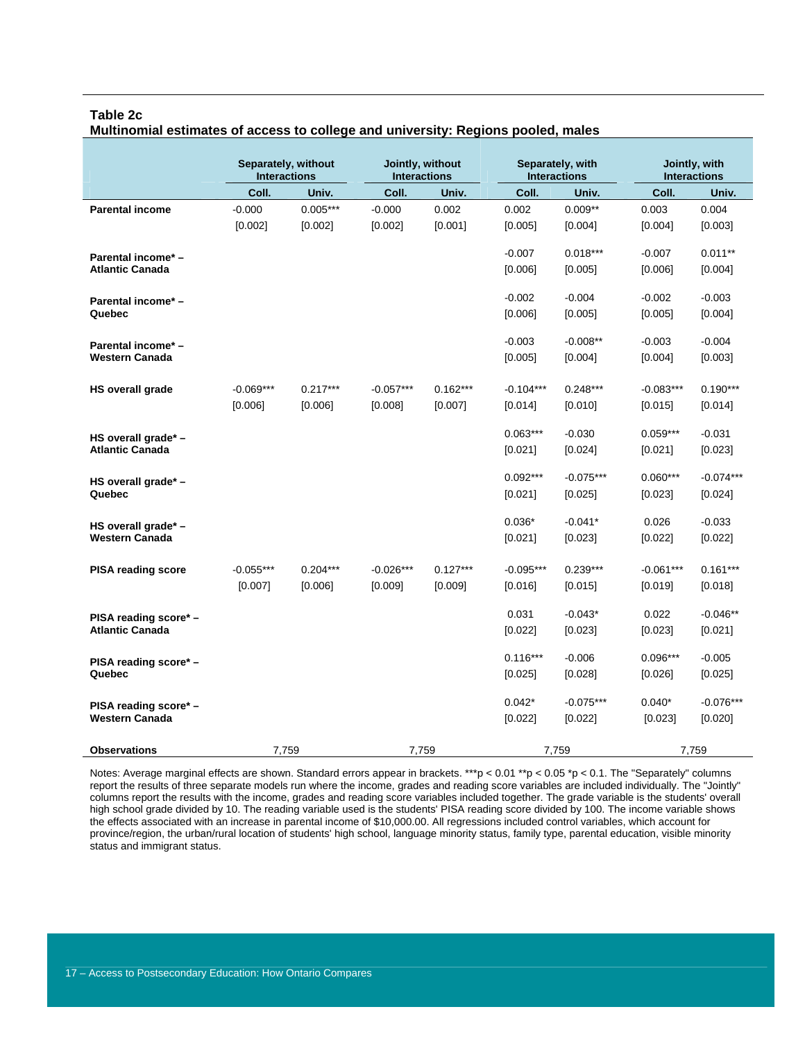**Table 2c**
**Multinomial estimates of access to college and university: Regions pooled, males**

| | Separately, without Interactions | | Jointly, without Interactions | | Separately, with Interactions | | Jointly, with Interactions | |
|---|---|---|---|---|---|---|---|---|
| | Coll. | Univ. | Coll. | Univ. | Coll. | Univ. | Coll. | Univ. |
| **Parental income** | -0.000 | 0.005*** | -0.000 | 0.002 | 0.002 | 0.009** | 0.003 | 0.004 |
| | [0.002] | [0.002] | [0.002] | [0.001] | [0.005] | [0.004] | [0.004] | [0.003] |
| **Parental income* – Atlantic Canada** | | | | | -0.007 | 0.018*** | -0.007 | 0.011** |
| | | | | | [0.006] | [0.005] | [0.006] | [0.004] |
| **Parental income* – Quebec** | | | | | -0.002 | -0.004 | -0.002 | -0.003 |
| | | | | | [0.006] | [0.005] | [0.005] | [0.004] |
| **Parental income* – Western Canada** | | | | | -0.003 | -0.008** | -0.003 | -0.004 |
| | | | | | [0.005] | [0.004] | [0.004] | [0.003] |
| **HS overall grade** | -0.069*** | 0.217*** | -0.057*** | 0.162*** | -0.104*** | 0.248*** | -0.083*** | 0.190*** |
| | [0.006] | [0.006] | [0.008] | [0.007] | [0.014] | [0.010] | [0.015] | [0.014] |
| **HS overall grade* – Atlantic Canada** | | | | | 0.063*** | -0.030 | 0.059*** | -0.031 |
| | | | | | [0.021] | [0.024] | [0.021] | [0.023] |
| **HS overall grade* – Quebec** | | | | | 0.092*** | -0.075*** | 0.060*** | -0.074*** |
| | | | | | [0.021] | [0.025] | [0.023] | [0.024] |
| **HS overall grade* – Western Canada** | | | | | 0.036* | -0.041* | 0.026 | -0.033 |
| | | | | | [0.021] | [0.023] | [0.022] | [0.022] |
| **PISA reading score** | -0.055*** | 0.204*** | -0.026*** | 0.127*** | -0.095*** | 0.239*** | -0.061*** | 0.161*** |
| | [0.007] | [0.006] | [0.009] | [0.009] | [0.016] | [0.015] | [0.019] | [0.018] |
| **PISA reading score* – Atlantic Canada** | | | | | 0.031 | -0.043* | 0.022 | -0.046** |
| | | | | | [0.022] | [0.023] | [0.023] | [0.021] |
| **PISA reading score* – Quebec** | | | | | 0.116*** | -0.006 | 0.096*** | -0.005 |
| | | | | | [0.025] | [0.028] | [0.026] | [0.025] |
| **PISA reading score* – Western Canada** | | | | | 0.042* | -0.075*** | 0.040* | -0.076*** |
| | | | | | [0.022] | [0.022] | [0.023] | [0.020] |
| **Observations** | 7,759 | | 7,759 | | 7,759 | | 7,759 | |

Notes: Average marginal effects are shown. Standard errors appear in brackets. ***p < 0.01 **p < 0.05 *p < 0.1. The "Separately" columns report the results of three separate models run where the income, grades and reading score variables are included individually. The "Jointly" columns report the results with the income, grades and reading score variables included together. The grade variable is the students' overall high school grade divided by 10. The reading variable used is the students' PISA reading score divided by 100. The income variable shows the effects associated with an increase in parental income of $10,000.00. All regressions included control variables, which account for province/region, the urban/rural location of students' high school, language minority status, family type, parental education, visible minority status and immigrant status.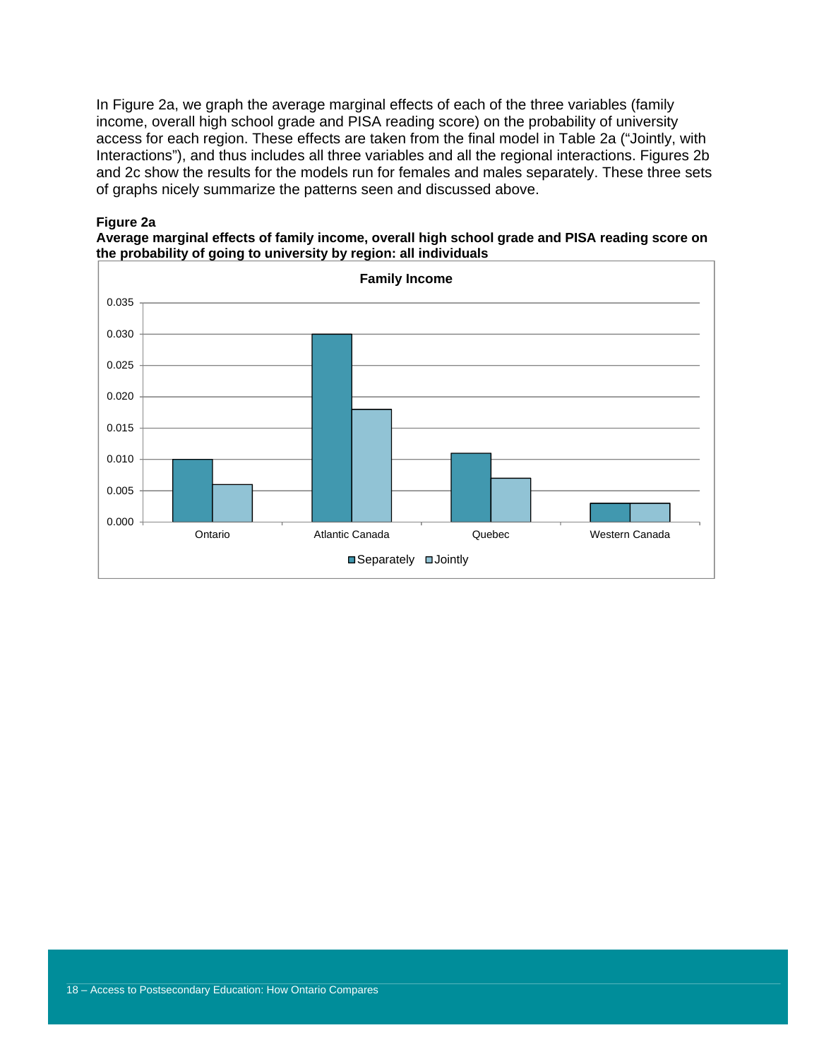In Figure 2a, we graph the average marginal effects of each of the three variables (family income, overall high school grade and PISA reading score) on the probability of university access for each region. These effects are taken from the final model in Table 2a ("Jointly, with Interactions"), and thus includes all three variables and all the regional interactions. Figures 2b and 2c show the results for the models run for females and males separately. These three sets of graphs nicely summarize the patterns seen and discussed above.

**Figure 2a**
**Average marginal effects of family income, overall high school grade and PISA reading score on the probability of going to university by region: all individuals**

**Family Income**

| Region | Separately | Jointly |
|---|---|---|
| Ontario | 0.010 | 0.006 |
| Atlantic Canada | 0.030 | 0.018 |
| Quebec | 0.011 | 0.007 |
| Western Canada | 0.003 | 0.003 |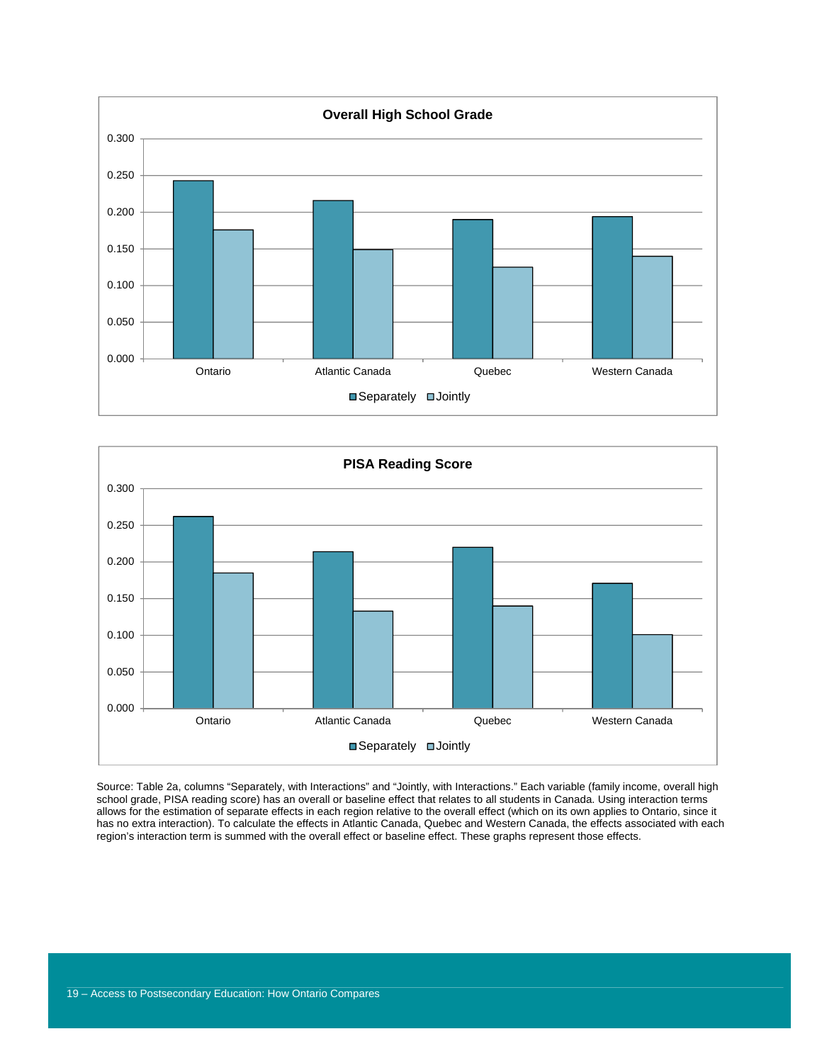**Overall High School Grade**

| | Separately | Jointly |
|---|---|---|
| Ontario | 0.243 | 0.176 |
| Atlantic Canada | 0.216 | 0.149 |
| Quebec | 0.190 | 0.125 |
| Western Canada | 0.194 | 0.140 |

**PISA Reading Score**

| | Separately | Jointly |
|---|---|---|
| Ontario | 0.262 | 0.185 |
| Atlantic Canada | 0.214 | 0.133 |
| Quebec | 0.220 | 0.140 |
| Western Canada | 0.171 | 0.101 |

Source: Table 2a, columns "Separately, with Interactions" and "Jointly, with Interactions." Each variable (family income, overall high school grade, PISA reading score) has an overall or baseline effect that relates to all students in Canada. Using interaction terms allows for the estimation of separate effects in each region relative to the overall effect (which on its own applies to Ontario, since it has no extra interaction). To calculate the effects in Atlantic Canada, Quebec and Western Canada, the effects associated with each region's interaction term is summed with the overall effect or baseline effect. These graphs represent those effects.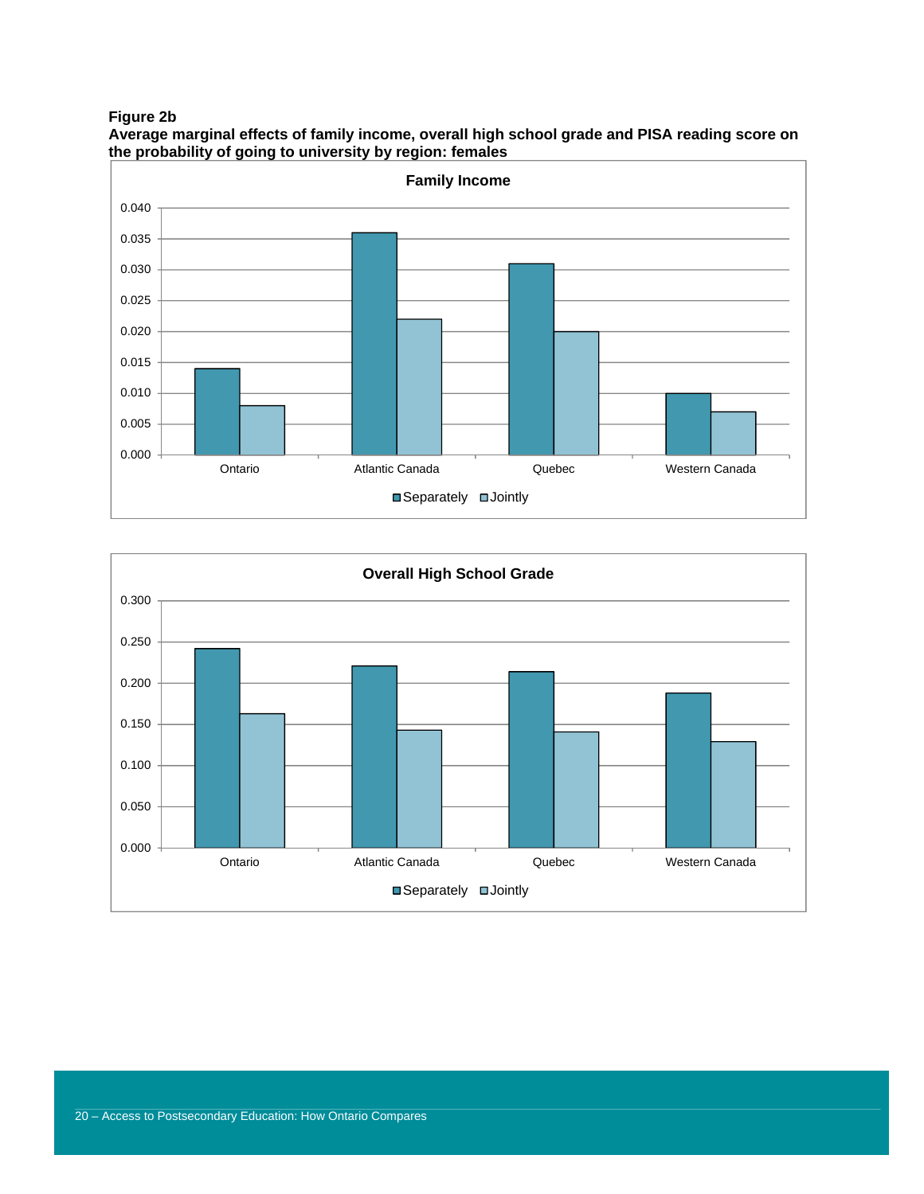**Figure 2b**
**Average marginal effects of family income, overall high school grade and PISA reading score on the probability of going to university by region: females**

**Family Income**

| Region | Separately | Jointly |
|---|---|---|
| Ontario | 0.014 | 0.008 |
| Atlantic Canada | 0.036 | 0.022 |
| Quebec | 0.031 | 0.020 |
| Western Canada | 0.010 | 0.007 |

**Overall High School Grade**

| Region | Separately | Jointly |
|---|---|---|
| Ontario | 0.242 | 0.163 |
| Atlantic Canada | 0.221 | 0.143 |
| Quebec | 0.214 | 0.141 |
| Western Canada | 0.188 | 0.129 |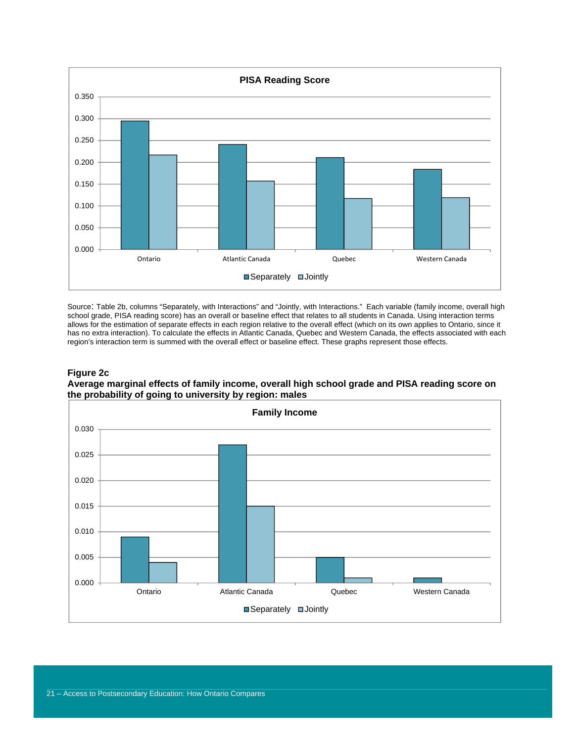**PISA Reading Score**

| | Separately | Jointly |
|---|---|---|
| Ontario | 0.295 | 0.217 |
| Atlantic Canada | 0.241 | 0.157 |
| Quebec | 0.211 | 0.117 |
| Western Canada | 0.184 | 0.119 |

Source: Table 2b, columns "Separately, with Interactions" and "Jointly, with Interactions." Each variable (family income, overall high school grade, PISA reading score) has an overall or baseline effect that relates to all students in Canada. Using interaction terms allows for the estimation of separate effects in each region relative to the overall effect (which on its own applies to Ontario, since it has no extra interaction). To calculate the effects in Atlantic Canada, Quebec and Western Canada, the effects associated with each region's interaction term is summed with the overall effect or baseline effect. These graphs represent those effects.

**Figure 2c**
**Average marginal effects of family income, overall high school grade and PISA reading score on the probability of going to university by region: males**

**Family Income**

| | Separately | Jointly |
|---|---|---|
| Ontario | 0.009 | 0.004 |
| Atlantic Canada | 0.027 | 0.015 |
| Quebec | 0.005 | 0.001 |
| Western Canada | 0.001 | 0.000 |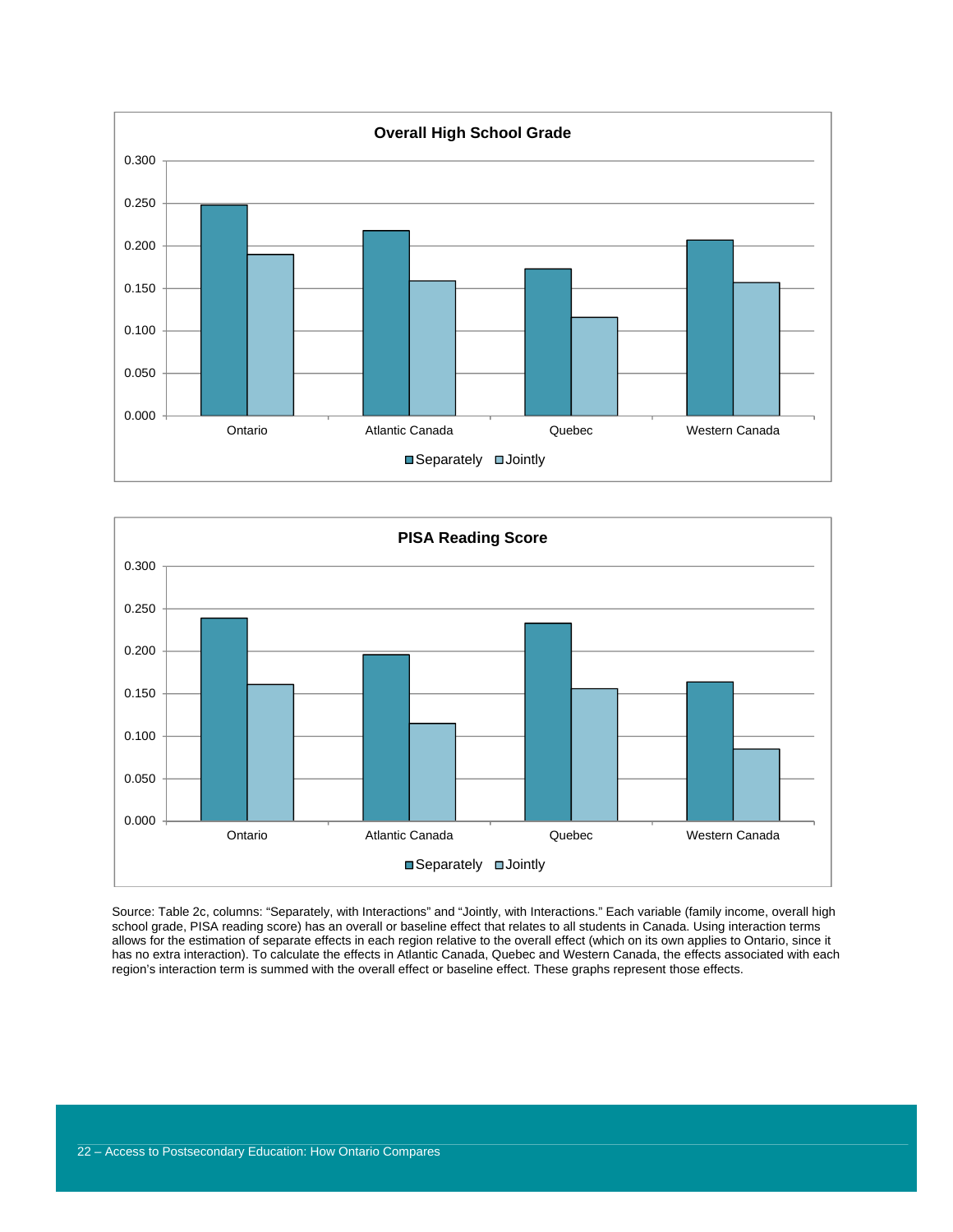**Overall High School Grade**

**PISA Reading Score**

Source: Table 2c, columns: “Separately, with Interactions” and “Jointly, with Interactions.” Each variable (family income, overall high school grade, PISA reading score) has an overall or baseline effect that relates to all students in Canada. Using interaction terms allows for the estimation of separate effects in each region relative to the overall effect (which on its own applies to Ontario, since it has no extra interaction). To calculate the effects in Atlantic Canada, Quebec and Western Canada, the effects associated with each region’s interaction term is summed with the overall effect or baseline effect. These graphs represent those effects.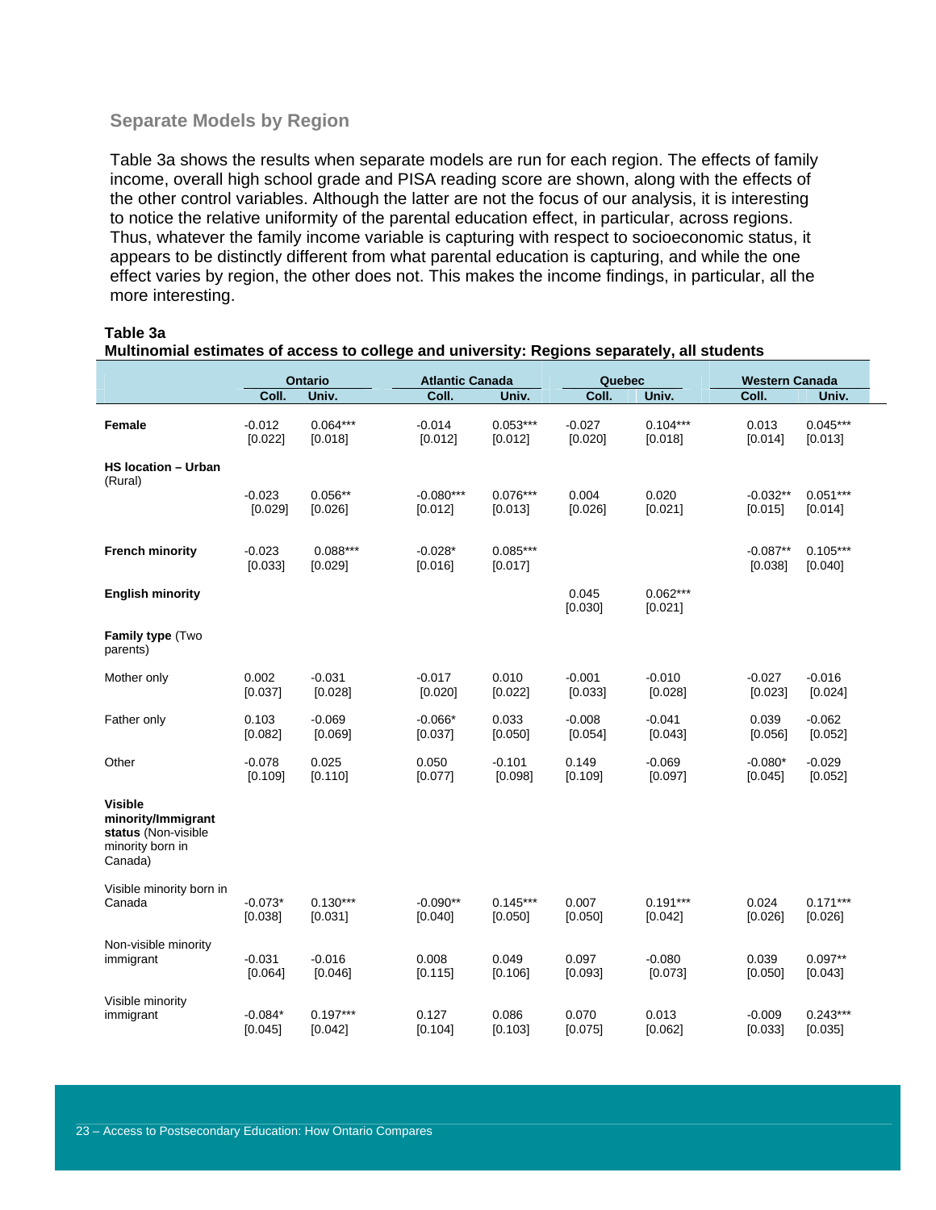### Separate Models by Region

Table 3a shows the results when separate models are run for each region. The effects of family income, overall high school grade and PISA reading score are shown, along with the effects of the other control variables. Although the latter are not the focus of our analysis, it is interesting to notice the relative uniformity of the parental education effect, in particular, across regions. Thus, whatever the family income variable is capturing with respect to socioeconomic status, it appears to be distinctly different from what parental education is capturing, and while the one effect varies by region, the other does not. This makes the income findings, in particular, all the more interesting.

**Table 3a**
**Multinomial estimates of access to college and university: Regions separately, all students**

| | Ontario | | Atlantic Canada | | Quebec | | Western Canada | |
|---|---|---|---|---|---|---|---|---|
| | Coll. | Univ. | Coll. | Univ. | Coll. | Univ. | Coll. | Univ. |
| **Female** | -0.012 [0.022] | 0.064*** [0.018] | -0.014 [0.012] | 0.053*** [0.012] | -0.027 [0.020] | 0.104*** [0.018] | 0.013 [0.014] | 0.045*** [0.013] |
| **HS location – Urban** (Rural) | -0.023 [0.029] | 0.056** [0.026] | -0.080*** [0.012] | 0.076*** [0.013] | 0.004 [0.026] | 0.020 [0.021] | -0.032** [0.015] | 0.051*** [0.014] |
| **French minority** | -0.023 [0.033] | 0.088*** [0.029] | -0.028* [0.016] | 0.085*** [0.017] | | | -0.087** [0.038] | 0.105*** [0.040] |
| **English minority** | | | | | 0.045 [0.030] | 0.062*** [0.021] | | |
| **Family type** (Two parents) | | | | | | | | |
| Mother only | 0.002 [0.037] | -0.031 [0.028] | -0.017 [0.020] | 0.010 [0.022] | -0.001 [0.033] | -0.010 [0.028] | -0.027 [0.023] | -0.016 [0.024] |
| Father only | 0.103 [0.082] | -0.069 [0.069] | -0.066* [0.037] | 0.033 [0.050] | -0.008 [0.054] | -0.041 [0.043] | 0.039 [0.056] | -0.062 [0.052] |
| Other | -0.078 [0.109] | 0.025 [0.110] | 0.050 [0.077] | -0.101 [0.098] | 0.149 [0.109] | -0.069 [0.097] | -0.080* [0.045] | -0.029 [0.052] |
| **Visible minority/Immigrant status** (Non-visible minority born in Canada) | | | | | | | | |
| Visible minority born in Canada | -0.073* [0.038] | 0.130*** [0.031] | -0.090** [0.040] | 0.145*** [0.050] | 0.007 [0.050] | 0.191*** [0.042] | 0.024 [0.026] | 0.171*** [0.026] |
| Non-visible minority immigrant | -0.031 [0.064] | -0.016 [0.046] | 0.008 [0.115] | 0.049 [0.106] | 0.097 [0.093] | -0.080 [0.073] | 0.039 [0.050] | 0.097** [0.043] |
| Visible minority immigrant | -0.084* [0.045] | 0.197*** [0.042] | 0.127 [0.104] | 0.086 [0.103] | 0.070 [0.075] | 0.013 [0.062] | -0.009 [0.033] | 0.243*** [0.035] |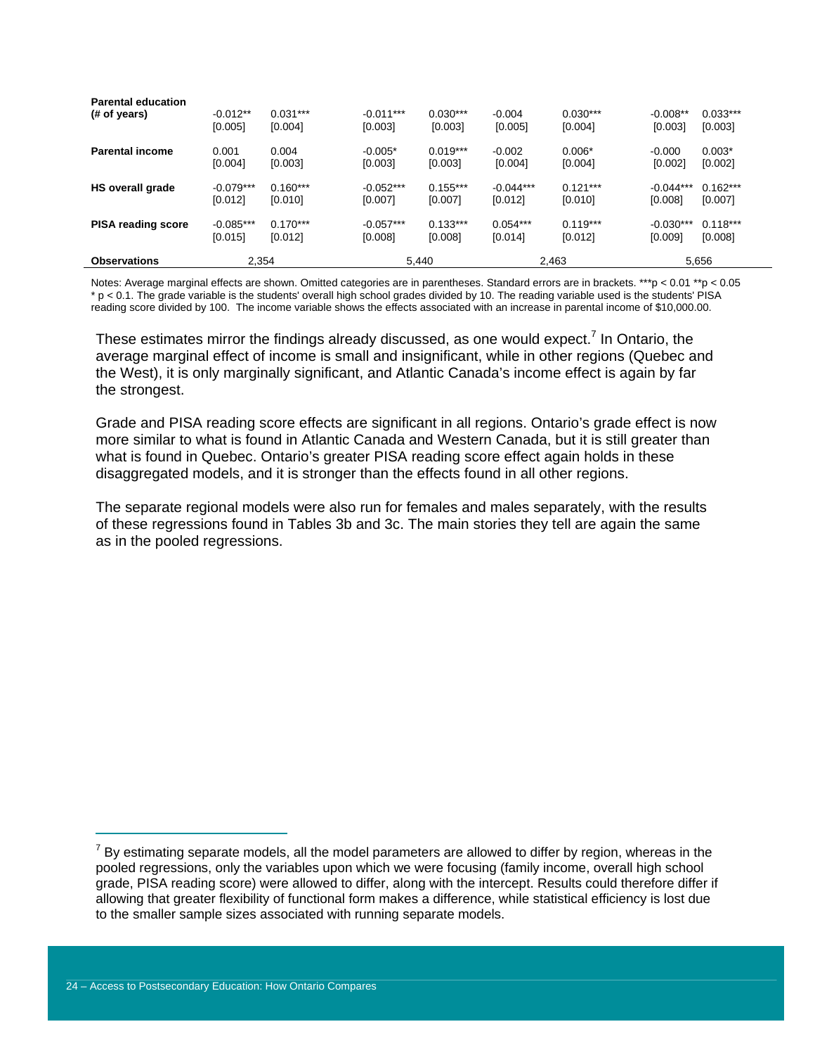| | | | | | | | | |
|---|---|---|---|---|---|---|---|---|
| **Parental education (# of years)** | -0.012** | 0.031*** | -0.011*** | 0.030*** | -0.004 | 0.030*** | -0.008** | 0.033*** |
| | [0.005] | [0.004] | [0.003] | [0.003] | [0.005] | [0.004] | [0.003] | [0.003] |
| **Parental income** | 0.001 | 0.004 | -0.005* | 0.019*** | -0.002 | 0.006* | -0.000 | 0.003* |
| | [0.004] | [0.003] | [0.003] | [0.003] | [0.004] | [0.004] | [0.002] | [0.002] |
| **HS overall grade** | -0.079*** | 0.160*** | -0.052*** | 0.155*** | -0.044*** | 0.121*** | -0.044*** | 0.162*** |
| | [0.012] | [0.010] | [0.007] | [0.007] | [0.012] | [0.010] | [0.008] | [0.007] |
| **PISA reading score** | -0.085*** | 0.170*** | -0.057*** | 0.133*** | 0.054*** | 0.119*** | -0.030*** | 0.118*** |
| | [0.015] | [0.012] | [0.008] | [0.008] | [0.014] | [0.012] | [0.009] | [0.008] |
| **Observations** | 2,354 | | 5,440 | | 2,463 | | 5,656 | |

Notes: Average marginal effects are shown. Omitted categories are in parentheses. Standard errors are in brackets. ***p < 0.01 **p < 0.05 * p < 0.1. The grade variable is the students' overall high school grades divided by 10. The reading variable used is the students' PISA reading score divided by 100. The income variable shows the effects associated with an increase in parental income of $10,000.00.

These estimates mirror the findings already discussed, as one would expect.[7] In Ontario, the average marginal effect of income is small and insignificant, while in other regions (Quebec and the West), it is only marginally significant, and Atlantic Canada's income effect is again by far the strongest.

Grade and PISA reading score effects are significant in all regions. Ontario's grade effect is now more similar to what is found in Atlantic Canada and Western Canada, but it is still greater than what is found in Quebec. Ontario's greater PISA reading score effect again holds in these disaggregated models, and it is stronger than the effects found in all other regions.

The separate regional models were also run for females and males separately, with the results of these regressions found in Tables 3b and 3c. The main stories they tell are again the same as in the pooled regressions.

[7] By estimating separate models, all the model parameters are allowed to differ by region, whereas in the pooled regressions, only the variables upon which we were focusing (family income, overall high school grade, PISA reading score) were allowed to differ, along with the intercept. Results could therefore differ if allowing that greater flexibility of functional form makes a difference, while statistical efficiency is lost due to the smaller sample sizes associated with running separate models.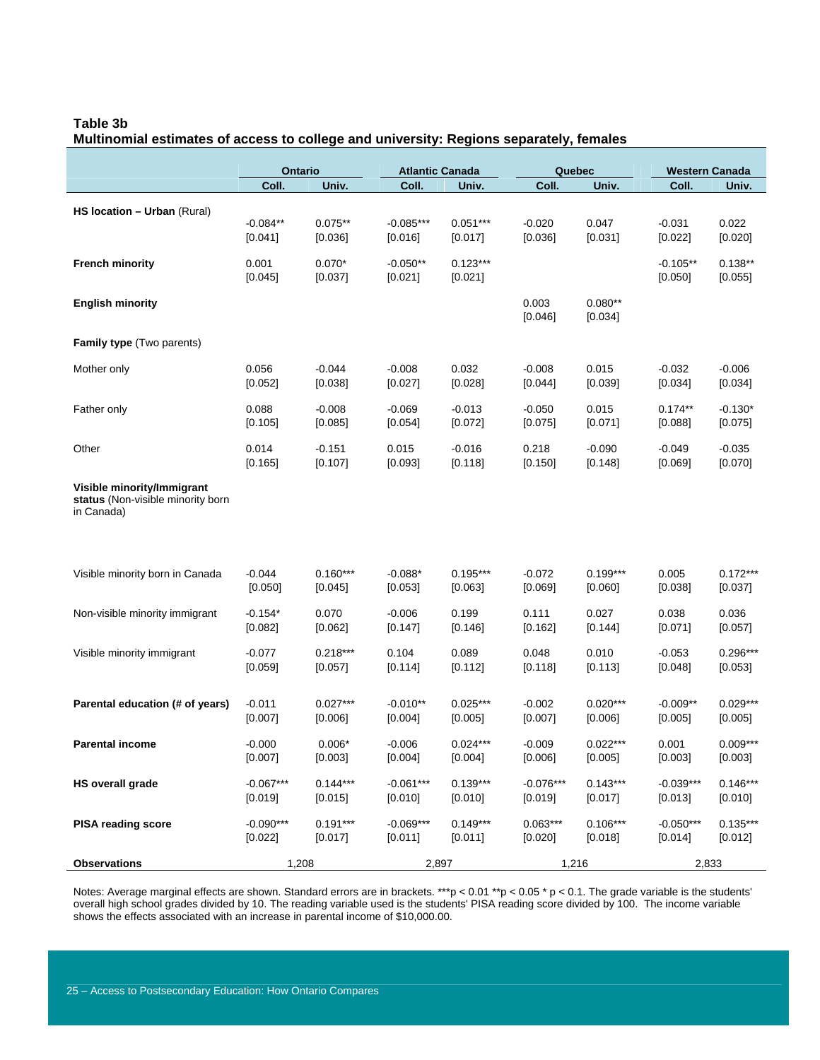**Table 3b**
**Multinomial estimates of access to college and university: Regions separately, females**

| | Ontario | | Atlantic Canada | | Quebec | | Western Canada | |
|---|---|---|---|---|---|---|---|---|
| | Coll. | Univ. | Coll. | Univ. | Coll. | Univ. | Coll. | Univ. |
| **HS location – Urban** (Rural) | -0.084** | 0.075** | -0.085*** | 0.051*** | -0.020 | 0.047 | -0.031 | 0.022 |
| | [0.041] | [0.036] | [0.016] | [0.017] | [0.036] | [0.031] | [0.022] | [0.020] |
| **French minority** | 0.001 | 0.070* | -0.050** | 0.123*** | | | -0.105** | 0.138** |
| | [0.045] | [0.037] | [0.021] | [0.021] | | | [0.050] | [0.055] |
| **English minority** | | | | | 0.003 | 0.080** | | |
| | | | | | [0.046] | [0.034] | | |
| **Family type** (Two parents) | | | | | | | | |
| Mother only | 0.056 | -0.044 | -0.008 | 0.032 | -0.008 | 0.015 | -0.032 | -0.006 |
| | [0.052] | [0.038] | [0.027] | [0.028] | [0.044] | [0.039] | [0.034] | [0.034] |
| Father only | 0.088 | -0.008 | -0.069 | -0.013 | -0.050 | 0.015 | 0.174** | -0.130* |
| | [0.105] | [0.085] | [0.054] | [0.072] | [0.075] | [0.071] | [0.088] | [0.075] |
| Other | 0.014 | -0.151 | 0.015 | -0.016 | 0.218 | -0.090 | -0.049 | -0.035 |
| | [0.165] | [0.107] | [0.093] | [0.118] | [0.150] | [0.148] | [0.069] | [0.070] |
| **Visible minority/Immigrant status** (Non-visible minority born in Canada) | | | | | | | | |
| Visible minority born in Canada | -0.044 | 0.160*** | -0.088* | 0.195*** | -0.072 | 0.199*** | 0.005 | 0.172*** |
| | [0.050] | [0.045] | [0.053] | [0.063] | [0.069] | [0.060] | [0.038] | [0.037] |
| Non-visible minority immigrant | -0.154* | 0.070 | -0.006 | 0.199 | 0.111 | 0.027 | 0.038 | 0.036 |
| | [0.082] | [0.062] | [0.147] | [0.146] | [0.162] | [0.144] | [0.071] | [0.057] |
| Visible minority immigrant | -0.077 | 0.218*** | 0.104 | 0.089 | 0.048 | 0.010 | -0.053 | 0.296*** |
| | [0.059] | [0.057] | [0.114] | [0.112] | [0.118] | [0.113] | [0.048] | [0.053] |
| **Parental education (# of years)** | -0.011 | 0.027*** | -0.010** | 0.025*** | -0.002 | 0.020*** | -0.009** | 0.029*** |
| | [0.007] | [0.006] | [0.004] | [0.005] | [0.007] | [0.006] | [0.005] | [0.005] |
| **Parental income** | -0.000 | 0.006* | -0.006 | 0.024*** | -0.009 | 0.022*** | 0.001 | 0.009*** |
| | [0.007] | [0.003] | [0.004] | [0.004] | [0.006] | [0.005] | [0.003] | [0.003] |
| **HS overall grade** | -0.067*** | 0.144*** | -0.061*** | 0.139*** | -0.076*** | 0.143*** | -0.039*** | 0.146*** |
| | [0.019] | [0.015] | [0.010] | [0.010] | [0.019] | [0.017] | [0.013] | [0.010] |
| **PISA reading score** | -0.090*** | 0.191*** | -0.069*** | 0.149*** | 0.063*** | 0.106*** | -0.050*** | 0.135*** |
| | [0.022] | [0.017] | [0.011] | [0.011] | [0.020] | [0.018] | [0.014] | [0.012] |
| **Observations** | 1,208 | | 2,897 | | 1,216 | | 2,833 | |

Notes: Average marginal effects are shown. Standard errors are in brackets. ***p < 0.01 **p < 0.05 * p < 0.1. The grade variable is the students' overall high school grades divided by 10. The reading variable used is the students' PISA reading score divided by 100. The income variable shows the effects associated with an increase in parental income of $10,000.00.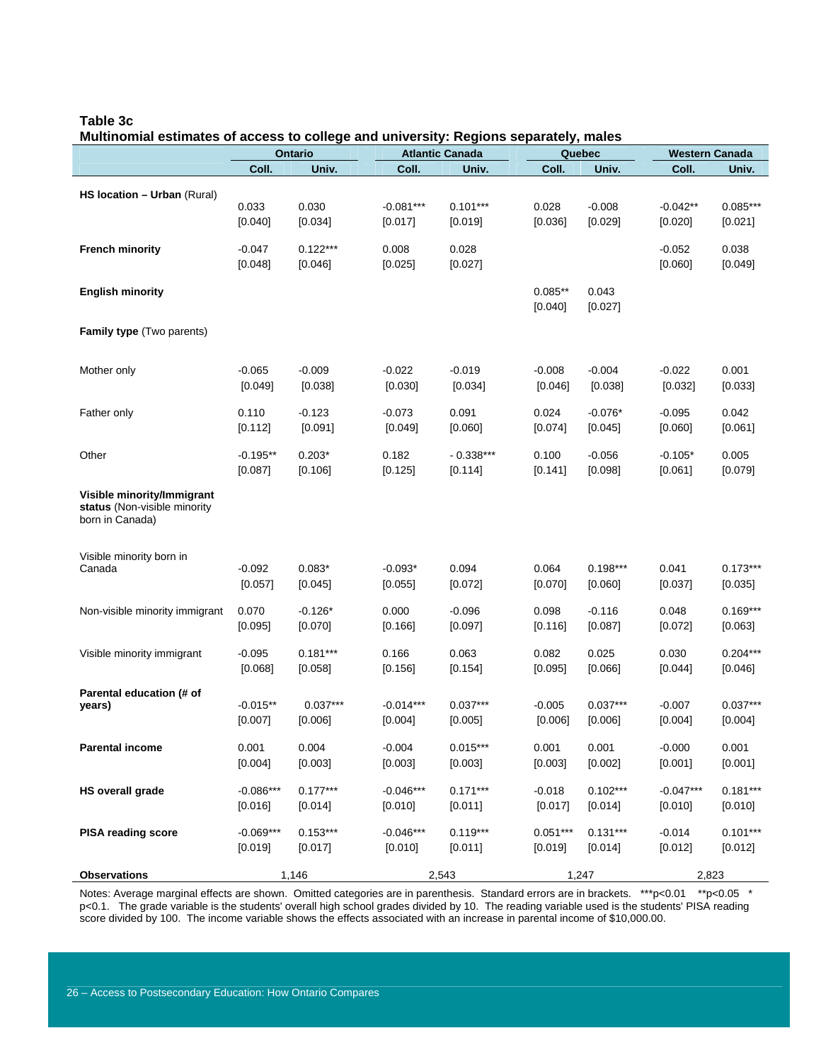**Table 3c**
**Multinomial estimates of access to college and university: Regions separately, males**

| | Ontario | | Atlantic Canada | | Quebec | | Western Canada | |
|---|---|---|---|---|---|---|---|---|
| | Coll. | Univ. | Coll. | Univ. | Coll. | Univ. | Coll. | Univ. |
| **HS location – Urban** (Rural) | 0.033 | 0.030 | -0.081*** | 0.101*** | 0.028 | -0.008 | -0.042** | 0.085*** |
| | [0.040] | [0.034] | [0.017] | [0.019] | [0.036] | [0.029] | [0.020] | [0.021] |
| **French minority** | -0.047 | 0.122*** | 0.008 | 0.028 | | | -0.052 | 0.038 |
| | [0.048] | [0.046] | [0.025] | [0.027] | | | [0.060] | [0.049] |
| **English minority** | | | | | 0.085** | 0.043 | | |
| | | | | | [0.040] | [0.027] | | |
| **Family type** (Two parents) | | | | | | | | |
| Mother only | -0.065 | -0.009 | -0.022 | -0.019 | -0.008 | -0.004 | -0.022 | 0.001 |
| | [0.049] | [0.038] | [0.030] | [0.034] | [0.046] | [0.038] | [0.032] | [0.033] |
| Father only | 0.110 | -0.123 | -0.073 | 0.091 | 0.024 | -0.076* | -0.095 | 0.042 |
| | [0.112] | [0.091] | [0.049] | [0.060] | [0.074] | [0.045] | [0.060] | [0.061] |
| Other | -0.195** | 0.203* | 0.182 | - 0.338*** | 0.100 | -0.056 | -0.105* | 0.005 |
| | [0.087] | [0.106] | [0.125] | [0.114] | [0.141] | [0.098] | [0.061] | [0.079] |
| **Visible minority/Immigrant status** (Non-visible minority born in Canada) | | | | | | | | |
| Visible minority born in Canada | -0.092 | 0.083* | -0.093* | 0.094 | 0.064 | 0.198*** | 0.041 | 0.173*** |
| | [0.057] | [0.045] | [0.055] | [0.072] | [0.070] | [0.060] | [0.037] | [0.035] |
| Non-visible minority immigrant | 0.070 | -0.126* | 0.000 | -0.096 | 0.098 | -0.116 | 0.048 | 0.169*** |
| | [0.095] | [0.070] | [0.166] | [0.097] | [0.116] | [0.087] | [0.072] | [0.063] |
| Visible minority immigrant | -0.095 | 0.181*** | 0.166 | 0.063 | 0.082 | 0.025 | 0.030 | 0.204*** |
| | [0.068] | [0.058] | [0.156] | [0.154] | [0.095] | [0.066] | [0.044] | [0.046] |
| **Parental education (# of years)** | -0.015** | 0.037*** | -0.014*** | 0.037*** | -0.005 | 0.037*** | -0.007 | 0.037*** |
| | [0.007] | [0.006] | [0.004] | [0.005] | [0.006] | [0.006] | [0.004] | [0.004] |
| **Parental income** | 0.001 | 0.004 | -0.004 | 0.015*** | 0.001 | 0.001 | -0.000 | 0.001 |
| | [0.004] | [0.003] | [0.003] | [0.003] | [0.003] | [0.002] | [0.001] | [0.001] |
| **HS overall grade** | -0.086*** | 0.177*** | -0.046*** | 0.171*** | -0.018 | 0.102*** | -0.047*** | 0.181*** |
| | [0.016] | [0.014] | [0.010] | [0.011] | [0.017] | [0.014] | [0.010] | [0.010] |
| **PISA reading score** | -0.069*** | 0.153*** | -0.046*** | 0.119*** | 0.051*** | 0.131*** | -0.014 | 0.101*** |
| | [0.019] | [0.017] | [0.010] | [0.011] | [0.019] | [0.014] | [0.012] | [0.012] |
| **Observations** | 1,146 | | 2,543 | | 1,247 | | 2,823 | |

Notes: Average marginal effects are shown. Omitted categories are in parenthesis. Standard errors are in brackets. ***p<0.01 **p<0.05 * p<0.1. The grade variable is the students' overall high school grades divided by 10. The reading variable used is the students' PISA reading score divided by 100. The income variable shows the effects associated with an increase in parental income of $10,000.00.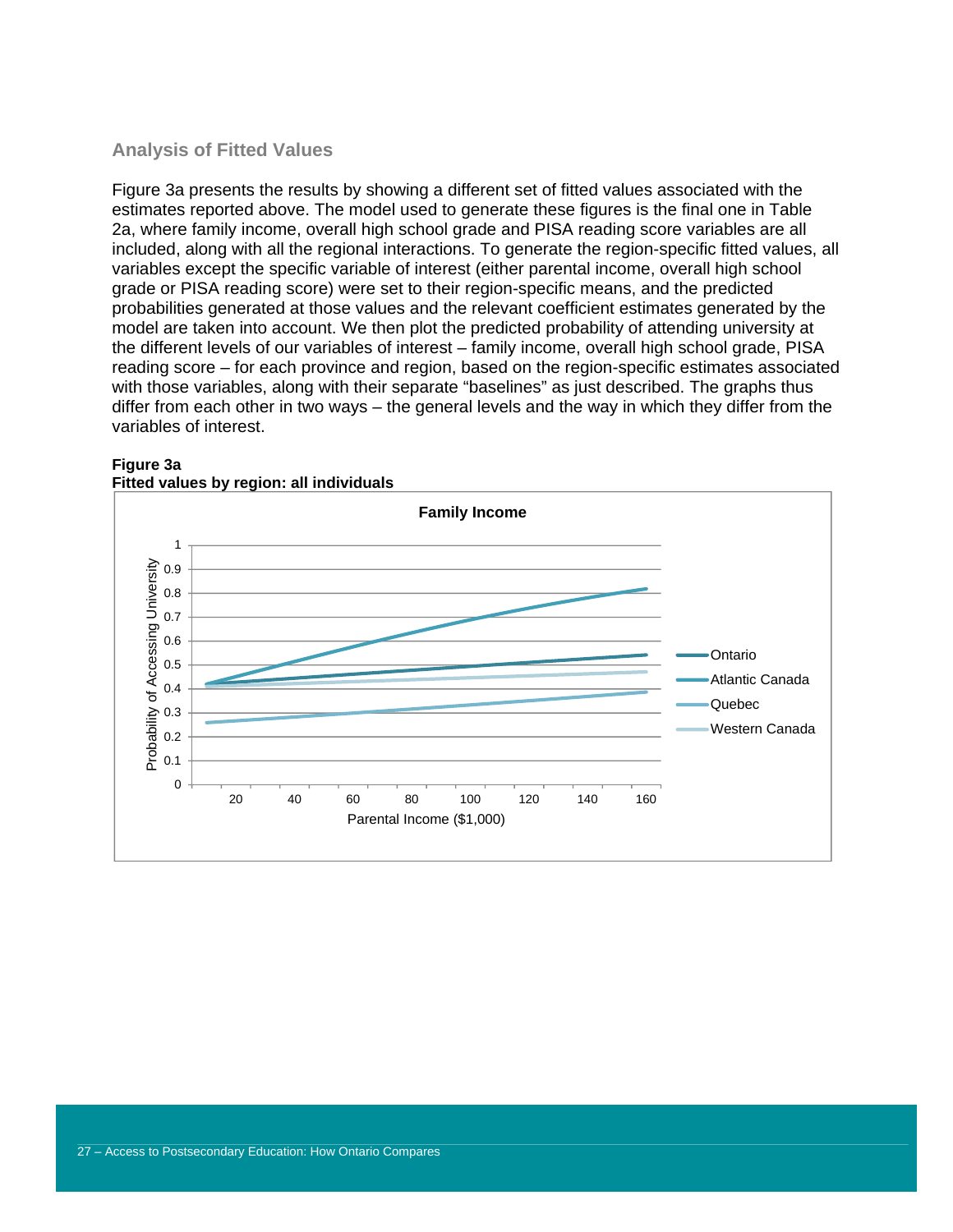### Analysis of Fitted Values

Figure 3a presents the results by showing a different set of fitted values associated with the estimates reported above. The model used to generate these figures is the final one in Table 2a, where family income, overall high school grade and PISA reading score variables are all included, along with all the regional interactions. To generate the region-specific fitted values, all variables except the specific variable of interest (either parental income, overall high school grade or PISA reading score) were set to their region-specific means, and the predicted probabilities generated at those values and the relevant coefficient estimates generated by the model are taken into account. We then plot the predicted probability of attending university at the different levels of our variables of interest – family income, overall high school grade, PISA reading score – for each province and region, based on the region-specific estimates associated with those variables, along with their separate "baselines" as just described. The graphs thus differ from each other in two ways – the general levels and the way in which they differ from the variables of interest.

**Figure 3a**
**Fitted values by region: all individuals**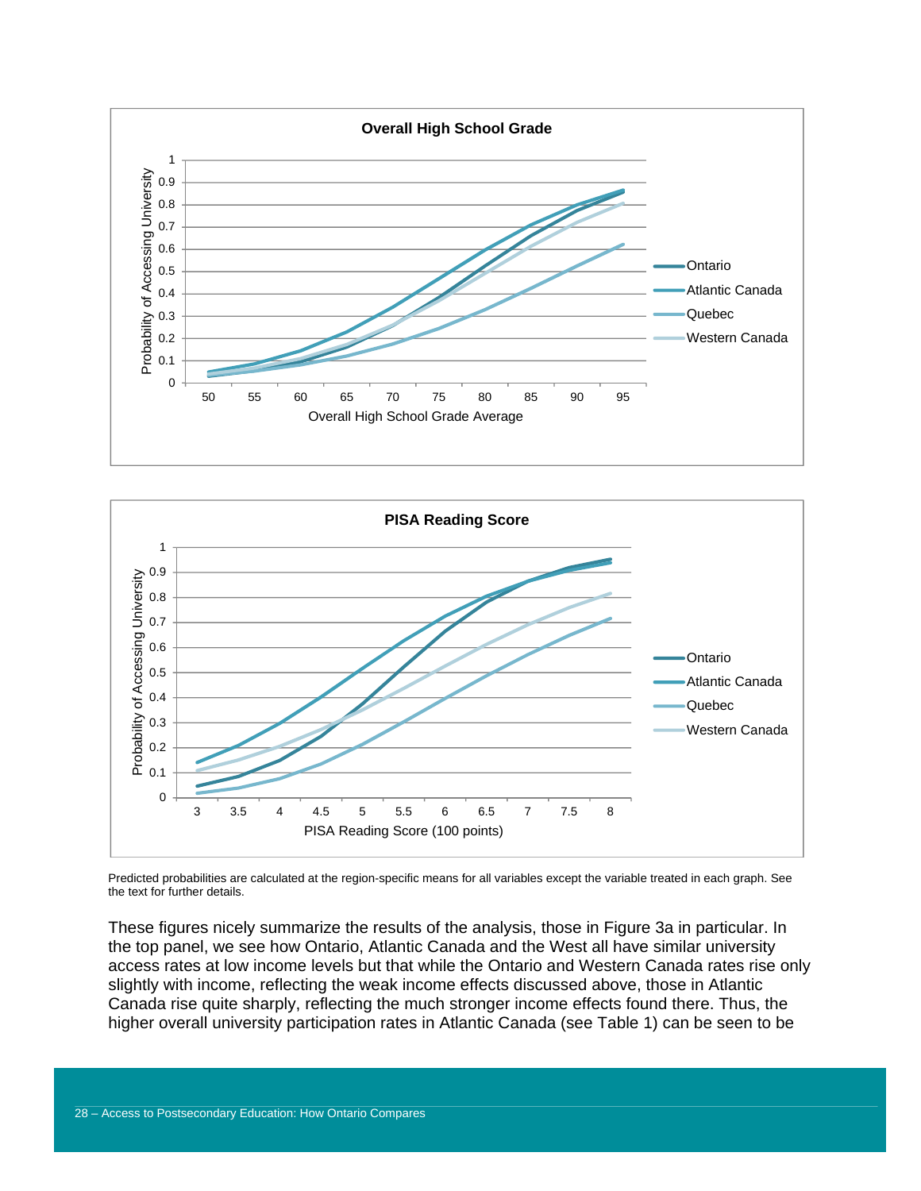**Overall High School Grade**

**PISA Reading Score**

Predicted probabilities are calculated at the region-specific means for all variables except the variable treated in each graph. See the text for further details.

These figures nicely summarize the results of the analysis, those in Figure 3a in particular. In the top panel, we see how Ontario, Atlantic Canada and the West all have similar university access rates at low income levels but that while the Ontario and Western Canada rates rise only slightly with income, reflecting the weak income effects discussed above, those in Atlantic Canada rise quite sharply, reflecting the much stronger income effects found there. Thus, the higher overall university participation rates in Atlantic Canada (see Table 1) can be seen to be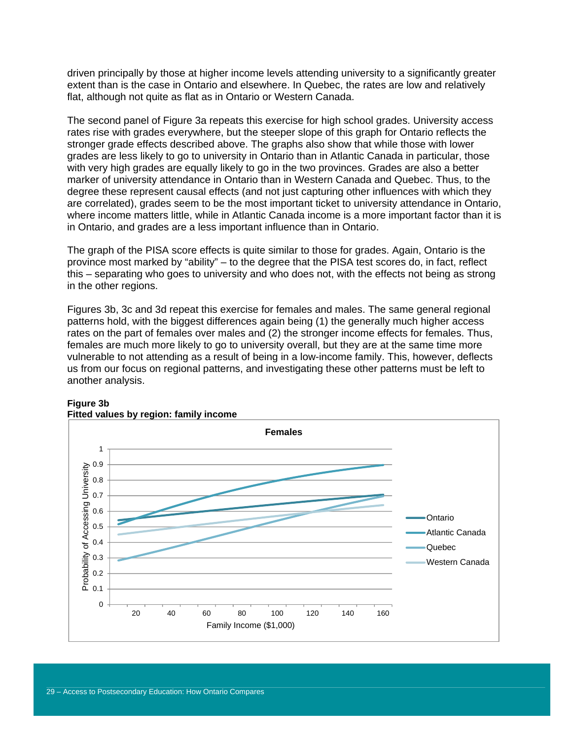driven principally by those at higher income levels attending university to a significantly greater extent than is the case in Ontario and elsewhere. In Quebec, the rates are low and relatively flat, although not quite as flat as in Ontario or Western Canada.

The second panel of Figure 3a repeats this exercise for high school grades. University access rates rise with grades everywhere, but the steeper slope of this graph for Ontario reflects the stronger grade effects described above. The graphs also show that while those with lower grades are less likely to go to university in Ontario than in Atlantic Canada in particular, those with very high grades are equally likely to go in the two provinces. Grades are also a better marker of university attendance in Ontario than in Western Canada and Quebec. Thus, to the degree these represent causal effects (and not just capturing other influences with which they are correlated), grades seem to be the most important ticket to university attendance in Ontario, where income matters little, while in Atlantic Canada income is a more important factor than it is in Ontario, and grades are a less important influence than in Ontario.

The graph of the PISA score effects is quite similar to those for grades. Again, Ontario is the province most marked by "ability" – to the degree that the PISA test scores do, in fact, reflect this – separating who goes to university and who does not, with the effects not being as strong in the other regions.

Figures 3b, 3c and 3d repeat this exercise for females and males. The same general regional patterns hold, with the biggest differences again being (1) the generally much higher access rates on the part of females over males and (2) the stronger income effects for females. Thus, females are much more likely to go to university overall, but they are at the same time more vulnerable to not attending as a result of being in a low-income family. This, however, deflects us from our focus on regional patterns, and investigating these other patterns must be left to another analysis.

**Figure 3b**
**Fitted values by region: family income**

**Females**

Y-axis: Probability of Accessing University (0 to 1)
X-axis: Family Income ($1,000) (20 to 160)

Legend: Ontario, Atlantic Canada, Quebec, Western Canada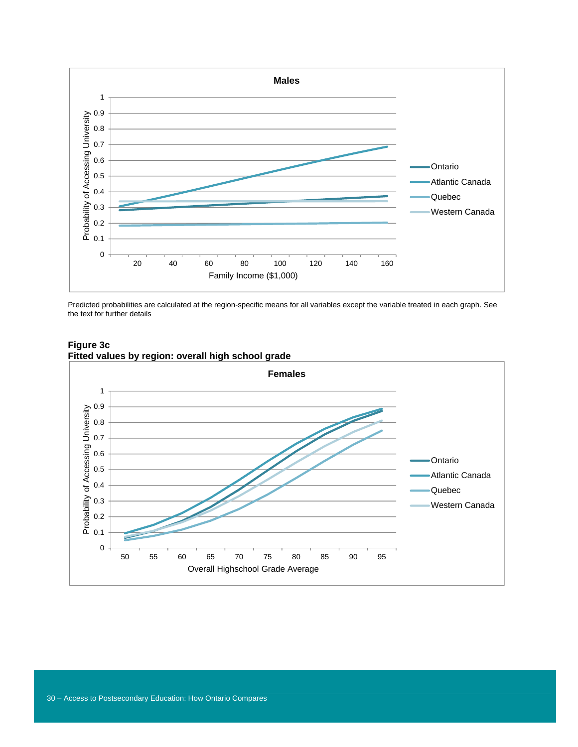**Males**

Predicted probabilities are calculated at the region-specific means for all variables except the variable treated in each graph. See the text for further details

**Figure 3c**
**Fitted values by region: overall high school grade**

**Females**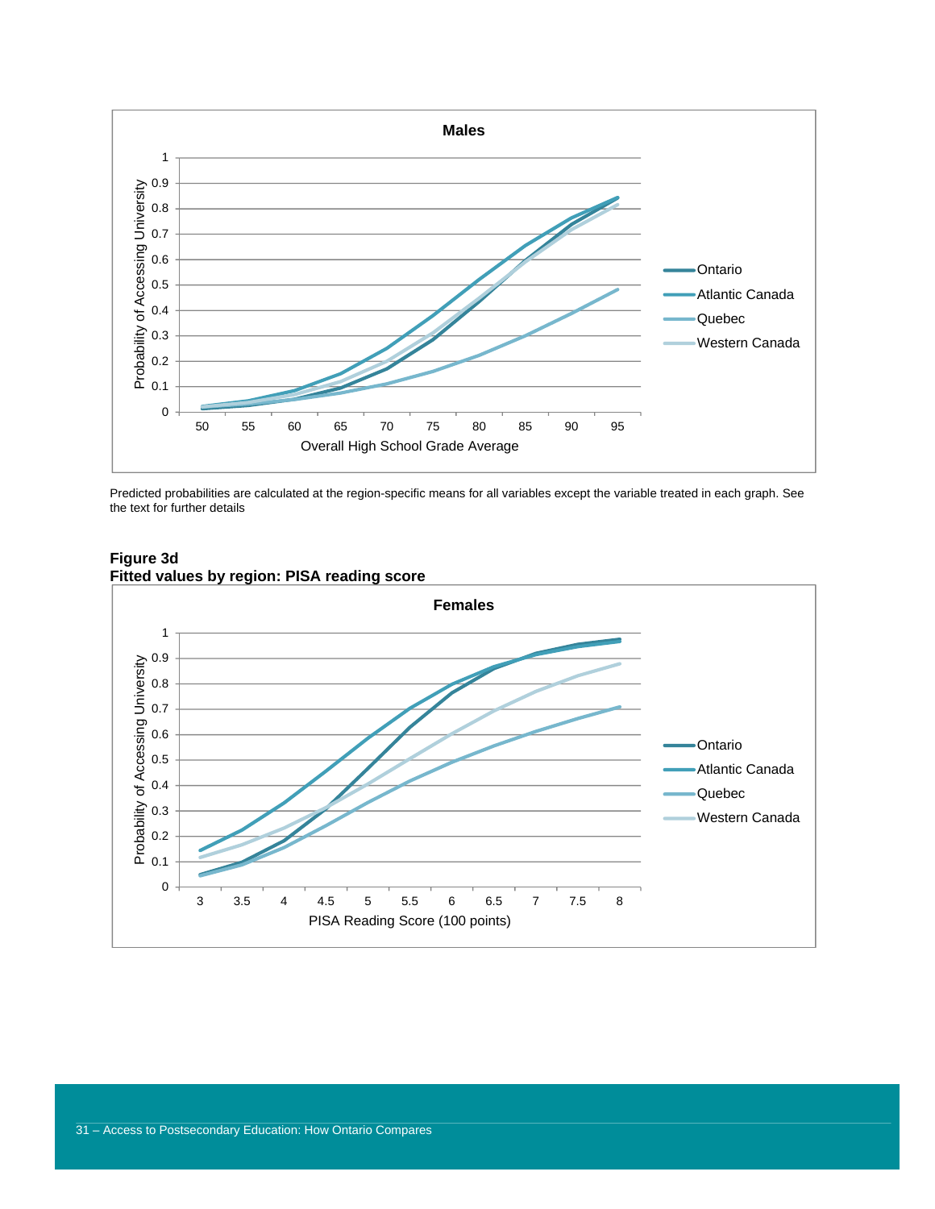Predicted probabilities are calculated at the region-specific means for all variables except the variable treated in each graph. See the text for further details

**Figure 3d**
**Fitted values by region: PISA reading score**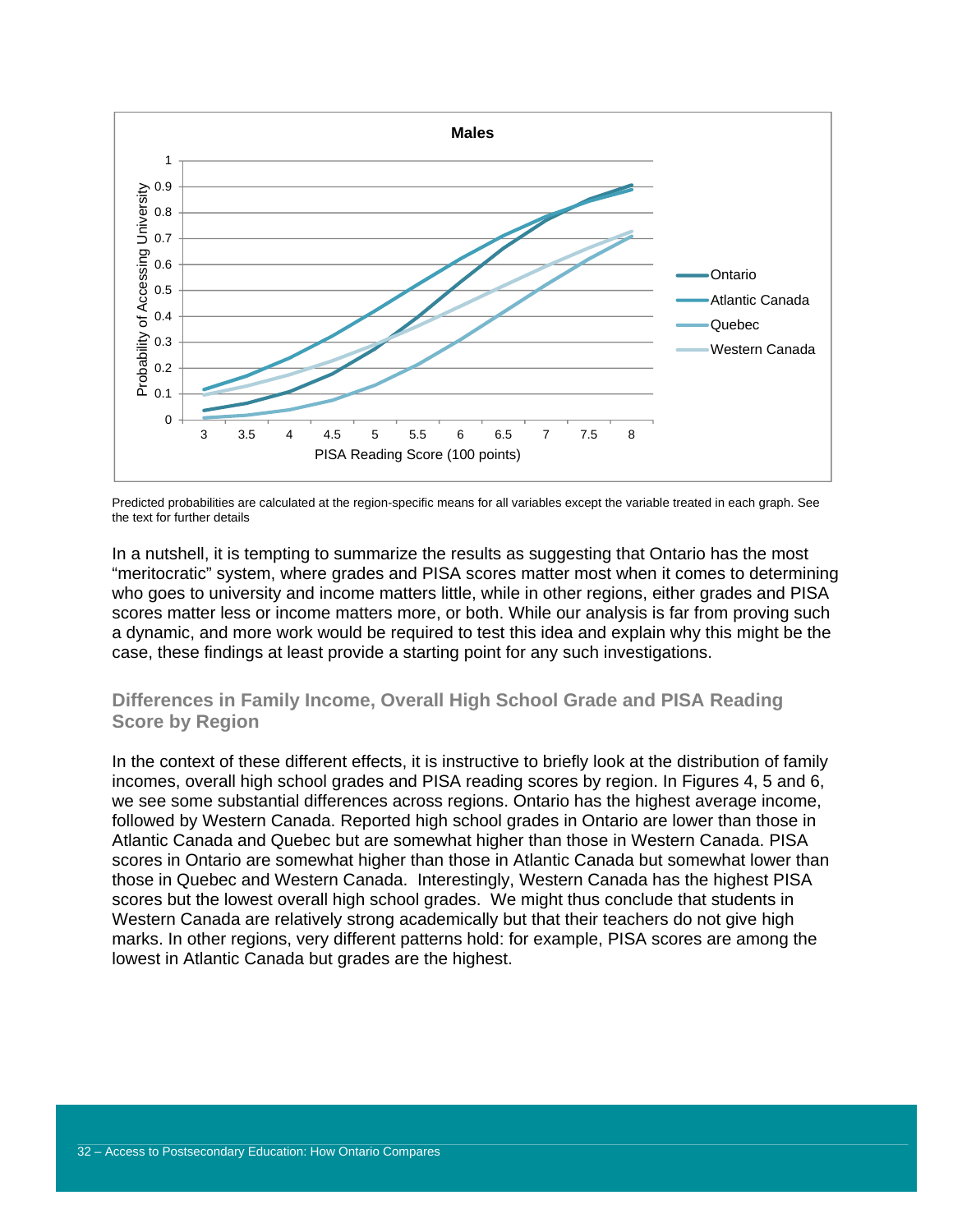Predicted probabilities are calculated at the region-specific means for all variables except the variable treated in each graph. See the text for further details

In a nutshell, it is tempting to summarize the results as suggesting that Ontario has the most "meritocratic" system, where grades and PISA scores matter most when it comes to determining who goes to university and income matters little, while in other regions, either grades and PISA scores matter less or income matters more, or both. While our analysis is far from proving such a dynamic, and more work would be required to test this idea and explain why this might be the case, these findings at least provide a starting point for any such investigations.

## Differences in Family Income, Overall High School Grade and PISA Reading Score by Region

In the context of these different effects, it is instructive to briefly look at the distribution of family incomes, overall high school grades and PISA reading scores by region. In Figures 4, 5 and 6, we see some substantial differences across regions. Ontario has the highest average income, followed by Western Canada. Reported high school grades in Ontario are lower than those in Atlantic Canada and Quebec but are somewhat higher than those in Western Canada. PISA scores in Ontario are somewhat higher than those in Atlantic Canada but somewhat lower than those in Quebec and Western Canada. Interestingly, Western Canada has the highest PISA scores but the lowest overall high school grades. We might thus conclude that students in Western Canada are relatively strong academically but that their teachers do not give high marks. In other regions, very different patterns hold: for example, PISA scores are among the lowest in Atlantic Canada but grades are the highest.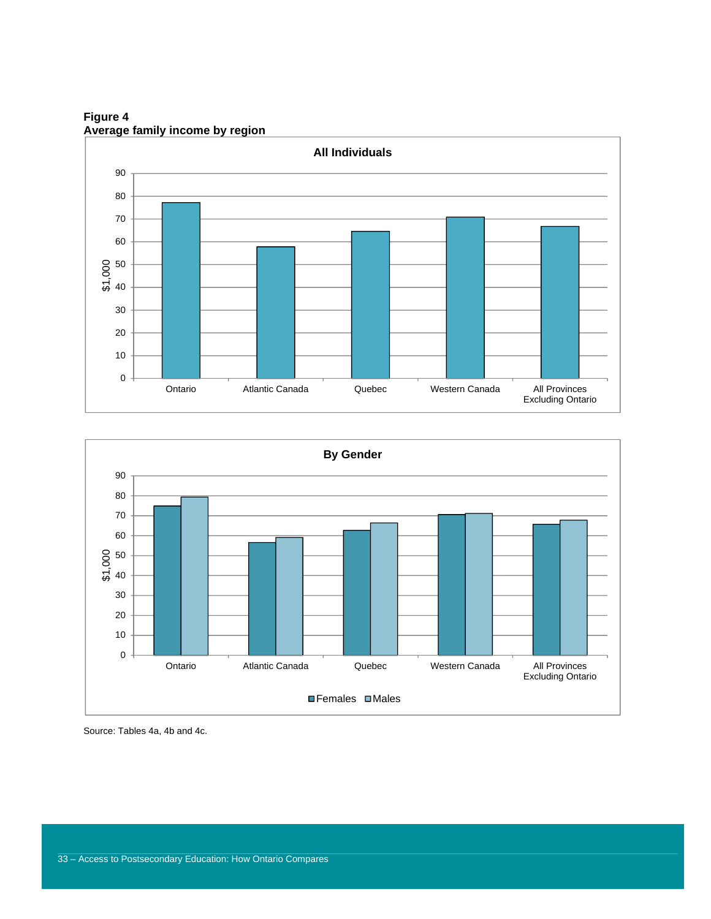**Figure 4**
**Average family income by region**

**All Individuals**

**By Gender**

Source: Tables 4a, 4b and 4c.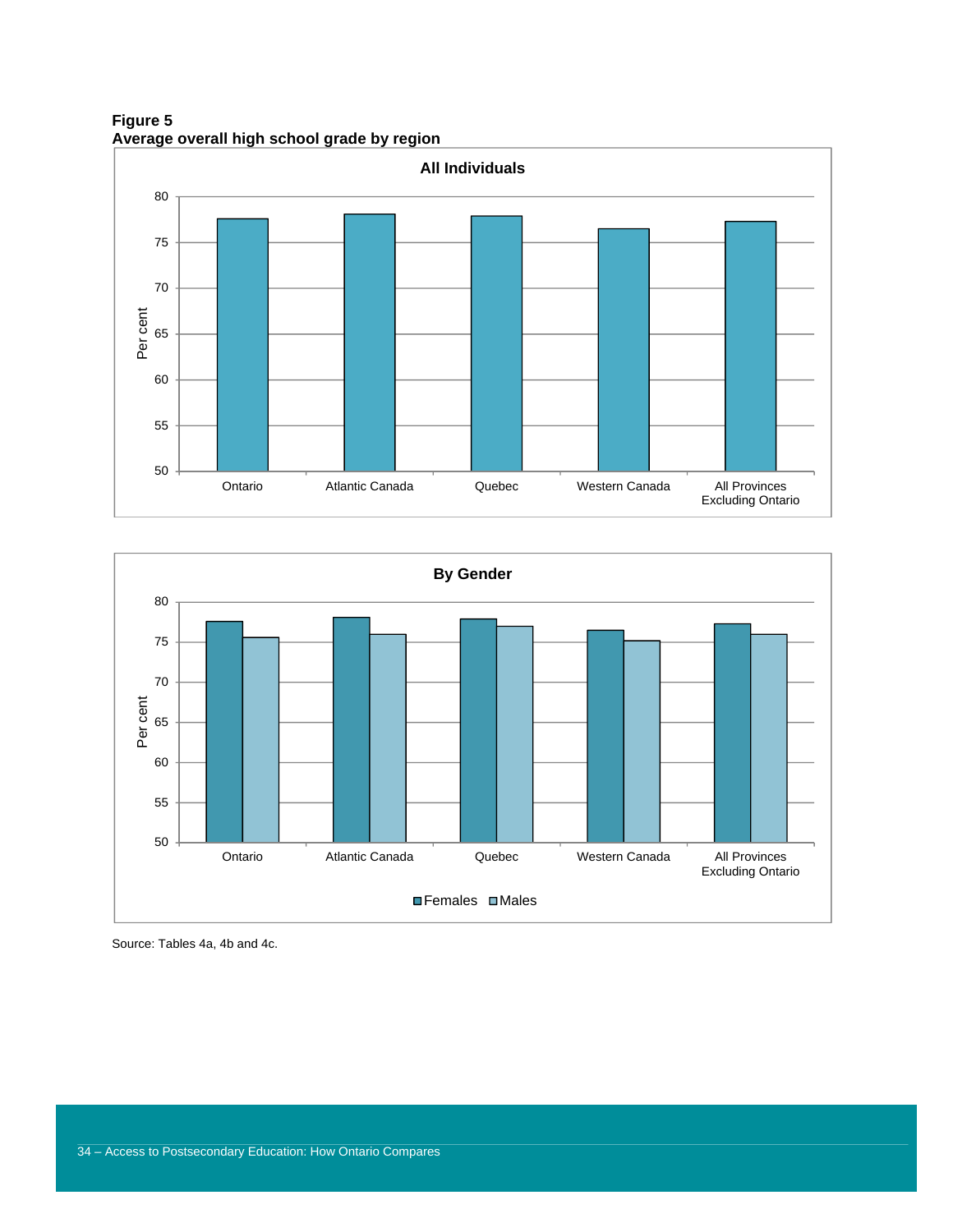**Figure 5**
**Average overall high school grade by region**

Source: Tables 4a, 4b and 4c.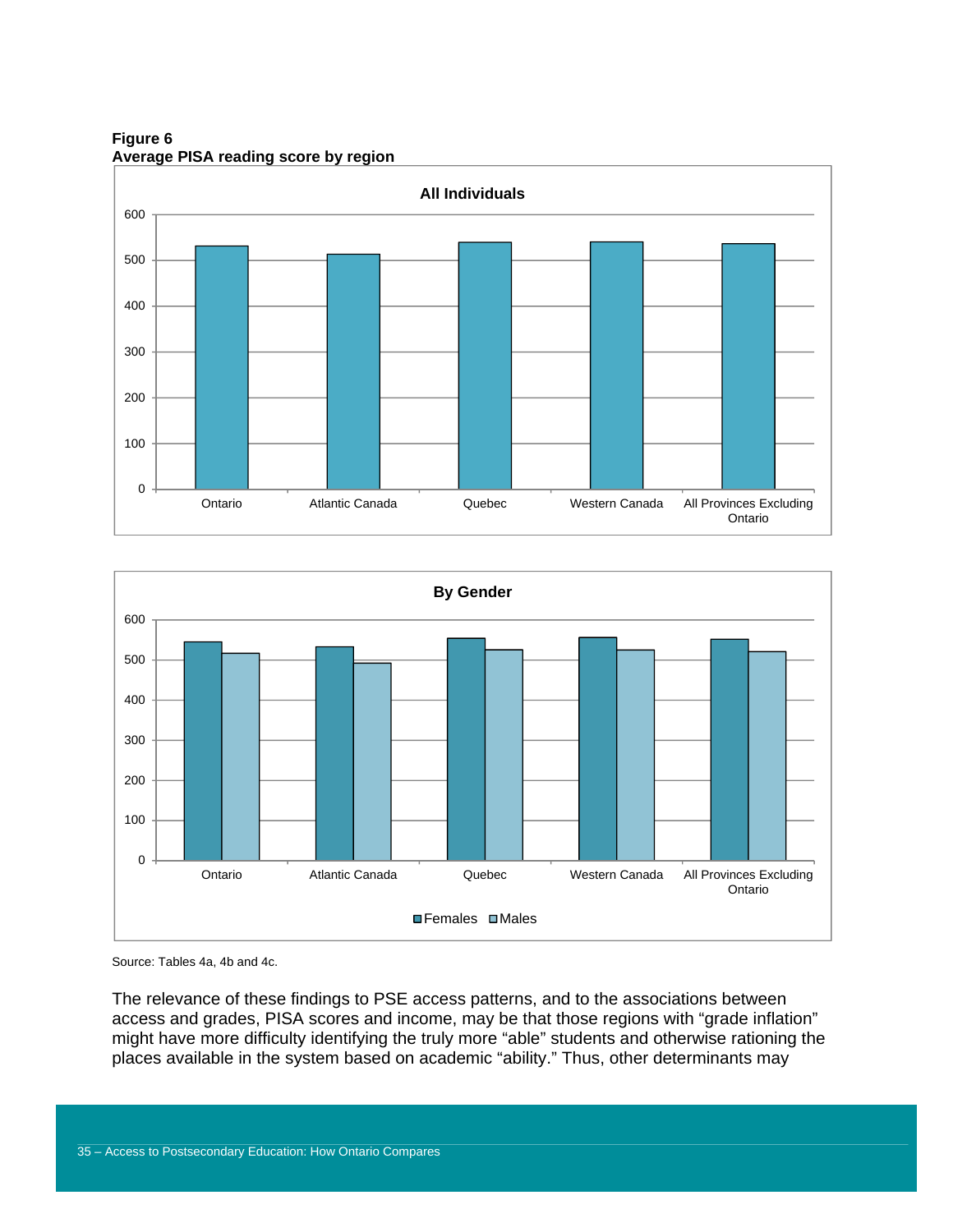**Figure 6**
**Average PISA reading score by region**

Source: Tables 4a, 4b and 4c.

The relevance of these findings to PSE access patterns, and to the associations between access and grades, PISA scores and income, may be that those regions with "grade inflation" might have more difficulty identifying the truly more "able" students and otherwise rationing the places available in the system based on academic "ability." Thus, other determinants may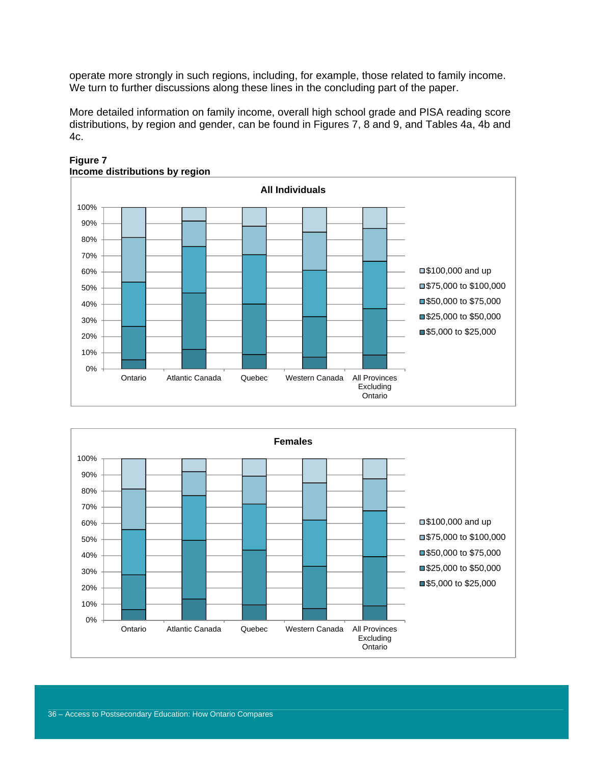operate more strongly in such regions, including, for example, those related to family income. We turn to further discussions along these lines in the concluding part of the paper.

More detailed information on family income, overall high school grade and PISA reading score distributions, by region and gender, can be found in Figures 7, 8 and 9, and Tables 4a, 4b and 4c.

**Figure 7**
**Income distributions by region**

**All Individuals**

Legend: $100,000 and up; $75,000 to $100,000; $50,000 to $75,000; $25,000 to $50,000; $5,000 to $25,000

Categories: Ontario, Atlantic Canada, Quebec, Western Canada, All Provinces Excluding Ontario

**Females**

Legend: $100,000 and up; $75,000 to $100,000; $50,000 to $75,000; $25,000 to $50,000; $5,000 to $25,000

Categories: Ontario, Atlantic Canada, Quebec, Western Canada, All Provinces Excluding Ontario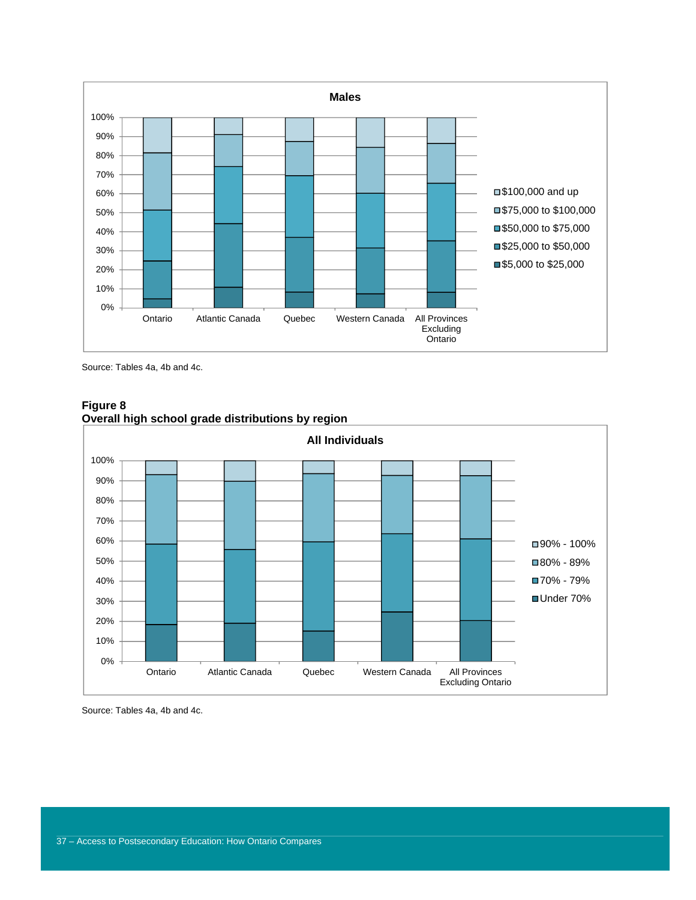**Males**

| | Ontario | Atlantic Canada | Quebec | Western Canada | All Provinces Excluding Ontario |
|---|---|---|---|---|---|

Legend: $100,000 and up; $75,000 to $100,000; $50,000 to $75,000; $25,000 to $50,000; $5,000 to $25,000

Source: Tables 4a, 4b and 4c.

**Figure 8**
**Overall high school grade distributions by region**

**All Individuals**

| | Ontario | Atlantic Canada | Quebec | Western Canada | All Provinces Excluding Ontario |
|---|---|---|---|---|---|

Legend: 90% - 100%; 80% - 89%; 70% - 79%; Under 70%

Source: Tables 4a, 4b and 4c.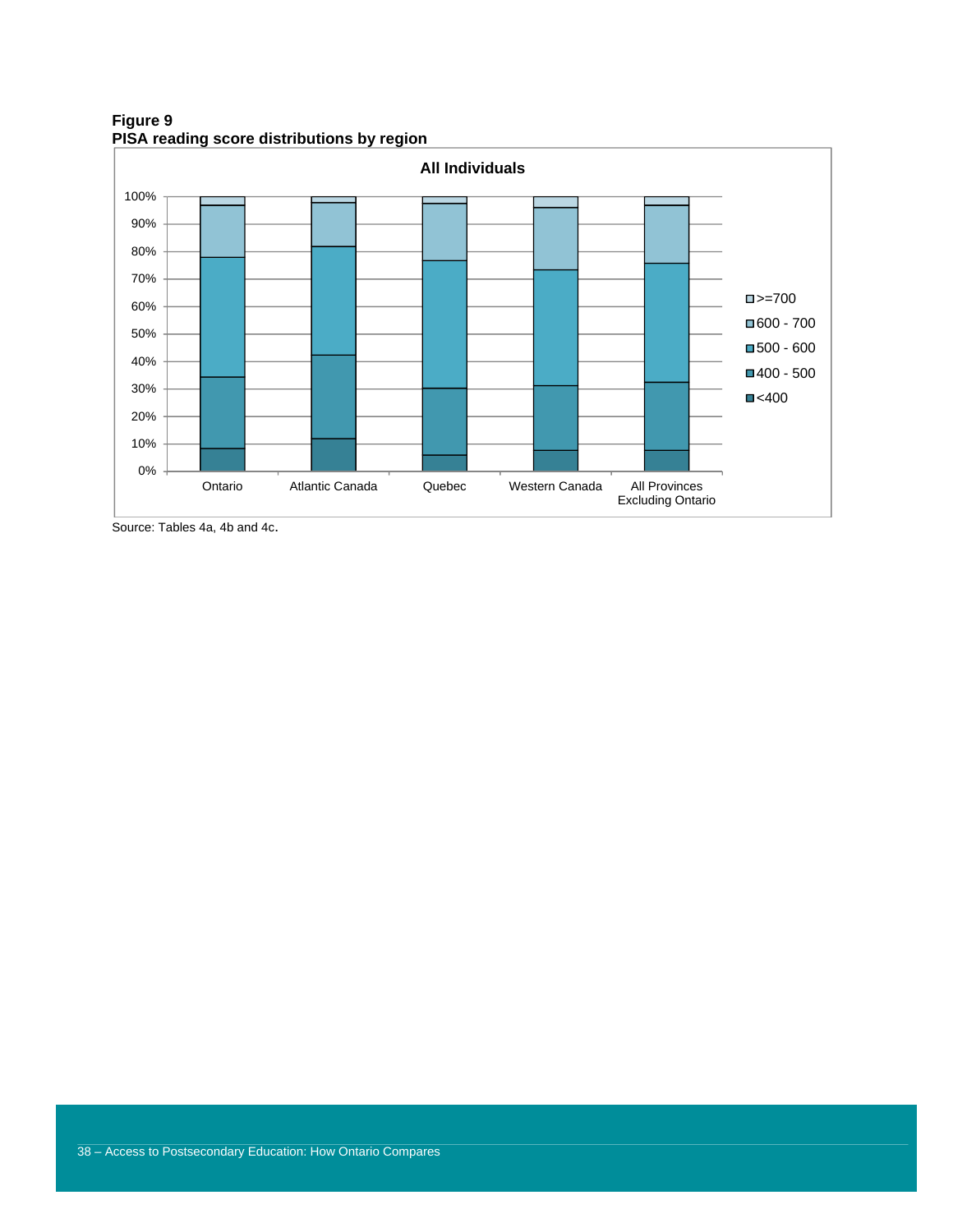**Figure 9**
**PISA reading score distributions by region**

All Individuals

Source: Tables 4a, 4b and 4c.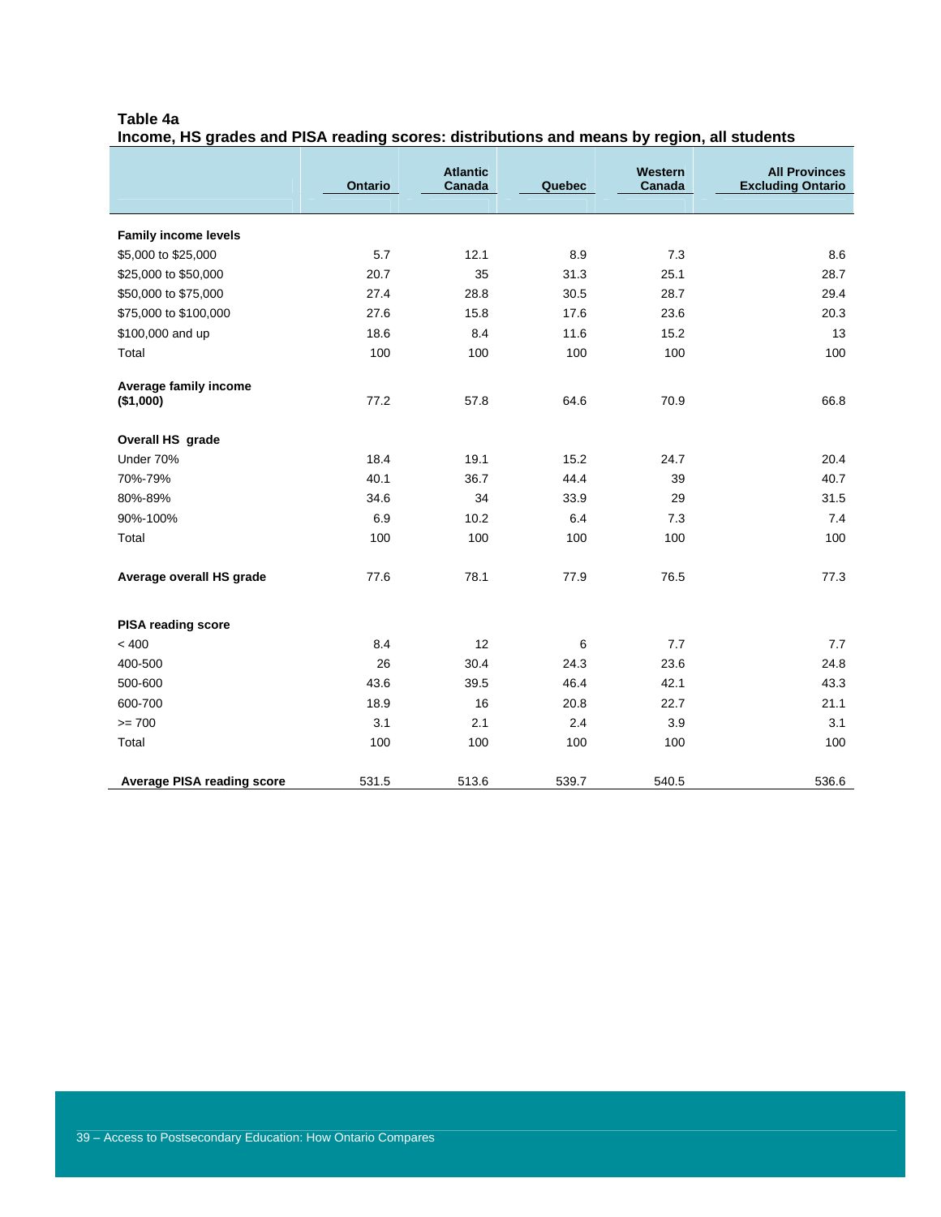**Table 4a**
**Income, HS grades and PISA reading scores: distributions and means by region, all students**

| | Ontario | Atlantic Canada | Quebec | Western Canada | All Provinces Excluding Ontario |
|---|---|---|---|---|---|
| **Family income levels** | | | | | |
| $5,000 to $25,000 | 5.7 | 12.1 | 8.9 | 7.3 | 8.6 |
| $25,000 to $50,000 | 20.7 | 35 | 31.3 | 25.1 | 28.7 |
| $50,000 to $75,000 | 27.4 | 28.8 | 30.5 | 28.7 | 29.4 |
| $75,000 to $100,000 | 27.6 | 15.8 | 17.6 | 23.6 | 20.3 |
| $100,000 and up | 18.6 | 8.4 | 11.6 | 15.2 | 13 |
| Total | 100 | 100 | 100 | 100 | 100 |
| **Average family income ($1,000)** | 77.2 | 57.8 | 64.6 | 70.9 | 66.8 |
| **Overall HS grade** | | | | | |
| Under 70% | 18.4 | 19.1 | 15.2 | 24.7 | 20.4 |
| 70%-79% | 40.1 | 36.7 | 44.4 | 39 | 40.7 |
| 80%-89% | 34.6 | 34 | 33.9 | 29 | 31.5 |
| 90%-100% | 6.9 | 10.2 | 6.4 | 7.3 | 7.4 |
| Total | 100 | 100 | 100 | 100 | 100 |
| **Average overall HS grade** | 77.6 | 78.1 | 77.9 | 76.5 | 77.3 |
| **PISA reading score** | | | | | |
| < 400 | 8.4 | 12 | 6 | 7.7 | 7.7 |
| 400-500 | 26 | 30.4 | 24.3 | 23.6 | 24.8 |
| 500-600 | 43.6 | 39.5 | 46.4 | 42.1 | 43.3 |
| 600-700 | 18.9 | 16 | 20.8 | 22.7 | 21.1 |
| >= 700 | 3.1 | 2.1 | 2.4 | 3.9 | 3.1 |
| Total | 100 | 100 | 100 | 100 | 100 |
| **Average PISA reading score** | 531.5 | 513.6 | 539.7 | 540.5 | 536.6 |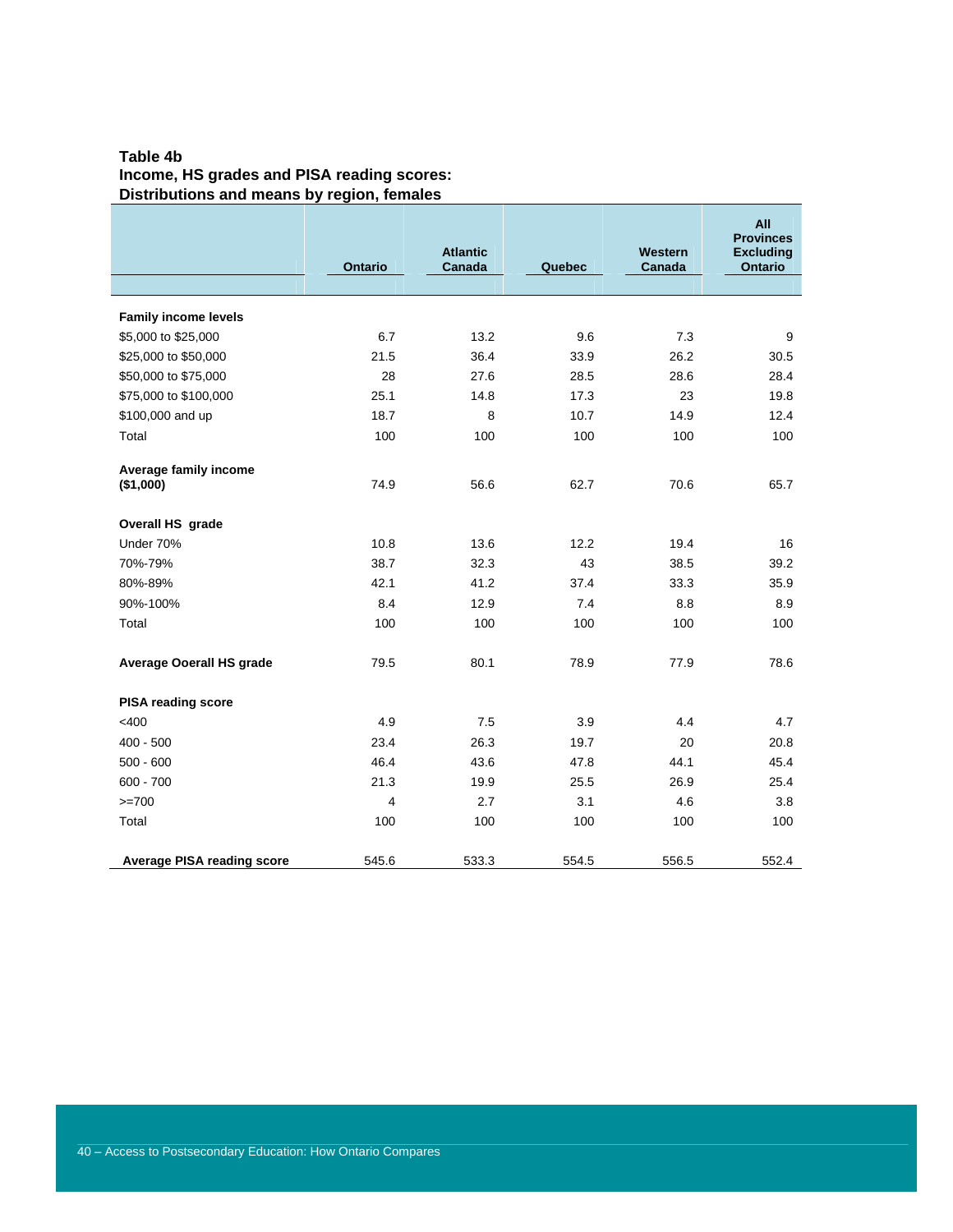**Table 4b**
**Income, HS grades and PISA reading scores:**
**Distributions and means by region, females**

| | Ontario | Atlantic Canada | Quebec | Western Canada | All Provinces Excluding Ontario |
|---|---|---|---|---|---|
| **Family income levels** | | | | | |
| $5,000 to $25,000 | 6.7 | 13.2 | 9.6 | 7.3 | 9 |
| $25,000 to $50,000 | 21.5 | 36.4 | 33.9 | 26.2 | 30.5 |
| $50,000 to $75,000 | 28 | 27.6 | 28.5 | 28.6 | 28.4 |
| $75,000 to $100,000 | 25.1 | 14.8 | 17.3 | 23 | 19.8 |
| $100,000 and up | 18.7 | 8 | 10.7 | 14.9 | 12.4 |
| Total | 100 | 100 | 100 | 100 | 100 |
| **Average family income ($1,000)** | 74.9 | 56.6 | 62.7 | 70.6 | 65.7 |
| **Overall HS grade** | | | | | |
| Under 70% | 10.8 | 13.6 | 12.2 | 19.4 | 16 |
| 70%-79% | 38.7 | 32.3 | 43 | 38.5 | 39.2 |
| 80%-89% | 42.1 | 41.2 | 37.4 | 33.3 | 35.9 |
| 90%-100% | 8.4 | 12.9 | 7.4 | 8.8 | 8.9 |
| Total | 100 | 100 | 100 | 100 | 100 |
| **Average Ooerall HS grade** | 79.5 | 80.1 | 78.9 | 77.9 | 78.6 |
| **PISA reading score** | | | | | |
| <400 | 4.9 | 7.5 | 3.9 | 4.4 | 4.7 |
| 400 - 500 | 23.4 | 26.3 | 19.7 | 20 | 20.8 |
| 500 - 600 | 46.4 | 43.6 | 47.8 | 44.1 | 45.4 |
| 600 - 700 | 21.3 | 19.9 | 25.5 | 26.9 | 25.4 |
| >=700 | 4 | 2.7 | 3.1 | 4.6 | 3.8 |
| Total | 100 | 100 | 100 | 100 | 100 |
| **Average PISA reading score** | 545.6 | 533.3 | 554.5 | 556.5 | 552.4 |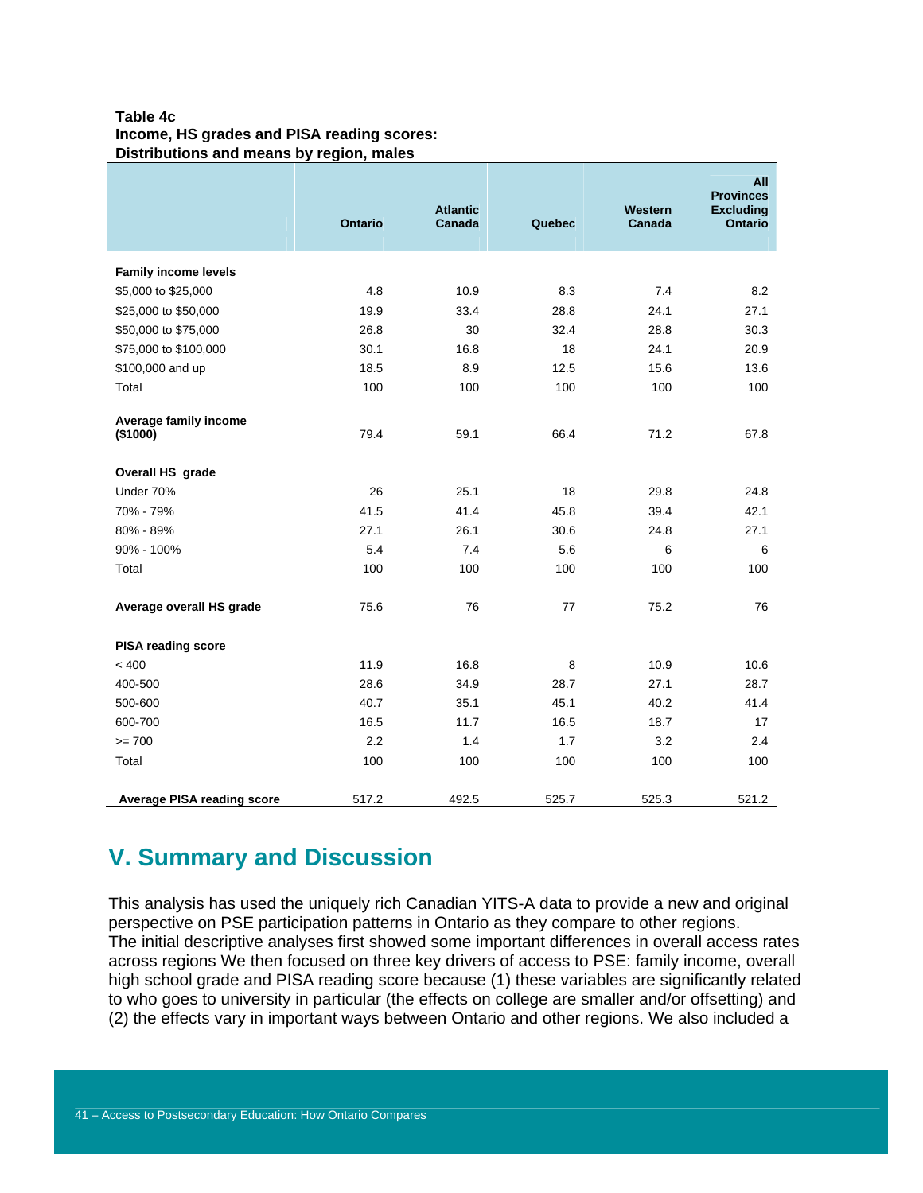**Table 4c**
**Income, HS grades and PISA reading scores:**
**Distributions and means by region, males**

| | Ontario | Atlantic Canada | Quebec | Western Canada | All Provinces Excluding Ontario |
|---|---|---|---|---|---|
| **Family income levels** | | | | | |
| $5,000 to $25,000 | 4.8 | 10.9 | 8.3 | 7.4 | 8.2 |
| $25,000 to $50,000 | 19.9 | 33.4 | 28.8 | 24.1 | 27.1 |
| $50,000 to $75,000 | 26.8 | 30 | 32.4 | 28.8 | 30.3 |
| $75,000 to $100,000 | 30.1 | 16.8 | 18 | 24.1 | 20.9 |
| $100,000 and up | 18.5 | 8.9 | 12.5 | 15.6 | 13.6 |
| Total | 100 | 100 | 100 | 100 | 100 |
| **Average family income ($1000)** | 79.4 | 59.1 | 66.4 | 71.2 | 67.8 |
| **Overall HS grade** | | | | | |
| Under 70% | 26 | 25.1 | 18 | 29.8 | 24.8 |
| 70% - 79% | 41.5 | 41.4 | 45.8 | 39.4 | 42.1 |
| 80% - 89% | 27.1 | 26.1 | 30.6 | 24.8 | 27.1 |
| 90% - 100% | 5.4 | 7.4 | 5.6 | 6 | 6 |
| Total | 100 | 100 | 100 | 100 | 100 |
| **Average overall HS grade** | 75.6 | 76 | 77 | 75.2 | 76 |
| **PISA reading score** | | | | | |
| < 400 | 11.9 | 16.8 | 8 | 10.9 | 10.6 |
| 400-500 | 28.6 | 34.9 | 28.7 | 27.1 | 28.7 |
| 500-600 | 40.7 | 35.1 | 45.1 | 40.2 | 41.4 |
| 600-700 | 16.5 | 11.7 | 16.5 | 18.7 | 17 |
| >= 700 | 2.2 | 1.4 | 1.7 | 3.2 | 2.4 |
| Total | 100 | 100 | 100 | 100 | 100 |
| **Average PISA reading score** | 517.2 | 492.5 | 525.7 | 525.3 | 521.2 |

## V. Summary and Discussion

This analysis has used the uniquely rich Canadian YITS-A data to provide a new and original perspective on PSE participation patterns in Ontario as they compare to other regions. The initial descriptive analyses first showed some important differences in overall access rates across regions We then focused on three key drivers of access to PSE: family income, overall high school grade and PISA reading score because (1) these variables are significantly related to who goes to university in particular (the effects on college are smaller and/or offsetting) and (2) the effects vary in important ways between Ontario and other regions. We also included a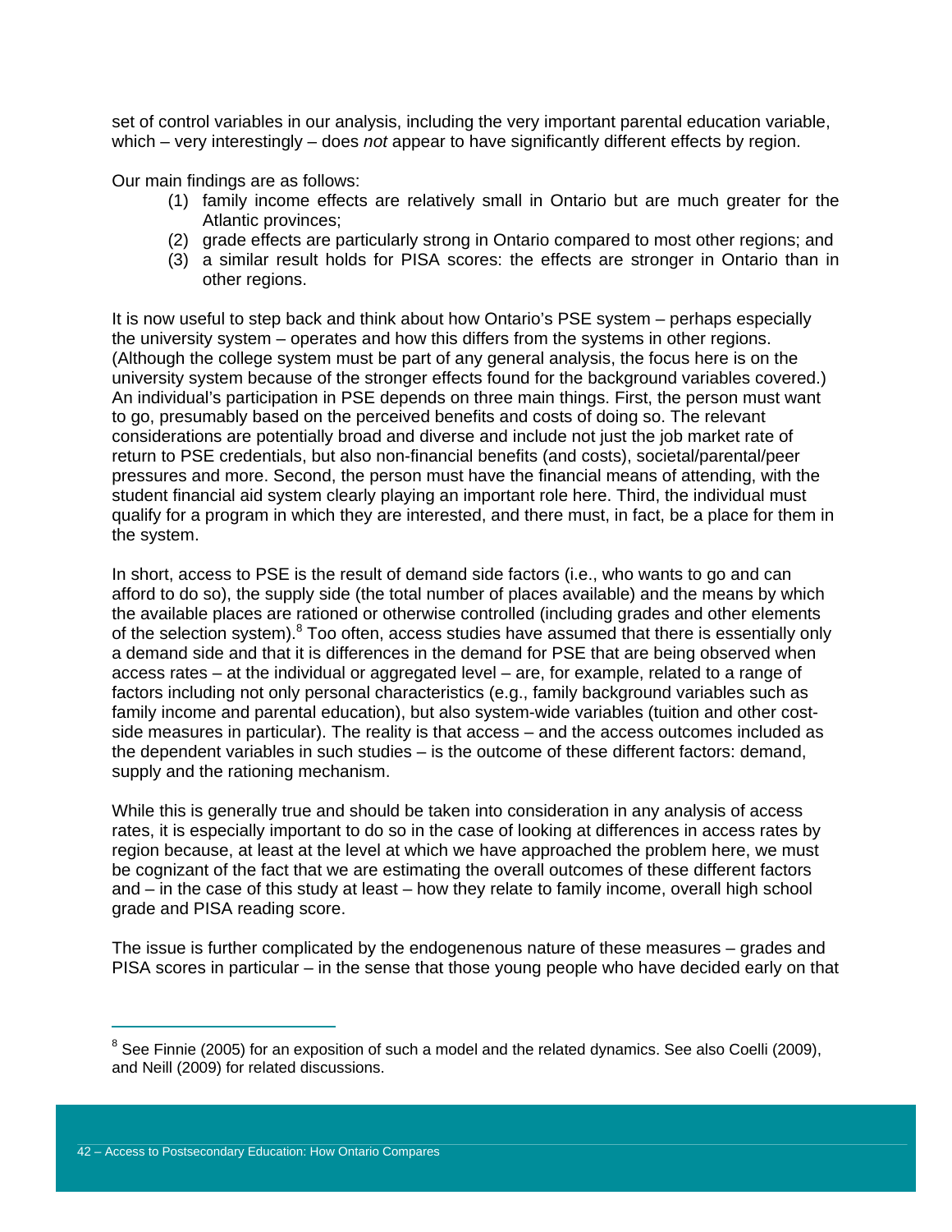set of control variables in our analysis, including the very important parental education variable, which – very interestingly – does *not* appear to have significantly different effects by region.

Our main findings are as follows:

(1) family income effects are relatively small in Ontario but are much greater for the Atlantic provinces;
(2) grade effects are particularly strong in Ontario compared to most other regions; and
(3) a similar result holds for PISA scores: the effects are stronger in Ontario than in other regions.

It is now useful to step back and think about how Ontario's PSE system – perhaps especially the university system – operates and how this differs from the systems in other regions. (Although the college system must be part of any general analysis, the focus here is on the university system because of the stronger effects found for the background variables covered.) An individual's participation in PSE depends on three main things. First, the person must want to go, presumably based on the perceived benefits and costs of doing so. The relevant considerations are potentially broad and diverse and include not just the job market rate of return to PSE credentials, but also non-financial benefits (and costs), societal/parental/peer pressures and more. Second, the person must have the financial means of attending, with the student financial aid system clearly playing an important role here. Third, the individual must qualify for a program in which they are interested, and there must, in fact, be a place for them in the system.

In short, access to PSE is the result of demand side factors (i.e., who wants to go and can afford to do so), the supply side (the total number of places available) and the means by which the available places are rationed or otherwise controlled (including grades and other elements of the selection system).[8] Too often, access studies have assumed that there is essentially only a demand side and that it is differences in the demand for PSE that are being observed when access rates – at the individual or aggregated level – are, for example, related to a range of factors including not only personal characteristics (e.g., family background variables such as family income and parental education), but also system-wide variables (tuition and other cost-side measures in particular). The reality is that access – and the access outcomes included as the dependent variables in such studies – is the outcome of these different factors: demand, supply and the rationing mechanism.

While this is generally true and should be taken into consideration in any analysis of access rates, it is especially important to do so in the case of looking at differences in access rates by region because, at least at the level at which we have approached the problem here, we must be cognizant of the fact that we are estimating the overall outcomes of these different factors and – in the case of this study at least – how they relate to family income, overall high school grade and PISA reading score.

The issue is further complicated by the endogenenous nature of these measures – grades and PISA scores in particular – in the sense that those young people who have decided early on that

[8] See Finnie (2005) for an exposition of such a model and the related dynamics. See also Coelli (2009), and Neill (2009) for related discussions.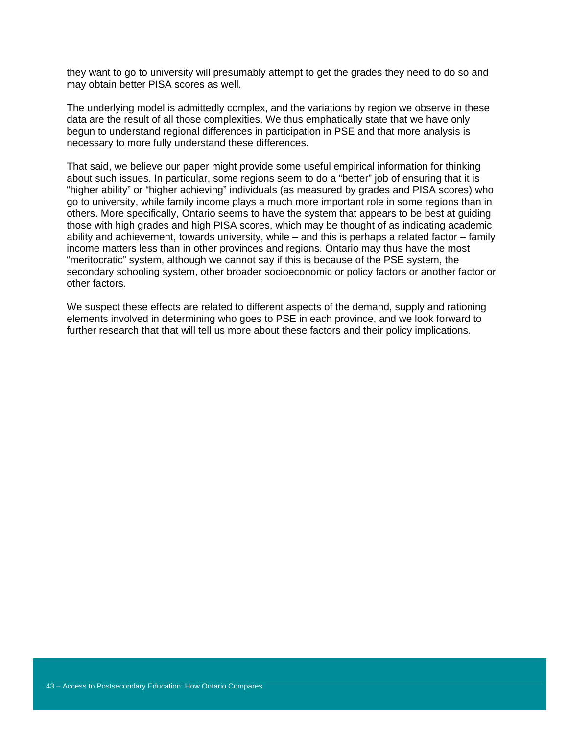they want to go to university will presumably attempt to get the grades they need to do so and may obtain better PISA scores as well.

The underlying model is admittedly complex, and the variations by region we observe in these data are the result of all those complexities. We thus emphatically state that we have only begun to understand regional differences in participation in PSE and that more analysis is necessary to more fully understand these differences.

That said, we believe our paper might provide some useful empirical information for thinking about such issues. In particular, some regions seem to do a "better" job of ensuring that it is "higher ability" or "higher achieving" individuals (as measured by grades and PISA scores) who go to university, while family income plays a much more important role in some regions than in others. More specifically, Ontario seems to have the system that appears to be best at guiding those with high grades and high PISA scores, which may be thought of as indicating academic ability and achievement, towards university, while – and this is perhaps a related factor – family income matters less than in other provinces and regions. Ontario may thus have the most "meritocratic" system, although we cannot say if this is because of the PSE system, the secondary schooling system, other broader socioeconomic or policy factors or another factor or other factors.

We suspect these effects are related to different aspects of the demand, supply and rationing elements involved in determining who goes to PSE in each province, and we look forward to further research that that will tell us more about these factors and their policy implications.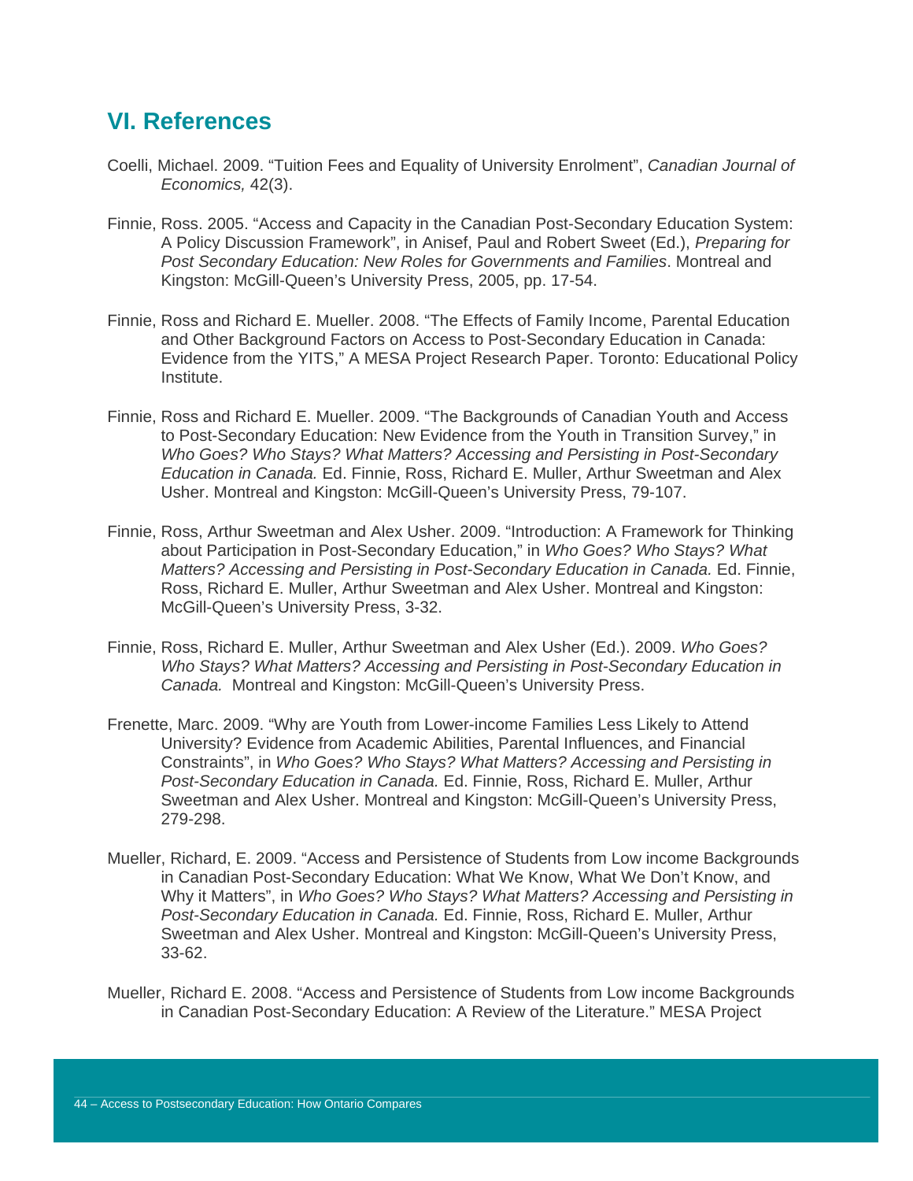## VI. References

Coelli, Michael. 2009. "Tuition Fees and Equality of University Enrolment", *Canadian Journal of Economics,* 42(3).

Finnie, Ross. 2005. "Access and Capacity in the Canadian Post-Secondary Education System: A Policy Discussion Framework", in Anisef, Paul and Robert Sweet (Ed.), *Preparing for Post Secondary Education: New Roles for Governments and Families*. Montreal and Kingston: McGill-Queen's University Press, 2005, pp. 17-54.

Finnie, Ross and Richard E. Mueller. 2008. "The Effects of Family Income, Parental Education and Other Background Factors on Access to Post-Secondary Education in Canada: Evidence from the YITS," A MESA Project Research Paper. Toronto: Educational Policy Institute.

Finnie, Ross and Richard E. Mueller. 2009. "The Backgrounds of Canadian Youth and Access to Post-Secondary Education: New Evidence from the Youth in Transition Survey," in *Who Goes? Who Stays? What Matters? Accessing and Persisting in Post-Secondary Education in Canada.* Ed. Finnie, Ross, Richard E. Muller, Arthur Sweetman and Alex Usher. Montreal and Kingston: McGill-Queen's University Press, 79-107.

Finnie, Ross, Arthur Sweetman and Alex Usher. 2009. "Introduction: A Framework for Thinking about Participation in Post-Secondary Education," in *Who Goes? Who Stays? What Matters? Accessing and Persisting in Post-Secondary Education in Canada.* Ed. Finnie, Ross, Richard E. Muller, Arthur Sweetman and Alex Usher. Montreal and Kingston: McGill-Queen's University Press, 3-32.

Finnie, Ross, Richard E. Muller, Arthur Sweetman and Alex Usher (Ed.). 2009. *Who Goes? Who Stays? What Matters? Accessing and Persisting in Post-Secondary Education in Canada.* Montreal and Kingston: McGill-Queen's University Press.

Frenette, Marc. 2009. "Why are Youth from Lower-income Families Less Likely to Attend University? Evidence from Academic Abilities, Parental Influences, and Financial Constraints", in *Who Goes? Who Stays? What Matters? Accessing and Persisting in Post-Secondary Education in Canada.* Ed. Finnie, Ross, Richard E. Muller, Arthur Sweetman and Alex Usher. Montreal and Kingston: McGill-Queen's University Press, 279-298.

Mueller, Richard, E. 2009. "Access and Persistence of Students from Low income Backgrounds in Canadian Post-Secondary Education: What We Know, What We Don't Know, and Why it Matters", in *Who Goes? Who Stays? What Matters? Accessing and Persisting in Post-Secondary Education in Canada.* Ed. Finnie, Ross, Richard E. Muller, Arthur Sweetman and Alex Usher. Montreal and Kingston: McGill-Queen's University Press, 33-62.

Mueller, Richard E. 2008. "Access and Persistence of Students from Low income Backgrounds in Canadian Post-Secondary Education: A Review of the Literature." MESA Project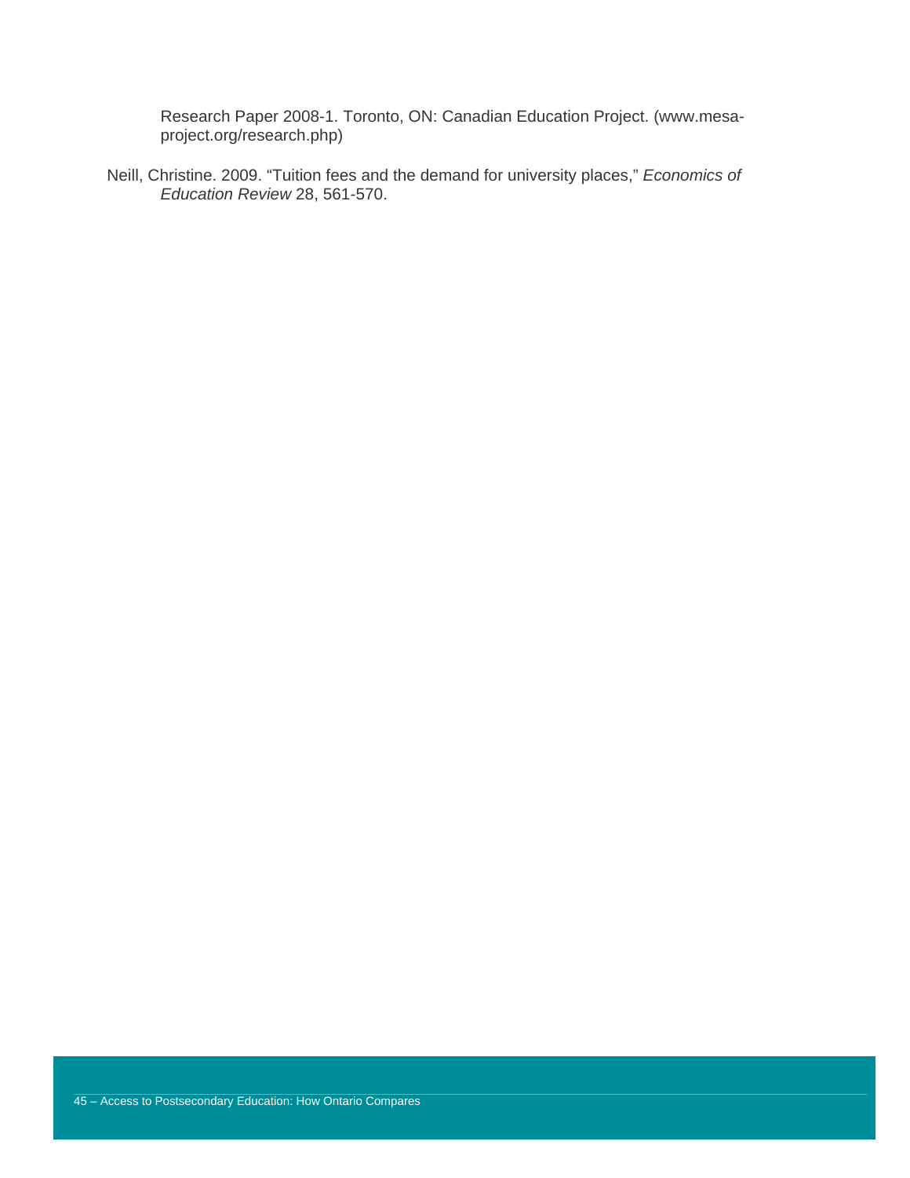Research Paper 2008-1. Toronto, ON: Canadian Education Project. (www.mesa-project.org/research.php)

Neill, Christine. 2009. "Tuition fees and the demand for university places," *Economics of Education Review* 28, 561-570.